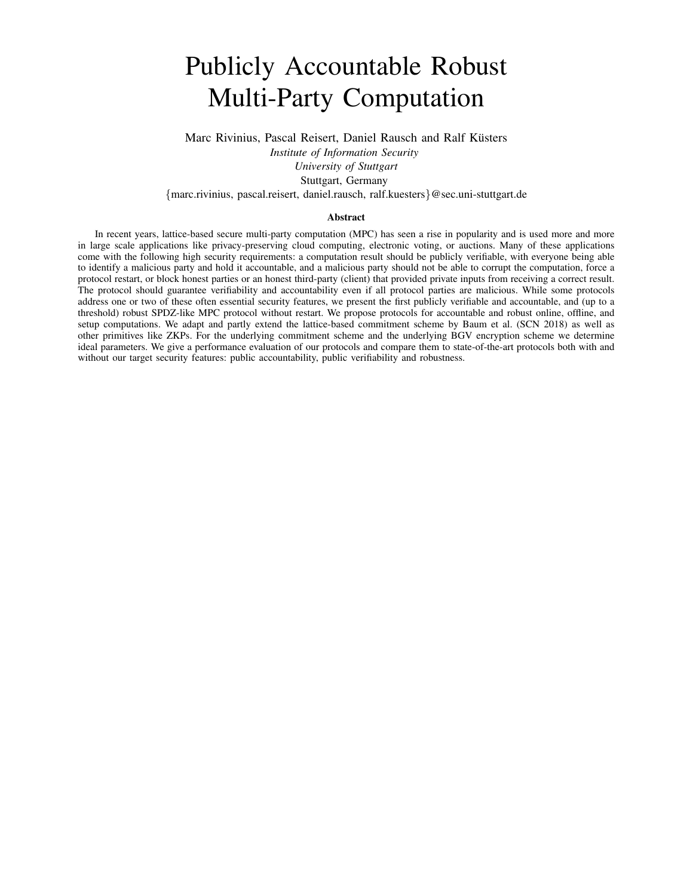# Publicly Accountable Robust Multi-Party Computation

Marc Rivinius, Pascal Reisert, Daniel Rausch and Ralf Küsters

*Institute of Information Security*
*University of Stuttgart*
Stuttgart, Germany
{marc.rivinius, pascal.reisert, daniel.rausch, ralf.kuesters}@sec.uni-stuttgart.de

### Abstract

In recent years, lattice-based secure multi-party computation (MPC) has seen a rise in popularity and is used more and more in large scale applications like privacy-preserving cloud computing, electronic voting, or auctions. Many of these applications come with the following high security requirements: a computation result should be publicly verifiable, with everyone being able to identify a malicious party and hold it accountable, and a malicious party should not be able to corrupt the computation, force a protocol restart, or block honest parties or an honest third-party (client) that provided private inputs from receiving a correct result. The protocol should guarantee verifiability and accountability even if all protocol parties are malicious. While some protocols address one or two of these often essential security features, we present the first publicly verifiable and accountable, and (up to a threshold) robust SPDZ-like MPC protocol without restart. We propose protocols for accountable and robust online, offline, and setup computations. We adapt and partly extend the lattice-based commitment scheme by Baum et al. (SCN 2018) as well as other primitives like ZKPs. For the underlying commitment scheme and the underlying BGV encryption scheme we determine ideal parameters. We give a performance evaluation of our protocols and compare them to state-of-the-art protocols both with and without our target security features: public accountability, public verifiability and robustness.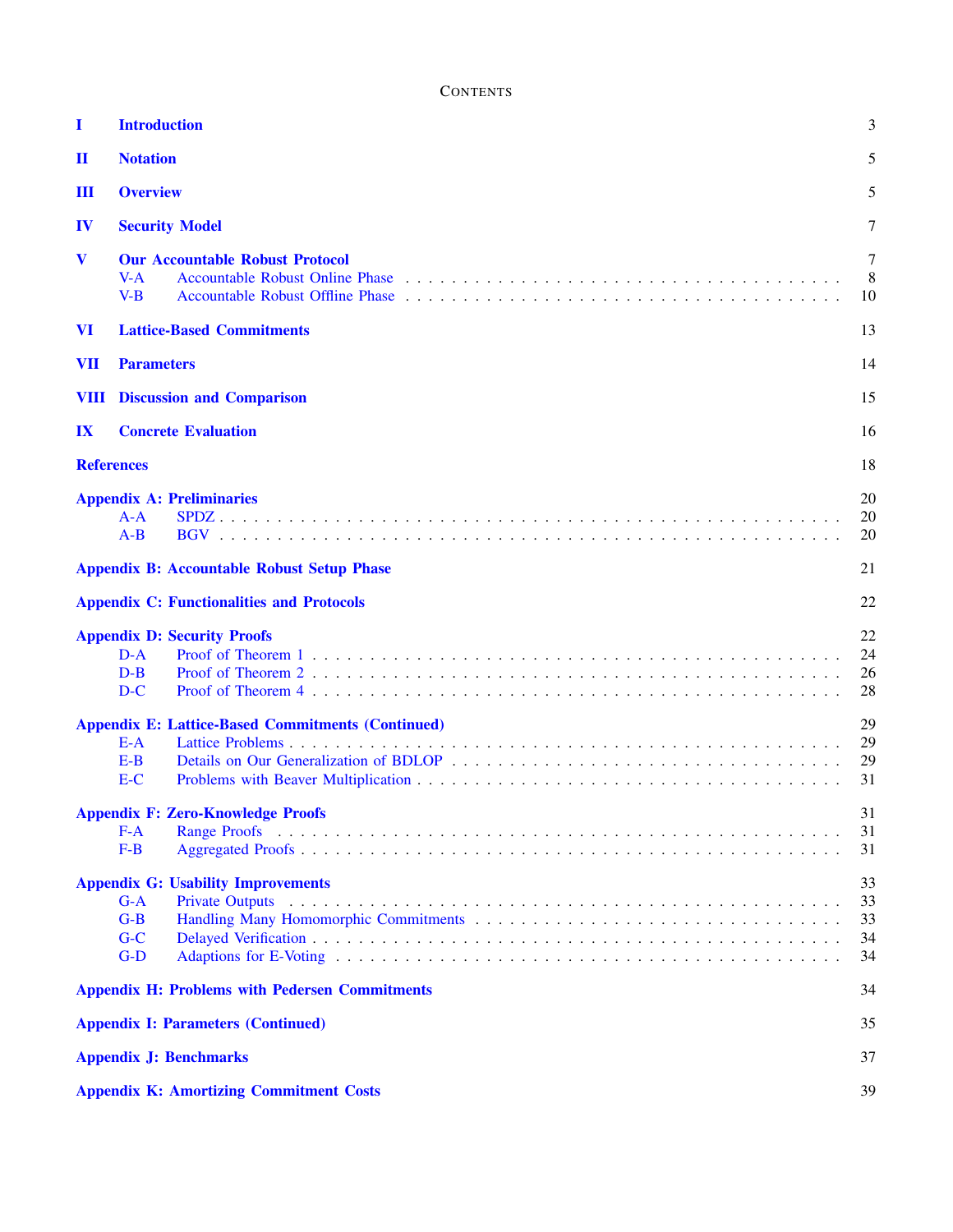# Contents

| | | |
|---|---|---|
| **I** | **Introduction** | 3 |
| **II** | **Notation** | 5 |
| **III** | **Overview** | 5 |
| **IV** | **Security Model** | 7 |
| **V** | **Our Accountable Robust Protocol** | 7 |
| V-A | Accountable Robust Online Phase | 8 |
| V-B | Accountable Robust Offline Phase | 10 |
| **VI** | **Lattice-Based Commitments** | 13 |
| **VII** | **Parameters** | 14 |
| **VIII** | **Discussion and Comparison** | 15 |
| **IX** | **Concrete Evaluation** | 16 |
| **References** | | 18 |
| **Appendix A: Preliminaries** | | 20 |
| A-A | SPDZ | 20 |
| A-B | BGV | 20 |
| **Appendix B: Accountable Robust Setup Phase** | | 21 |
| **Appendix C: Functionalities and Protocols** | | 22 |
| **Appendix D: Security Proofs** | | 22 |
| D-A | Proof of Theorem 1 | 24 |
| D-B | Proof of Theorem 2 | 26 |
| D-C | Proof of Theorem 4 | 28 |
| **Appendix E: Lattice-Based Commitments (Continued)** | | 29 |
| E-A | Lattice Problems | 29 |
| E-B | Details on Our Generalization of BDLOP | 29 |
| E-C | Problems with Beaver Multiplication | 31 |
| **Appendix F: Zero-Knowledge Proofs** | | 31 |
| F-A | Range Proofs | 31 |
| F-B | Aggregated Proofs | 31 |
| **Appendix G: Usability Improvements** | | 33 |
| G-A | Private Outputs | 33 |
| G-B | Handling Many Homomorphic Commitments | 33 |
| G-C | Delayed Verification | 34 |
| G-D | Adaptions for E-Voting | 34 |
| **Appendix H: Problems with Pedersen Commitments** | | 34 |
| **Appendix I: Parameters (Continued)** | | 35 |
| **Appendix J: Benchmarks** | | 37 |
| **Appendix K: Amortizing Commitment Costs** | | 39 |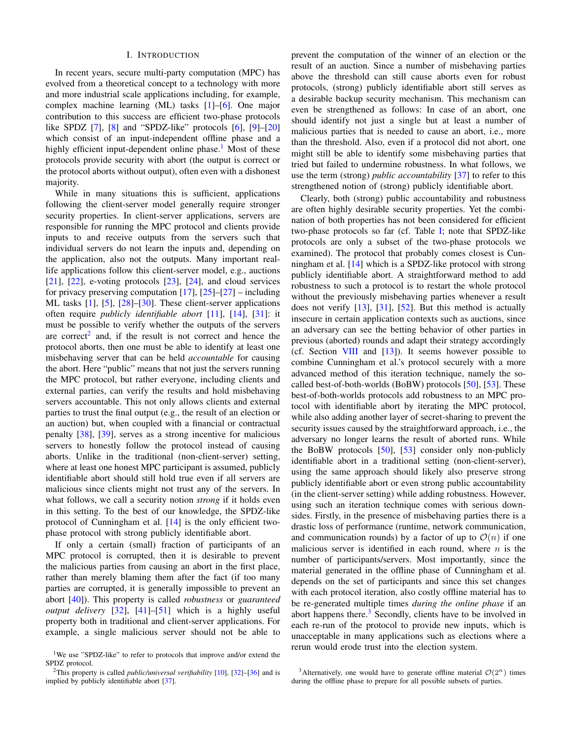# I. Introduction

In recent years, secure multi-party computation (MPC) has evolved from a theoretical concept to a technology with more and more industrial scale applications including, for example, complex machine learning (ML) tasks [1]–[6]. One major contribution to this success are efficient two-phase protocols like SPDZ [7], [8] and "SPDZ-like" protocols [6], [9]–[20] which consist of an input-independent offline phase and a highly efficient input-dependent online phase.[1] Most of these protocols provide security with abort (the output is correct or the protocol aborts without output), often even with a dishonest majority.

While in many situations this is sufficient, applications following the client-server model generally require stronger security properties. In client-server applications, servers are responsible for running the MPC protocol and clients provide inputs to and receive outputs from the servers such that individual servers do not learn the inputs and, depending on the application, also not the outputs. Many important real-life applications follow this client-server model, e.g., auctions [21], [22], e-voting protocols [23], [24], and cloud services for privacy preserving computation [17], [25]–[27] – including ML tasks [1], [5], [28]–[30]. These client-server applications often require *publicly identifiable abort* [11], [14], [31]: it must be possible to verify whether the outputs of the servers are correct[2] and, if the result is not correct and hence the protocol aborts, then one must be able to identify at least one misbehaving server that can be held *accountable* for causing the abort. Here "public" means that not just the servers running the MPC protocol, but rather everyone, including clients and external parties, can verify the results and hold misbehaving servers accountable. This not only allows clients and external parties to trust the final output (e.g., the result of an election or an auction) but, when coupled with a financial or contractual penalty [38], [39], serves as a strong incentive for malicious servers to honestly follow the protocol instead of causing aborts. Unlike in the traditional (non-client-server) setting, where at least one honest MPC participant is assumed, publicly identifiable abort should still hold true even if all servers are malicious since clients might not trust any of the servers. In what follows, we call a security notion *strong* if it holds even in this setting. To the best of our knowledge, the SPDZ-like protocol of Cunningham et al. [14] is the only efficient two-phase protocol with strong publicly identifiable abort.

If only a certain (small) fraction of participants of an MPC protocol is corrupted, then it is desirable to prevent the malicious parties from causing an abort in the first place, rather than merely blaming them after the fact (if too many parties are corrupted, it is generally impossible to prevent an abort [40]). This property is called *robustness* or *guaranteed output delivery* [32], [41]–[51] which is a highly useful property both in traditional and client-server applications. For example, a single malicious server should not be able to prevent the computation of the winner of an election or the result of an auction. Since a number of misbehaving parties above the threshold can still cause aborts even for robust protocols, (strong) publicly identifiable abort still serves as a desirable backup security mechanism. This mechanism can even be strengthened as follows: In case of an abort, one should identify not just a single but at least a number of malicious parties that is needed to cause an abort, i.e., more than the threshold. Also, even if a protocol did not abort, one might still be able to identify some misbehaving parties that tried but failed to undermine robustness. In what follows, we use the term (strong) *public accountability* [37] to refer to this strengthened notion of (strong) publicly identifiable abort.

Clearly, both (strong) public accountability and robustness are often highly desirable security properties. Yet the combination of both properties has not been considered for efficient two-phase protocols so far (cf. Table I; note that SPDZ-like protocols are only a subset of the two-phase protocols we examined). The protocol that probably comes closest is Cunningham et al. [14] which is a SPDZ-like protocol with strong publicly identifiable abort. A straightforward method to add robustness to such a protocol is to restart the whole protocol without the previously misbehaving parties whenever a result does not verify [13], [31], [52]. But this method is actually insecure in certain application contexts such as auctions, since an adversary can see the betting behavior of other parties in previous (aborted) rounds and adapt their strategy accordingly (cf. Section VIII and [13]). It seems however possible to combine Cunningham et al.'s protocol securely with a more advanced method of this iteration technique, namely the so-called best-of-both-worlds (BoBW) protocols [50], [53]. These best-of-both-worlds protocols add robustness to an MPC protocol with identifiable abort by iterating the MPC protocol, while also adding another layer of secret-sharing to prevent the security issues caused by the straightforward approach, i.e., the adversary no longer learns the result of aborted runs. While the BoBW protocols [50], [53] consider only non-publicly identifiable abort in a traditional setting (non-client-server), using the same approach should likely also preserve strong publicly identifiable abort or even strong public accountability (in the client-server setting) while adding robustness. However, using such an iteration technique comes with serious downsides. Firstly, in the presence of misbehaving parties there is a drastic loss of performance (runtime, network communication, and communication rounds) by a factor of up to $\mathcal{O}(n)$ if one malicious server is identified in each round, where $n$ is the number of participants/servers. Most importantly, since the material generated in the offline phase of Cunningham et al. depends on the set of participants and since this set changes with each protocol iteration, also costly offline material has to be re-generated multiple times *during the online phase* if an abort happens there.[3] Secondly, clients have to be involved in each re-run of the protocol to provide new inputs, which is unacceptable in many applications such as elections where a rerun would erode trust into the election system.

[1] We use "SPDZ-like" to refer to protocols that improve and/or extend the SPDZ protocol.

[2] This property is called *public/universal verifiability* [10], [32]–[36] and is implied by publicly identifiable abort [37].

[3] Alternatively, one would have to generate offline material $\mathcal{O}(2^n)$ times during the offline phase to prepare for all possible subsets of parties.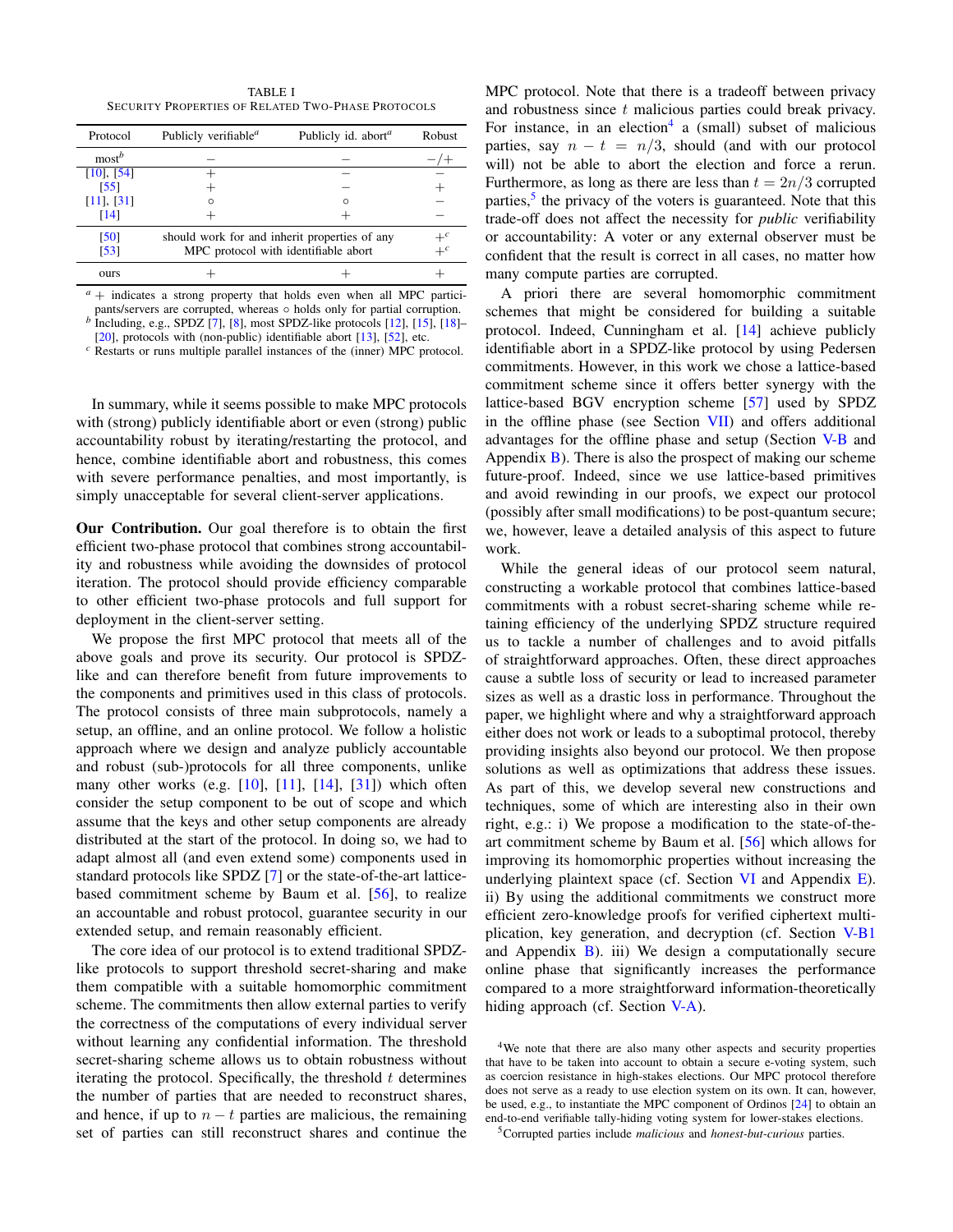TABLE I
SECURITY PROPERTIES OF RELATED TWO-PHASE PROTOCOLS

| Protocol | Publicly verifiable[a] | Publicly id. abort[a] | Robust |
|---|---|---|---|
| most[b] | − | − | −/+ |
| [10], [54] | + | − | − |
| [55] | + | − | + |
| [11], [31] | ∘ | ∘ | − |
| [14] | + | + | − |
| [50] | should work for and inherit properties of any | | +[c] |
| [53] | MPC protocol with identifiable abort | | +[c] |
| ours | + | + | + |

[a] + indicates a strong property that holds even when all MPC participants/servers are corrupted, whereas ∘ holds only for partial corruption.
[b] Including, e.g., SPDZ [7], [8], most SPDZ-like protocols [12], [15], [18]–[20], protocols with (non-public) identifiable abort [13], [52], etc.
[c] Restarts or runs multiple parallel instances of the (inner) MPC protocol.

In summary, while it seems possible to make MPC protocols with (strong) publicly identifiable abort or even (strong) public accountability robust by iterating/restarting the protocol, and hence, combine identifiable abort and robustness, this comes with severe performance penalties, and most importantly, is simply unacceptable for several client-server applications.

**Our Contribution.** Our goal therefore is to obtain the first efficient two-phase protocol that combines strong accountability and robustness while avoiding the downsides of protocol iteration. The protocol should provide efficiency comparable to other efficient two-phase protocols and full support for deployment in the client-server setting.

We propose the first MPC protocol that meets all of the above goals and prove its security. Our protocol is SPDZ-like and can therefore benefit from future improvements to the components and primitives used in this class of protocols. The protocol consists of three main subprotocols, namely a setup, an offline, and an online protocol. We follow a holistic approach where we design and analyze publicly accountable and robust (sub-)protocols for all three components, unlike many other works (e.g. [10], [11], [14], [31]) which often consider the setup component to be out of scope and which assume that the keys and other setup components are already distributed at the start of the protocol. In doing so, we had to adapt almost all (and even extend some) components used in standard protocols like SPDZ [7] or the state-of-the-art lattice-based commitment scheme by Baum et al. [56], to realize an accountable and robust protocol, guarantee security in our extended setup, and remain reasonably efficient.

The core idea of our protocol is to extend traditional SPDZ-like protocols to support threshold secret-sharing and make them compatible with a suitable homomorphic commitment scheme. The commitments then allow external parties to verify the correctness of the computations of every individual server without learning any confidential information. The threshold secret-sharing scheme allows us to obtain robustness without iterating the protocol. Specifically, the threshold $t$ determines the number of parties that are needed to reconstruct shares, and hence, if up to $n-t$ parties are malicious, the remaining set of parties can still reconstruct shares and continue the MPC protocol. Note that there is a tradeoff between privacy and robustness since $t$ malicious parties could break privacy. For instance, in an election[4] a (small) subset of malicious parties, say $n - t = n/3$, should (and with our protocol will) not be able to abort the election and force a rerun. Furthermore, as long as there are less than $t = 2n/3$ corrupted parties,[5] the privacy of the voters is guaranteed. Note that this trade-off does not affect the necessity for *public* verifiability or accountability: A voter or any external observer must be confident that the result is correct in all cases, no matter how many compute parties are corrupted.

A priori there are several homomorphic commitment schemes that might be considered for building a suitable protocol. Indeed, Cunningham et al. [14] achieve publicly identifiable abort in a SPDZ-like protocol by using Pedersen commitments. However, in this work we chose a lattice-based commitment scheme since it offers better synergy with the lattice-based BGV encryption scheme [57] used by SPDZ in the offline phase (see Section VII) and offers additional advantages for the offline phase and setup (Section V-B and Appendix B). There is also the prospect of making our scheme future-proof. Indeed, since we use lattice-based primitives and avoid rewinding in our proofs, we expect our protocol (possibly after small modifications) to be post-quantum secure; we, however, leave a detailed analysis of this aspect to future work.

While the general ideas of our protocol seem natural, constructing a workable protocol that combines lattice-based commitments with a robust secret-sharing scheme while retaining efficiency of the underlying SPDZ structure required us to tackle a number of challenges and to avoid pitfalls of straightforward approaches. Often, these direct approaches cause a subtle loss of security or lead to increased parameter sizes as well as a drastic loss in performance. Throughout the paper, we highlight where and why a straightforward approach either does not work or leads to a suboptimal protocol, thereby providing insights also beyond our protocol. We then propose solutions as well as optimizations that address these issues. As part of this, we develop several new constructions and techniques, some of which are interesting also in their own right, e.g.: i) We propose a modification to the state-of-the-art commitment scheme by Baum et al. [56] which allows for improving its homomorphic properties without increasing the underlying plaintext space (cf. Section VI and Appendix E). ii) By using the additional commitments we construct more efficient zero-knowledge proofs for verified ciphertext multiplication, key generation, and decryption (cf. Section V-B1 and Appendix B). iii) We design a computationally secure online phase that significantly increases the performance compared to a more straightforward information-theoretically hiding approach (cf. Section V-A).

[4] We note that there are also many other aspects and security properties that have to be taken into account to obtain a secure e-voting system, such as coercion resistance in high-stakes elections. Our MPC protocol therefore does not serve as a ready to use election system on its own. It can, however, be used, e.g., to instantiate the MPC component of Ordinos [24] to obtain an end-to-end verifiable tally-hiding voting system for lower-stakes elections.

[5] Corrupted parties include *malicious* and *honest-but-curious* parties.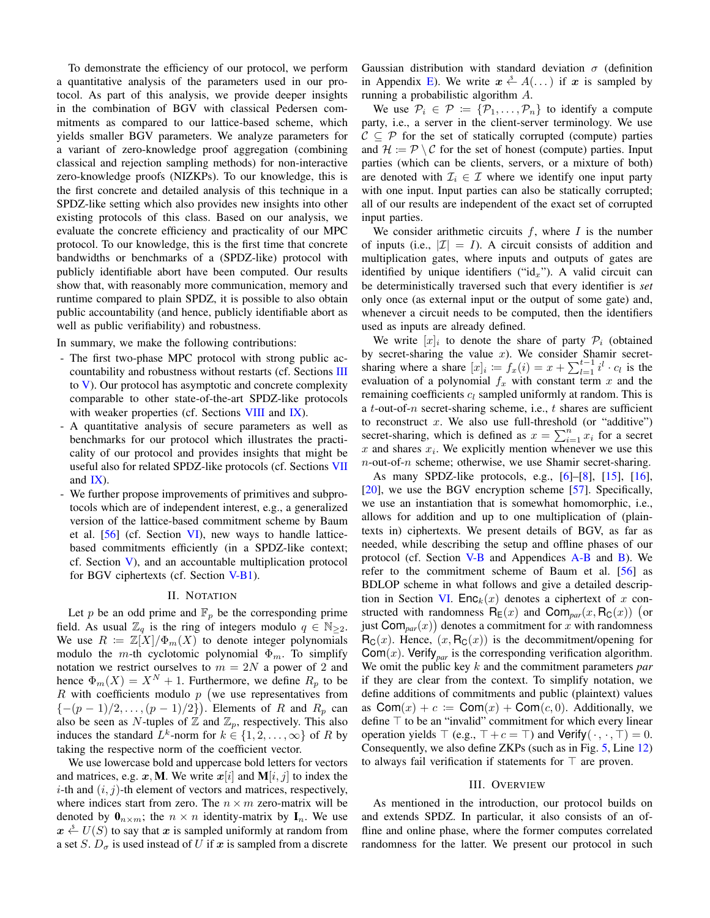To demonstrate the efficiency of our protocol, we perform a quantitative analysis of the parameters used in our protocol. As part of this analysis, we provide deeper insights in the combination of BGV with classical Pedersen commitments as compared to our lattice-based scheme, which yields smaller BGV parameters. We analyze parameters for a variant of zero-knowledge proof aggregation (combining classical and rejection sampling methods) for non-interactive zero-knowledge proofs (NIZKPs). To our knowledge, this is the first concrete and detailed analysis of this technique in a SPDZ-like setting which also provides new insights into other existing protocols of this class. Based on our analysis, we evaluate the concrete efficiency and practicality of our MPC protocol. To our knowledge, this is the first time that concrete bandwidths or benchmarks of a (SPDZ-like) protocol with publicly identifiable abort have been computed. Our results show that, with reasonably more communication, memory and runtime compared to plain SPDZ, it is possible to also obtain public accountability (and hence, publicly identifiable abort as well as public verifiability) and robustness.

In summary, we make the following contributions:

- The first two-phase MPC protocol with strong public accountability and robustness without restarts (cf. Sections III to V). Our protocol has asymptotic and concrete complexity comparable to other state-of-the-art SPDZ-like protocols with weaker properties (cf. Sections VIII and IX).
- A quantitative analysis of secure parameters as well as benchmarks for our protocol which illustrates the practicality of our protocol and provides insights that might be useful also for related SPDZ-like protocols (cf. Sections VII and IX).
- We further propose improvements of primitives and subprotocols which are of independent interest, e.g., a generalized version of the lattice-based commitment scheme by Baum et al. [56] (cf. Section VI), new ways to handle lattice-based commitments efficiently (in a SPDZ-like context; cf. Section V), and an accountable multiplication protocol for BGV ciphertexts (cf. Section V-B1).

## II. Notation

Let $p$ be an odd prime and $\mathbb{F}_p$ be the corresponding prime field. As usual $\mathbb{Z}_q$ is the ring of integers modulo $q \in \mathbb{N}_{\geq 2}$. We use $R \coloneqq \mathbb{Z}[X]/\Phi_m(X)$ to denote integer polynomials modulo the $m$-th cyclotomic polynomial $\Phi_m$. To simplify notation we restrict ourselves to $m = 2N$ a power of 2 and hence $\Phi_m(X) = X^N + 1$. Furthermore, we define $R_p$ to be $R$ with coefficients modulo $p$ (we use representatives from $\{-(p-1)/2, \dots, (p-1)/2\}$). Elements of $R$ and $R_p$ can also be seen as $N$-tuples of $\mathbb{Z}$ and $\mathbb{Z}_p$, respectively. This also induces the standard $L^k$-norm for $k \in \{1, 2, \dots, \infty\}$ of $R$ by taking the respective norm of the coefficient vector.

We use lowercase bold and uppercase bold letters for vectors and matrices, e.g. $\boldsymbol{x}, \mathbf{M}$. We write $\boldsymbol{x}[i]$ and $\mathbf{M}[i,j]$ to index the $i$-th and $(i,j)$-th element of vectors and matrices, respectively, where indices start from zero. The $n \times m$ zero-matrix will be denoted by $\mathbf{0}_{n\times m}$; the $n \times n$ identity-matrix by $\mathbf{I}_n$. We use $\boldsymbol{x} \xleftarrow{\$} U(S)$ to say that $\boldsymbol{x}$ is sampled uniformly at random from a set $S$. $D_\sigma$ is used instead of $U$ if $\boldsymbol{x}$ is sampled from a discrete Gaussian distribution with standard deviation $\sigma$ (definition in Appendix E). We write $\boldsymbol{x} \xleftarrow{\$} A(\dots)$ if $\boldsymbol{x}$ is sampled by running a probabilistic algorithm $A$.

We use $\mathcal{P}_i \in \mathcal{P} \coloneqq \{\mathcal{P}_1, \dots, \mathcal{P}_n\}$ to identify a compute party, i.e., a server in the client-server terminology. We use $\mathcal{C} \subseteq \mathcal{P}$ for the set of statically corrupted (compute) parties and $\mathcal{H} \coloneqq \mathcal{P} \setminus \mathcal{C}$ for the set of honest (compute) parties. Input parties (which can be clients, servers, or a mixture of both) are denoted with $\mathcal{I}_i \in \mathcal{I}$ where we identify one input party with one input. Input parties can also be statically corrupted; all of our results are independent of the exact set of corrupted input parties.

We consider arithmetic circuits $f$, where $I$ is the number of inputs (i.e., $|\mathcal{I}| = I$). A circuit consists of addition and multiplication gates, where inputs and outputs of gates are identified by unique identifiers ("$\mathrm{id}_x$"). A valid circuit can be deterministically traversed such that every identifier is *set* only once (as external input or the output of some gate) and, whenever a circuit needs to be computed, then the identifiers used as inputs are already defined.

We write $[x]_i$ to denote the share of party $\mathcal{P}_i$ (obtained by secret-sharing the value $x$). We consider Shamir secret-sharing where a share $[x]_i \coloneqq f_x(i) = x + \sum_{l=1}^{t-1} i^l \cdot c_l$ is the evaluation of a polynomial $f_x$ with constant term $x$ and the remaining coefficients $c_l$ sampled uniformly at random. This is a $t$-out-of-$n$ secret-sharing scheme, i.e., $t$ shares are sufficient to reconstruct $x$. We also use full-threshold (or "additive") secret-sharing, which is defined as $x = \sum_{i=1}^{n} x_i$ for a secret $x$ and shares $x_i$. We explicitly mention whenever we use this $n$-out-of-$n$ scheme; otherwise, we use Shamir secret-sharing.

As many SPDZ-like protocols, e.g., [6]–[8], [15], [16], [20], we use the BGV encryption scheme [57]. Specifically, we use an instantiation that is somewhat homomorphic, i.e., allows for addition and up to one multiplication of (plaintexts in) ciphertexts. We present details of BGV, as far as needed, while describing the setup and offline phases of our protocol (cf. Section V-B and Appendices A-B and B). We refer to the commitment scheme of Baum et al. [56] as BDLOP scheme in what follows and give a detailed description in Section VI. $\mathsf{Enc}_k(x)$ denotes a ciphertext of $x$ constructed with randomness $\mathsf{R_E}(x)$ and $\mathsf{Com}_{par}(x, \mathsf{R_C}(x))$ (or just $\mathsf{Com}_{par}(x)$) denotes a commitment for $x$ with randomness $\mathsf{R_C}(x)$. Hence, $(x, \mathsf{R_C}(x))$ is the decommitment/opening for $\mathsf{Com}(x)$. $\mathsf{Verify}_{par}$ is the corresponding verification algorithm. We omit the public key $k$ and the commitment parameters *par* if they are clear from the context. To simplify notation, we define additions of commitments and public (plaintext) values as $\mathsf{Com}(x) + c \coloneqq \mathsf{Com}(x) + \mathsf{Com}(c, 0)$. Additionally, we define $\top$ to be an "invalid" commitment for which every linear operation yields $\top$ (e.g., $\top + c = \top$) and $\mathsf{Verify}(\cdot, \cdot, \top) = 0$. Consequently, we also define ZKPs (such as in Fig. 5, Line 12) to always fail verification if statements for $\top$ are proven.

## III. Overview

As mentioned in the introduction, our protocol builds on and extends SPDZ. In particular, it also consists of an offline and online phase, where the former computes correlated randomness for the latter. We present our protocol in such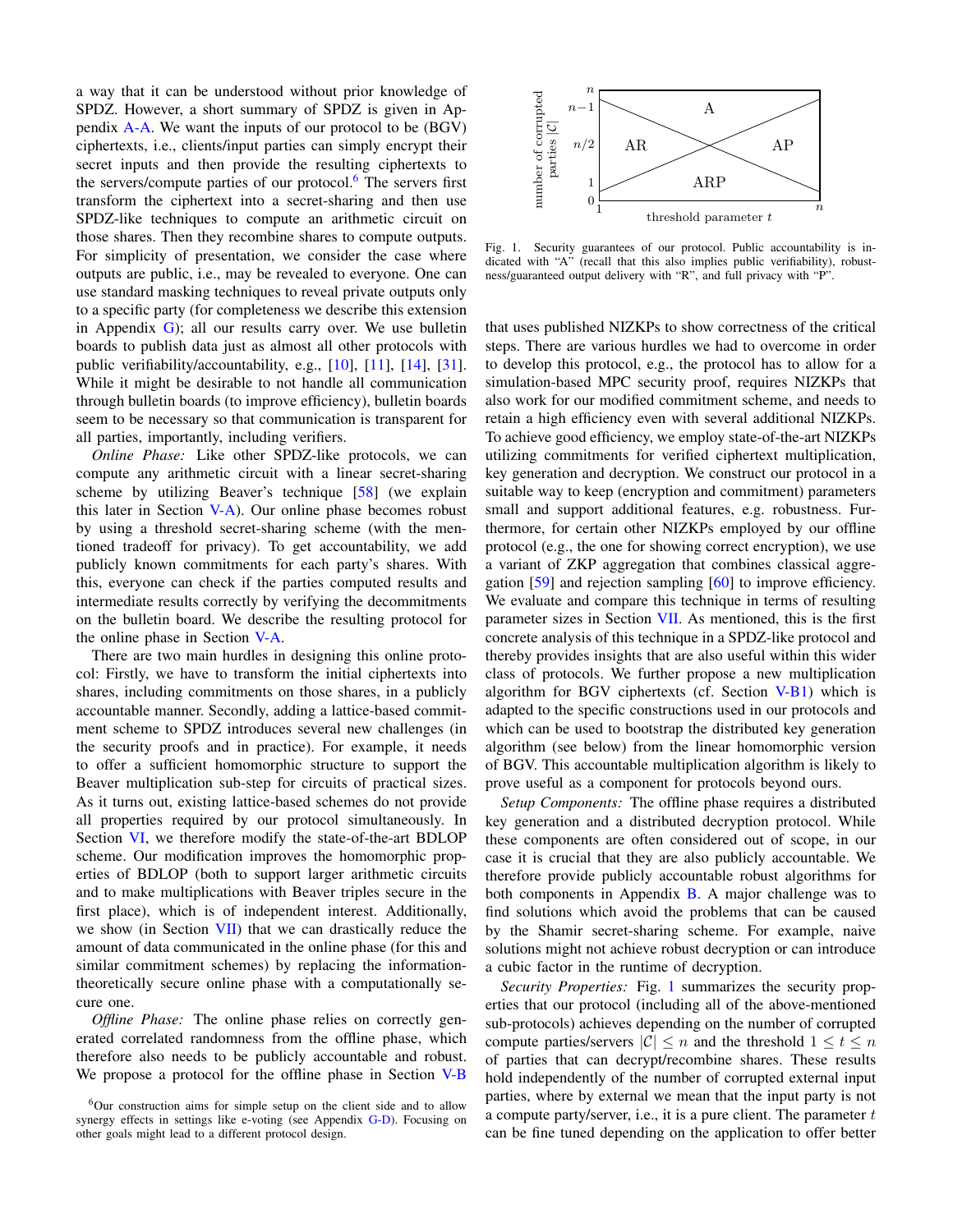a way that it can be understood without prior knowledge of SPDZ. However, a short summary of SPDZ is given in Appendix A-A. We want the inputs of our protocol to be (BGV) ciphertexts, i.e., clients/input parties can simply encrypt their secret inputs and then provide the resulting ciphertexts to the servers/compute parties of our protocol.[6] The servers first transform the ciphertext into a secret-sharing and then use SPDZ-like techniques to compute an arithmetic circuit on those shares. Then they recombine shares to compute outputs. For simplicity of presentation, we consider the case where outputs are public, i.e., may be revealed to everyone. One can use standard masking techniques to reveal private outputs only to a specific party (for completeness we describe this extension in Appendix G); all our results carry over. We use bulletin boards to publish data just as almost all other protocols with public verifiability/accountability, e.g., [10], [11], [14], [31]. While it might be desirable to not handle all communication through bulletin boards (to improve efficiency), bulletin boards seem to be necessary so that communication is transparent for all parties, importantly, including verifiers.

*Online Phase:* Like other SPDZ-like protocols, we can compute any arithmetic circuit with a linear secret-sharing scheme by utilizing Beaver's technique [58] (we explain this later in Section V-A). Our online phase becomes robust by using a threshold secret-sharing scheme (with the mentioned tradeoff for privacy). To get accountability, we add publicly known commitments for each party's shares. With this, everyone can check if the parties computed results and intermediate results correctly by verifying the decommitments on the bulletin board. We describe the resulting protocol for the online phase in Section V-A.

There are two main hurdles in designing this online protocol: Firstly, we have to transform the initial ciphertexts into shares, including commitments on those shares, in a publicly accountable manner. Secondly, adding a lattice-based commitment scheme to SPDZ introduces several new challenges (in the security proofs and in practice). For example, it needs to offer a sufficient homomorphic structure to support the Beaver multiplication sub-step for circuits of practical sizes. As it turns out, existing lattice-based schemes do not provide all properties required by our protocol simultaneously. In Section VI, we therefore modify the state-of-the-art BDLOP scheme. Our modification improves the homomorphic properties of BDLOP (both to support larger arithmetic circuits and to make multiplications with Beaver triples secure in the first place), which is of independent interest. Additionally, we show (in Section VII) that we can drastically reduce the amount of data communicated in the online phase (for this and similar commitment schemes) by replacing the information-theoretically secure online phase with a computationally secure one.

*Offline Phase:* The online phase relies on correctly generated correlated randomness from the offline phase, which therefore also needs to be publicly accountable and robust. We propose a protocol for the offline phase in Section V-B that uses published NIZKPs to show correctness of the critical steps. There are various hurdles we had to overcome in order to develop this protocol, e.g., the protocol has to allow for a simulation-based MPC security proof, requires NIZKPs that also work for our modified commitment scheme, and needs to retain a high efficiency even with several additional NIZKPs. To achieve good efficiency, we employ state-of-the-art NIZKPs utilizing commitments for verified ciphertext multiplication, key generation and decryption. We construct our protocol in a suitable way to keep (encryption and commitment) parameters small and support additional features, e.g. robustness. Furthermore, for certain other NIZKPs employed by our offline protocol (e.g., the one for showing correct encryption), we use a variant of ZKP aggregation that combines classical aggregation [59] and rejection sampling [60] to improve efficiency. We evaluate and compare this technique in terms of resulting parameter sizes in Section VII. As mentioned, this is the first concrete analysis of this technique in a SPDZ-like protocol and thereby provides insights that are also useful within this wider class of protocols. We further propose a new multiplication algorithm for BGV ciphertexts (cf. Section V-B1) which is adapted to the specific constructions used in our protocols and which can be used to bootstrap the distributed key generation algorithm (see below) from the linear homomorphic version of BGV. This accountable multiplication algorithm is likely to prove useful as a component for protocols beyond ours.

*Setup Components:* The offline phase requires a distributed key generation and a distributed decryption protocol. While these components are often considered out of scope, in our case it is crucial that they are also publicly accountable. We therefore provide publicly accountable robust algorithms for both components in Appendix B. A major challenge was to find solutions which avoid the problems that can be caused by the Shamir secret-sharing scheme. For example, naive solutions might not achieve robust decryption or can introduce a cubic factor in the runtime of decryption.

*Security Properties:* Fig. 1 summarizes the security properties that our protocol (including all of the above-mentioned sub-protocols) achieves depending on the number of corrupted compute parties/servers $|\mathcal{C}| \leq n$ and the threshold $1 \leq t \leq n$ of parties that can decrypt/recombine shares. These results hold independently of the number of corrupted external input parties, where by external we mean that the input party is not a compute party/server, i.e., it is a pure client. The parameter $t$ can be fine tuned depending on the application to offer better

Fig. 1. Security guarantees of our protocol. Public accountability is indicated with "A" (recall that this also implies public verifiability), robustness/guaranteed output delivery with "R", and full privacy with "P".

[6] Our construction aims for simple setup on the client side and to allow synergy effects in settings like e-voting (see Appendix G-D). Focusing on other goals might lead to a different protocol design.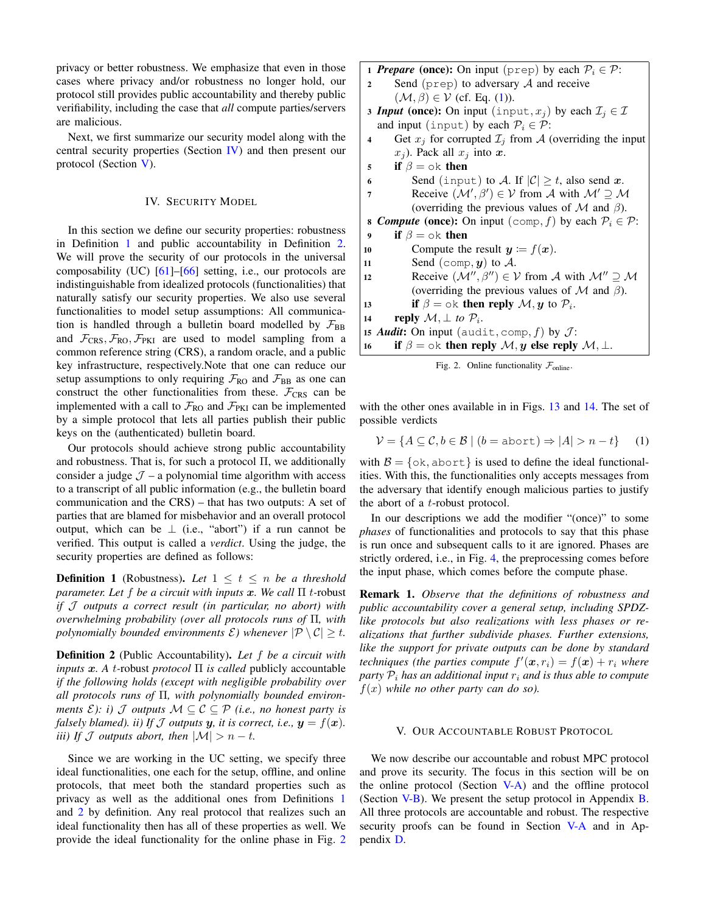privacy or better robustness. We emphasize that even in those cases where privacy and/or robustness no longer hold, our protocol still provides public accountability and thereby public verifiability, including the case that *all* compute parties/servers are malicious.

Next, we first summarize our security model along with the central security properties (Section IV) and then present our protocol (Section V).

## IV. Security Model

In this section we define our security properties: robustness in Definition 1 and public accountability in Definition 2. We will prove the security of our protocols in the universal composability (UC) [61]–[66] setting, i.e., our protocols are indistinguishable from idealized protocols (functionalities) that naturally satisfy our security properties. We also use several functionalities to model setup assumptions: All communication is handled through a bulletin board modelled by $\mathcal{F}_{\text{BB}}$ and $\mathcal{F}_{\text{CRS}}, \mathcal{F}_{\text{RO}}, \mathcal{F}_{\text{PKI}}$ are used to model sampling from a common reference string (CRS), a random oracle, and a public key infrastructure, respectively.Note that one can reduce our setup assumptions to only requiring $\mathcal{F}_{\text{RO}}$ and $\mathcal{F}_{\text{BB}}$ as one can construct the other functionalities from these. $\mathcal{F}_{\text{CRS}}$ can be implemented with a call to $\mathcal{F}_{\text{RO}}$ and $\mathcal{F}_{\text{PKI}}$ can be implemented by a simple protocol that lets all parties publish their public keys on the (authenticated) bulletin board.

Our protocols should achieve strong public accountability and robustness. That is, for such a protocol $\Pi$, we additionally consider a judge $\mathcal{J}$ – a polynomial time algorithm with access to a transcript of all public information (e.g., the bulletin board communication and the CRS) – that has two outputs: A set of parties that are blamed for misbehavior and an overall protocol output, which can be $\perp$ (i.e., "abort") if a run cannot be verified. This output is called a *verdict*. Using the judge, the security properties are defined as follows:

**Definition 1** (Robustness). *Let $1 \leq t \leq n$ be a threshold parameter. Let $f$ be a circuit with inputs $\boldsymbol{x}$. We call $\Pi$ $t$-robust if $\mathcal{J}$ outputs a correct result (in particular, no abort) with overwhelming probability (over all protocols runs of $\Pi$, with polynomially bounded environments $\mathcal{E}$) whenever $|\mathcal{P} \setminus \mathcal{C}| \geq t$.*

**Definition 2** (Public Accountability). *Let $f$ be a circuit with inputs $\boldsymbol{x}$. A $t$-robust protocol $\Pi$ is called* publicly accountable *if the following holds (except with negligible probability over all protocols runs of $\Pi$, with polynomially bounded environments $\mathcal{E}$): i) $\mathcal{J}$ outputs $\mathcal{M} \subseteq \mathcal{C} \subseteq \mathcal{P}$ (i.e., no honest party is falsely blamed). ii) If $\mathcal{J}$ outputs $\boldsymbol{y}$, it is correct, i.e., $\boldsymbol{y} = f(\boldsymbol{x})$. iii) If $\mathcal{J}$ outputs abort, then $|\mathcal{M}| > n - t$.*

Since we are working in the UC setting, we specify three ideal functionalities, one each for the setup, offline, and online protocols, that meet both the standard properties such as privacy as well as the additional ones from Definitions 1 and 2 by definition. Any real protocol that realizes such an ideal functionality then has all of these properties as well. We provide the ideal functionality for the online phase in Fig. 2

```
1  Prepare (once): On input (prep) by each P_i ∈ P:
2      Send (prep) to adversary A and receive
       (M, β) ∈ V (cf. Eq. (1)).
3  Input (once): On input (input, x_j) by each I_j ∈ I
   and input (input) by each P_i ∈ P:
4      Get x_j for corrupted I_j from A (overriding the input
       x_j). Pack all x_j into x.
5      if β = ok then
6          Send (input) to A. If |C| ≥ t, also send x.
7          Receive (M′, β′) ∈ V from A with M′ ⊇ M
           (overriding the previous values of M and β).
8  Compute (once): On input (comp, f) by each P_i ∈ P:
9      if β = ok then
10         Compute the result y := f(x).
11         Send (comp, y) to A.
12         Receive (M″, β″) ∈ V from A with M″ ⊇ M
           (overriding the previous values of M and β).
13         if β = ok then reply M, y to P_i.
14     reply M, ⊥ to P_i.
15 Audit: On input (audit, comp, f) by J:
16     if β = ok then reply M, y else reply M, ⊥.
```

Fig. 2. Online functionality $\mathcal{F}_{\text{online}}$.

with the other ones available in in Figs. 13 and 14. The set of possible verdicts

$$\mathcal{V} = \{A \subseteq \mathcal{C}, b \in \mathcal{B} \mid (b = \texttt{abort}) \Rightarrow |A| > n - t\} \quad (1)$$

with $\mathcal{B} = \{\texttt{ok}, \texttt{abort}\}$ is used to define the ideal functionalities. With this, the functionalities only accepts messages from the adversary that identify enough malicious parties to justify the abort of a $t$-robust protocol.

In our descriptions we add the modifier "(once)" to some *phases* of functionalities and protocols to say that this phase is run once and subsequent calls to it are ignored. Phases are strictly ordered, i.e., in Fig. 4, the preprocessing comes before the input phase, which comes before the compute phase.

**Remark 1.** *Observe that the definitions of robustness and public accountability cover a general setup, including SPDZ-like protocols but also realizations with less phases or realizations that further subdivide phases. Further extensions, like the support for private outputs can be done by standard techniques (the parties compute $f'(\boldsymbol{x}, r_i) = f(\boldsymbol{x}) + r_i$ where party $\mathcal{P}_i$ has an additional input $r_i$ and is thus able to compute $f(x)$ while no other party can do so).*

## V. Our Accountable Robust Protocol

We now describe our accountable and robust MPC protocol and prove its security. The focus in this section will be on the online protocol (Section V-A) and the offline protocol (Section V-B). We present the setup protocol in Appendix B. All three protocols are accountable and robust. The respective security proofs can be found in Section V-A and in Appendix D.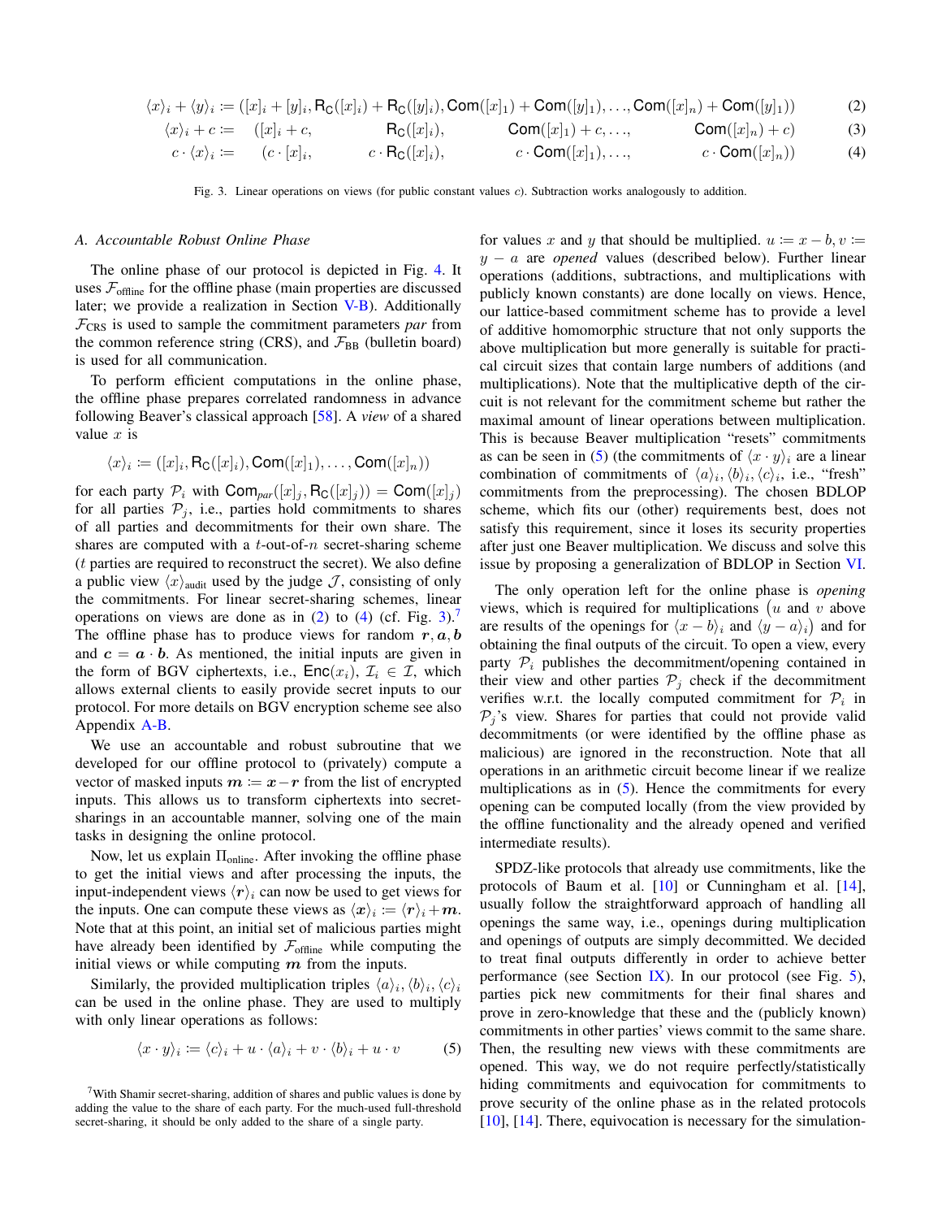$$\langle x\rangle_i + \langle y\rangle_i \coloneqq ([x]_i + [y]_i, \mathsf{R_C}([x]_i) + \mathsf{R_C}([y]_i), \mathsf{Com}([x]_1) + \mathsf{Com}([y]_1), \ldots, \mathsf{Com}([x]_n) + \mathsf{Com}([y]_1)) \tag{2}$$

$$\langle x\rangle_i + c \coloneqq \quad ([x]_i + c, \qquad \mathsf{R_C}([x]_i), \qquad \mathsf{Com}([x]_1) + c, \ldots, \qquad \mathsf{Com}([x]_n) + c) \tag{3}$$

$$c \cdot \langle x\rangle_i \coloneqq \quad (c \cdot [x]_i, \qquad c \cdot \mathsf{R_C}([x]_i), \qquad c \cdot \mathsf{Com}([x]_1), \ldots, \qquad c \cdot \mathsf{Com}([x]_n)) \tag{4}$$

Fig. 3. Linear operations on views (for public constant values $c$). Subtraction works analogously to addition.

### A. Accountable Robust Online Phase

The online phase of our protocol is depicted in Fig. 4. It uses $\mathcal{F}_{\text{offline}}$ for the offline phase (main properties are discussed later; we provide a realization in Section V-B). Additionally $\mathcal{F}_{\text{CRS}}$ is used to sample the commitment parameters *par* from the common reference string (CRS), and $\mathcal{F}_{\text{BB}}$ (bulletin board) is used for all communication.

To perform efficient computations in the online phase, the offline phase prepares correlated randomness in advance following Beaver's classical approach [58]. A *view* of a shared value $x$ is

$$\langle x\rangle_i \coloneqq ([x]_i, \mathsf{R_C}([x]_i), \mathsf{Com}([x]_1), \ldots, \mathsf{Com}([x]_n))$$

for each party $\mathcal{P}_i$ with $\mathsf{Com}_{par}([x]_j, \mathsf{R_C}([x]_j)) = \mathsf{Com}([x]_j)$ for all parties $\mathcal{P}_j$, i.e., parties hold commitments to shares of all parties and decommitments for their own share. The shares are computed with a $t$-out-of-$n$ secret-sharing scheme ($t$ parties are required to reconstruct the secret). We also define a public view $\langle x\rangle_{\text{audit}}$ used by the judge $\mathcal{J}$, consisting of only the commitments. For linear secret-sharing schemes, linear operations on views are done as in (2) to (4) (cf. Fig. 3).[7] The offline phase has to produce views for random $\boldsymbol{r}, \boldsymbol{a}, \boldsymbol{b}$ and $\boldsymbol{c} = \boldsymbol{a} \cdot \boldsymbol{b}$. As mentioned, the initial inputs are given in the form of BGV ciphertexts, i.e., $\mathsf{Enc}(x_i)$, $\mathcal{I}_i \in \mathcal{I}$, which allows external clients to easily provide secret inputs to our protocol. For more details on BGV encryption scheme see also Appendix A-B.

We use an accountable and robust subroutine that we developed for our offline protocol to (privately) compute a vector of masked inputs $\boldsymbol{m} \coloneqq \boldsymbol{x} - \boldsymbol{r}$ from the list of encrypted inputs. This allows us to transform ciphertexts into secret-sharings in an accountable manner, solving one of the main tasks in designing the online protocol.

Now, let us explain $\Pi_{\text{online}}$. After invoking the offline phase to get the initial views and after processing the inputs, the input-independent views $\langle \boldsymbol{r}\rangle_i$ can now be used to get views for the inputs. One can compute these views as $\langle \boldsymbol{x}\rangle_i \coloneqq \langle \boldsymbol{r}\rangle_i + \boldsymbol{m}$. Note that at this point, an initial set of malicious parties might have already been identified by $\mathcal{F}_{\text{offline}}$ while computing the initial views or while computing $\boldsymbol{m}$ from the inputs.

Similarly, the provided multiplication triples $\langle a\rangle_i, \langle b\rangle_i, \langle c\rangle_i$ can be used in the online phase. They are used to multiply with only linear operations as follows:

$$\langle x \cdot y\rangle_i \coloneqq \langle c\rangle_i + u \cdot \langle a\rangle_i + v \cdot \langle b\rangle_i + u \cdot v \tag{5}$$

[7] With Shamir secret-sharing, addition of shares and public values is done by adding the value to the share of each party. For the much-used full-threshold secret-sharing, it should be only added to the share of a single party.

for values $x$ and $y$ that should be multiplied. $u \coloneqq x - b, v \coloneqq y - a$ are *opened* values (described below). Further linear operations (additions, subtractions, and multiplications with publicly known constants) are done locally on views. Hence, our lattice-based commitment scheme has to provide a level of additive homomorphic structure that not only supports the above multiplication but more generally is suitable for practical circuit sizes that contain large numbers of additions (and multiplications). Note that the multiplicative depth of the circuit is not relevant for the commitment scheme but rather the maximal amount of linear operations between multiplication. This is because Beaver multiplication "resets" commitments as can be seen in (5) (the commitments of $\langle x \cdot y\rangle_i$ are a linear combination of commitments of $\langle a\rangle_i, \langle b\rangle_i, \langle c\rangle_i$, i.e., "fresh" commitments from the preprocessing). The chosen BDLOP scheme, which fits our (other) requirements best, does not satisfy this requirement, since it loses its security properties after just one Beaver multiplication. We discuss and solve this issue by proposing a generalization of BDLOP in Section VI.

The only operation left for the online phase is *opening* views, which is required for multiplications ($u$ and $v$ above are results of the openings for $\langle x - b\rangle_i$ and $\langle y - a\rangle_i$) and for obtaining the final outputs of the circuit. To open a view, every party $\mathcal{P}_i$ publishes the decommitment/opening contained in their view and other parties $\mathcal{P}_j$ check if the decommitment verifies w.r.t. the locally computed commitment for $\mathcal{P}_i$ in $\mathcal{P}_j$'s view. Shares for parties that could not provide valid decommitments (or were identified by the offline phase as malicious) are ignored in the reconstruction. Note that all operations in an arithmetic circuit become linear if we realize multiplications as in (5). Hence the commitments for every opening can be computed locally (from the view provided by the offline functionality and the already opened and verified intermediate results).

SPDZ-like protocols that already use commitments, like the protocols of Baum et al. [10] or Cunningham et al. [14], usually follow the straightforward approach of handling all openings the same way, i.e., openings during multiplication and openings of outputs are simply decommitted. We decided to treat final outputs differently in order to achieve better performance (see Section IX). In our protocol (see Fig. 5), parties pick new commitments for their final shares and prove in zero-knowledge that these and the (publicly known) commitments in other parties' views commit to the same share. Then, the resulting new views with these commitments are opened. This way, we do not require perfectly/statistically hiding commitments and equivocation for commitments to prove security of the online phase as in the related protocols [10], [14]. There, equivocation is necessary for the simulation-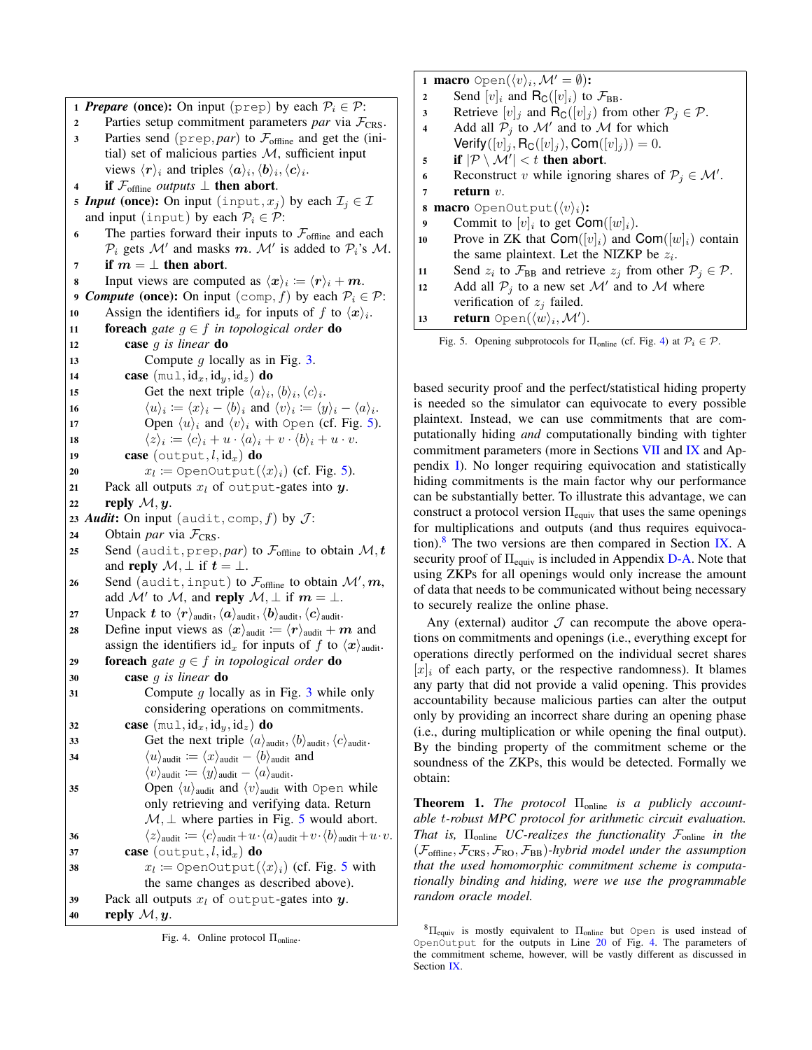```
1  Prepare (once): On input (prep) by each P_i ∈ P:
2      Parties setup commitment parameters par via F_CRS.
3      Parties send (prep, par) to F_offline and get the (initial) set of malicious parties M, sufficient input views ⟨r⟩_i and triples ⟨a⟩_i, ⟨b⟩_i, ⟨c⟩_i.
4      if F_offline outputs ⊥ then abort.
5  Input (once): On input (input, x_j) by each I_j ∈ I and input (input) by each P_i ∈ P:
6      The parties forward their inputs to F_offline and each P_i gets M' and masks m. M' is added to P_i's M.
7      if m = ⊥ then abort.
8      Input views are computed as ⟨x⟩_i := ⟨r⟩_i + m.
9  Compute (once): On input (comp, f) by each P_i ∈ P:
10     Assign the identifiers id_x for inputs of f to ⟨x⟩_i.
11     foreach gate g ∈ f in topological order do
12         case g is linear do
13             Compute g locally as in Fig. 3.
14         case (mul, id_x, id_y, id_z) do
15             Get the next triple ⟨a⟩_i, ⟨b⟩_i, ⟨c⟩_i.
16             ⟨u⟩_i := ⟨x⟩_i − ⟨b⟩_i and ⟨v⟩_i := ⟨y⟩_i − ⟨a⟩_i.
17             Open ⟨u⟩_i and ⟨v⟩_i with Open (cf. Fig. 5).
18             ⟨z⟩_i := ⟨c⟩_i + u · ⟨a⟩_i + v · ⟨b⟩_i + u · v.
19         case (output, l, id_x) do
20             x_l := OpenOutput(⟨x⟩_i) (cf. Fig. 5).
21     Pack all outputs x_l of output-gates into y.
22     reply M, y.
23 Audit: On input (audit, comp, f) by J:
24     Obtain par via F_CRS.
25     Send (audit, prep, par) to F_offline to obtain M, t and reply M, ⊥ if t = ⊥.
26     Send (audit, input) to F_offline to obtain M', m, add M' to M, and reply M, ⊥ if m = ⊥.
27     Unpack t to ⟨r⟩_audit, ⟨a⟩_audit, ⟨b⟩_audit, ⟨c⟩_audit.
28     Define input views as ⟨x⟩_audit := ⟨r⟩_audit + m and assign the identifiers id_x for inputs of f to ⟨x⟩_audit.
29     foreach gate g ∈ f in topological order do
30         case g is linear do
31             Compute g locally as in Fig. 3 while only considering operations on commitments.
32         case (mul, id_x, id_y, id_z) do
33             Get the next triple ⟨a⟩_audit, ⟨b⟩_audit, ⟨c⟩_audit.
34             ⟨u⟩_audit := ⟨x⟩_audit − ⟨b⟩_audit and ⟨v⟩_audit := ⟨y⟩_audit − ⟨a⟩_audit.
35             Open ⟨u⟩_audit and ⟨v⟩_audit with Open while only retrieving and verifying data. Return M, ⊥ where parties in Fig. 5 would abort.
36             ⟨z⟩_audit := ⟨c⟩_audit + u · ⟨a⟩_audit + v · ⟨b⟩_audit + u · v.
37         case (output, l, id_x) do
38             x_l := OpenOutput(⟨x⟩_i) (cf. Fig. 5 with the same changes as described above).
39     Pack all outputs x_l of output-gates into y.
40     reply M, y.
```

Fig. 4. Online protocol $\Pi_{\text{online}}$.

```
1  macro Open(⟨v⟩_i, M' = ∅):
2      Send [v]_i and R_C([v]_i) to F_BB.
3      Retrieve [v]_j and R_C([v]_j) from other P_j ∈ P.
4      Add all P_j to M' and to M for which Verify([v]_j, R_C([v]_j), Com([v]_j)) = 0.
5      if |P \ M'| < t then abort.
6      Reconstruct v while ignoring shares of P_j ∈ M'.
7      return v.
8  macro OpenOutput(⟨v⟩_i):
9      Commit to [v]_i to get Com([w]_i).
10     Prove in ZK that Com([v]_i) and Com([w]_i) contain the same plaintext. Let the NIZKP be z_i.
11     Send z_i to F_BB and retrieve z_j from other P_j ∈ P.
12     Add all P_j to a new set M' and to M where verification of z_j failed.
13     return Open(⟨w⟩_i, M').
```

Fig. 5. Opening subprotocols for $\Pi_{\text{online}}$ (cf. Fig. 4) at $\mathcal{P}_i \in \mathcal{P}$.

based security proof and the perfect/statistical hiding property is needed so the simulator can equivocate to every possible plaintext. Instead, we can use commitments that are computationally hiding *and* computationally binding with tighter commitment parameters (more in Sections VII and IX and Appendix I). No longer requiring equivocation and statistically hiding commitments is the main factor why our performance can be substantially better. To illustrate this advantage, we can construct a protocol version $\Pi_{\text{equiv}}$ that uses the same openings for multiplications and outputs (and thus requires equivocation).[8] The two versions are then compared in Section IX. A security proof of $\Pi_{\text{equiv}}$ is included in Appendix D-A. Note that using ZKPs for all openings would only increase the amount of data that needs to be communicated without being necessary to securely realize the online phase.

Any (external) auditor $\mathcal{J}$ can recompute the above operations on commitments and openings (i.e., everything except for operations directly performed on the individual secret shares $[x]_i$ of each party, or the respective randomness). It blames any party that did not provide a valid opening. This provides accountability because malicious parties can alter the output only by providing an incorrect share during an opening phase (i.e., during multiplication or while opening the final output). By the binding property of the commitment scheme or the soundness of the ZKPs, this would be detected. Formally we obtain:

**Theorem 1.** *The protocol $\Pi_{\text{online}}$ is a publicly accountable $t$-robust MPC protocol for arithmetic circuit evaluation. That is, $\Pi_{\text{online}}$ UC-realizes the functionality $\mathcal{F}_{\text{online}}$ in the $(\mathcal{F}_{\text{offline}}, \mathcal{F}_{\text{CRS}}, \mathcal{F}_{\text{RO}}, \mathcal{F}_{\text{BB}})$-hybrid model under the assumption that the used homomorphic commitment scheme is computationally binding and hiding, were we use the programmable random oracle model.*

[8] $\Pi_{\text{equiv}}$ is mostly equivalent to $\Pi_{\text{online}}$ but Open is used instead of OpenOutput for the outputs in Line 20 of Fig. 4. The parameters of the commitment scheme, however, will be vastly different as discussed in Section IX.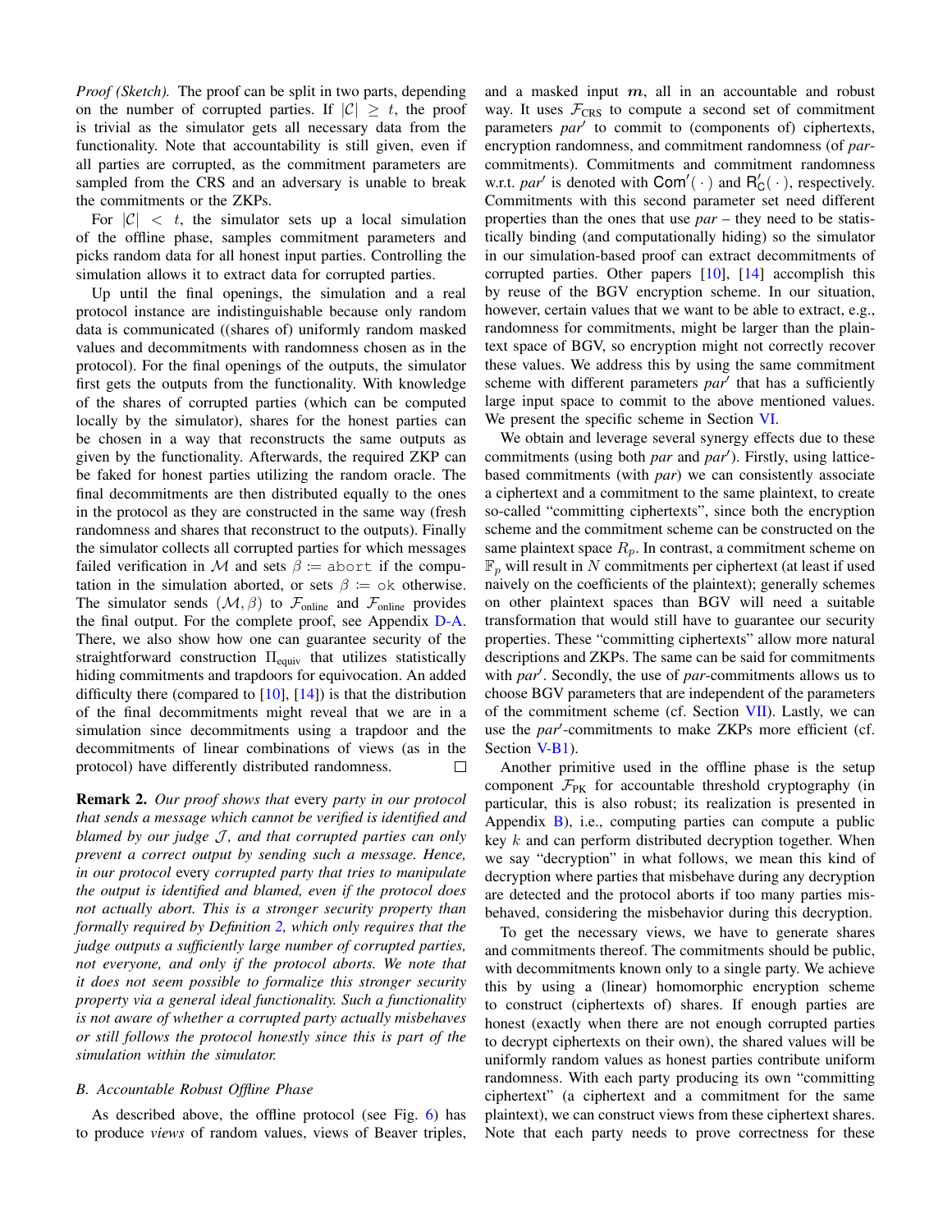*Proof (Sketch).* The proof can be split in two parts, depending on the number of corrupted parties. If $|\mathcal{C}| \geq t$, the proof is trivial as the simulator gets all necessary data from the functionality. Note that accountability is still given, even if all parties are corrupted, as the commitment parameters are sampled from the CRS and an adversary is unable to break the commitments or the ZKPs.

For $|\mathcal{C}| < t$, the simulator sets up a local simulation of the offline phase, samples commitment parameters and picks random data for all honest input parties. Controlling the simulation allows it to extract data for corrupted parties.

Up until the final openings, the simulation and a real protocol instance are indistinguishable because only random data is communicated ((shares of) uniformly random masked values and decommitments with randomness chosen as in the protocol). For the final openings of the outputs, the simulator first gets the outputs from the functionality. With knowledge of the shares of corrupted parties (which can be computed locally by the simulator), shares for the honest parties can be chosen in a way that reconstructs the same outputs as given by the functionality. Afterwards, the required ZKP can be faked for honest parties utilizing the random oracle. The final decommitments are then distributed equally to the ones in the protocol as they are constructed in the same way (fresh randomness and shares that reconstruct to the outputs). Finally the simulator collects all corrupted parties for which messages failed verification in $\mathcal{M}$ and sets $\beta := \texttt{abort}$ if the computation in the simulation aborted, or sets $\beta := \texttt{ok}$ otherwise. The simulator sends $(\mathcal{M}, \beta)$ to $\mathcal{F}_{\text{online}}$ and $\mathcal{F}_{\text{online}}$ provides the final output. For the complete proof, see Appendix D-A. There, we also show how one can guarantee security of the straightforward construction $\Pi_{\text{equiv}}$ that utilizes statistically hiding commitments and trapdoors for equivocation. An added difficulty there (compared to [10], [14]) is that the distribution of the final decommitments might reveal that we are in a simulation since decommitments using a trapdoor and the decommitments of linear combinations of views (as in the protocol) have differently distributed randomness. □

**Remark 2.** *Our proof shows that* every *party in our protocol that sends a message which cannot be verified is identified and blamed by our judge $\mathcal{J}$, and that corrupted parties can only prevent a correct output by sending such a message. Hence, in our protocol* every *corrupted party that tries to manipulate the output is identified and blamed, even if the protocol does not actually abort. This is a stronger security property than formally required by Definition 2, which only requires that the judge outputs a sufficiently large number of corrupted parties, not everyone, and only if the protocol aborts. We note that it does not seem possible to formalize this stronger security property via a general ideal functionality. Such a functionality is not aware of whether a corrupted party actually misbehaves or still follows the protocol honestly since this is part of the simulation within the simulator.*

### *B. Accountable Robust Offline Phase*

As described above, the offline protocol (see Fig. 6) has to produce *views* of random values, views of Beaver triples, and a masked input $\boldsymbol{m}$, all in an accountable and robust way. It uses $\mathcal{F}_{\text{CRS}}$ to compute a second set of commitment parameters $par'$ to commit to (components of) ciphertexts, encryption randomness, and commitment randomness (of $par$-commitments). Commitments and commitment randomness w.r.t. $par'$ is denoted with $\mathsf{Com}'(\,\cdot\,)$ and $\mathsf{R}'_{\mathsf{C}}(\,\cdot\,)$, respectively. Commitments with this second parameter set need different properties than the ones that use $par$ – they need to be statistically binding (and computationally hiding) so the simulator in our simulation-based proof can extract decommitments of corrupted parties. Other papers [10], [14] accomplish this by reuse of the BGV encryption scheme. In our situation, however, certain values that we want to be able to extract, e.g., randomness for commitments, might be larger than the plaintext space of BGV, so encryption might not correctly recover these values. We address this by using the same commitment scheme with different parameters $par'$ that has a sufficiently large input space to commit to the above mentioned values. We present the specific scheme in Section VI.

We obtain and leverage several synergy effects due to these commitments (using both $par$ and $par'$). Firstly, using lattice-based commitments (with $par$) we can consistently associate a ciphertext and a commitment to the same plaintext, to create so-called "committing ciphertexts", since both the encryption scheme and the commitment scheme can be constructed on the same plaintext space $R_p$. In contrast, a commitment scheme on $\mathbb{F}_p$ will result in $N$ commitments per ciphertext (at least if used naively on the coefficients of the plaintext); generally schemes on other plaintext spaces than BGV will need a suitable transformation that would still have to guarantee our security properties. These "committing ciphertexts" allow more natural descriptions and ZKPs. The same can be said for commitments with $par'$. Secondly, the use of $par$-commitments allows us to choose BGV parameters that are independent of the parameters of the commitment scheme (cf. Section VII). Lastly, we can use the $par'$-commitments to make ZKPs more efficient (cf. Section V-B1).

Another primitive used in the offline phase is the setup component $\mathcal{F}_{\text{PK}}$ for accountable threshold cryptography (in particular, this is also robust; its realization is presented in Appendix B), i.e., computing parties can compute a public key $k$ and can perform distributed decryption together. When we say "decryption" in what follows, we mean this kind of decryption where parties that misbehave during any decryption are detected and the protocol aborts if too many parties misbehaved, considering the misbehavior during this decryption.

To get the necessary views, we have to generate shares and commitments thereof. The commitments should be public, with decommitments known only to a single party. We achieve this by using a (linear) homomorphic encryption scheme to construct (ciphertexts of) shares. If enough parties are honest (exactly when there are not enough corrupted parties to decrypt ciphertexts on their own), the shared values will be uniformly random values as honest parties contribute uniform randomness. With each party producing its own "committing ciphertext" (a ciphertext and a commitment for the same plaintext), we can construct views from these ciphertext shares. Note that each party needs to prove correctness for these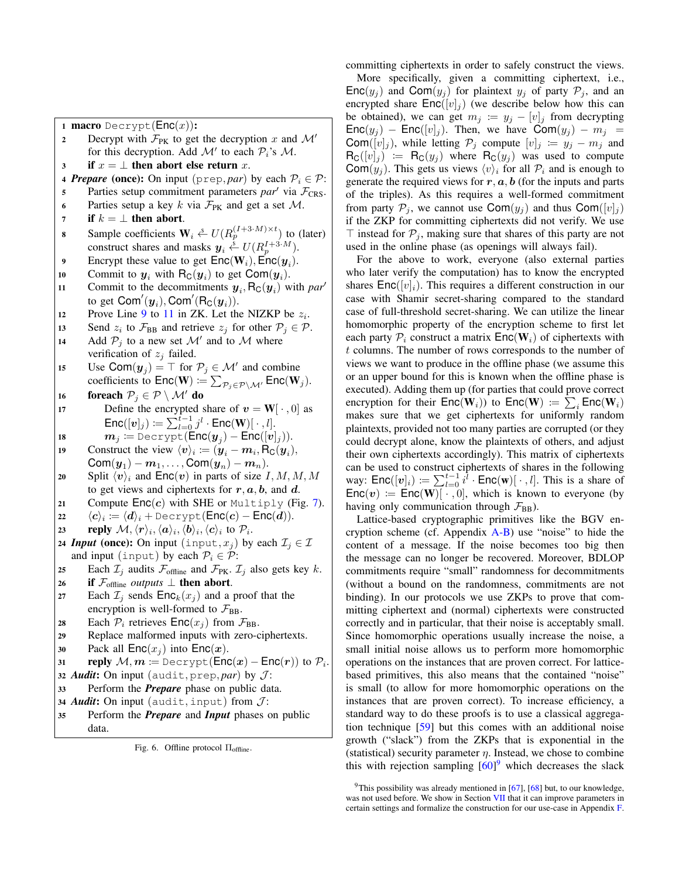```
1  macro Decrypt(Enc(x)):
2      Decrypt with F_PK to get the decryption x and M'
       for this decryption. Add M' to each P_i's M.
3      if x = ⊥ then abort else return x.
4  Prepare (once): On input (prep, par) by each P_i ∈ P:
5      Parties setup commitment parameters par' via F_CRS.
6      Parties setup a key k via F_PK and get a set M.
7      if k = ⊥ then abort.
8      Sample coefficients W_i <-$ U(R_p^{(I+3·M)×t}) to (later)
       construct shares and masks y_i <-$ U(R_p^{I+3·M}).
9      Encrypt these value to get Enc(W_i), Enc(y_i).
10     Commit to y_i with R_C(y_i) to get Com(y_i).
11     Commit to the decommitments y_i, R_C(y_i) with par'
       to get Com'(y_i), Com'(R_C(y_i)).
12     Prove Line 9 to 11 in ZK. Let the NIZKP be z_i.
13     Send z_i to F_BB and retrieve z_j for other P_j ∈ P.
14     Add P_j to a new set M' and to M where
       verification of z_j failed.
15     Use Com(y_j) = ⊤ for P_j ∈ M' and combine
       coefficients to Enc(W) := Σ_{P_j ∈ P\M'} Enc(W_j).
16     foreach P_j ∈ P \ M' do
17         Define the encrypted share of v = W[·,0] as
           Enc([v]_j) := Σ_{l=0}^{t-1} j^l · Enc(W)[·,l].
18         m_j := Decrypt(Enc(y_j) − Enc([v]_j)).
19     Construct the view ⟨v⟩_i := (y_i − m_i, R_C(y_i),
       Com(y_1) − m_1, ..., Com(y_n) − m_n).
20     Split ⟨v⟩_i and Enc(v) in parts of size I, M, M, M
       to get views and ciphertexts for r, a, b, and d.
21     Compute Enc(c) with SHE or Multiply (Fig. 7).
22     ⟨c⟩_i := ⟨d⟩_i + Decrypt(Enc(c) − Enc(d)).
23     reply M, ⟨r⟩_i, ⟨a⟩_i, ⟨b⟩_i, ⟨c⟩_i to P_i.
24 Input (once): On input (input, x_j) by each I_j ∈ I
   and input (input) by each P_i ∈ P:
25     Each I_j audits F_offline and F_PK. I_j also gets key k.
26     if F_offline outputs ⊥ then abort.
27     Each I_j sends Enc_k(x_j) and a proof that the
       encryption is well-formed to F_BB.
28     Each P_i retrieves Enc(x_j) from F_BB.
29     Replace malformed inputs with zero-ciphertexts.
30     Pack all Enc(x_j) into Enc(x).
31     reply M, m := Decrypt(Enc(x) − Enc(r)) to P_i.
32 Audit: On input (audit, prep, par) by J:
33     Perform the Prepare phase on public data.
34 Audit: On input (audit, input) from J:
35     Perform the Prepare and Input phases on public
       data.
```

Fig. 6. Offline protocol $\Pi_{\text{offline}}$.

committing ciphertexts in order to safely construct the views.

More specifically, given a committing ciphertext, i.e., $\mathsf{Enc}(y_j)$ and $\mathsf{Com}(y_j)$ for plaintext $y_j$ of party $\mathcal{P}_j$, and an encrypted share $\mathsf{Enc}([v]_j)$ (we describe below how this can be obtained), we can get $m_j := y_j - [v]_j$ from decrypting $\mathsf{Enc}(y_j) - \mathsf{Enc}([v]_j)$. Then, we have $\mathsf{Com}(y_j) - m_j = \mathsf{Com}([v]_j)$, while letting $\mathcal{P}_j$ compute $[v]_j := y_j - m_j$ and $\mathsf{R_C}([v]_j) := \mathsf{R_C}(y_j)$ where $\mathsf{R_C}(y_j)$ was used to compute $\mathsf{Com}(y_j)$. This gets us views $\langle v \rangle_i$ for all $\mathcal{P}_i$ and is enough to generate the required views for $\boldsymbol{r}, \boldsymbol{a}, \boldsymbol{b}$ (for the inputs and parts of the triples). As this requires a well-formed commitment from party $\mathcal{P}_j$, we cannot use $\mathsf{Com}(y_j)$ and thus $\mathsf{Com}([v]_j)$ if the ZKP for committing ciphertexts did not verify. We use $\top$ instead for $\mathcal{P}_j$, making sure that shares of this party are not used in the online phase (as openings will always fail).

For the above to work, everyone (also external parties who later verify the computation) has to know the encrypted shares $\mathsf{Enc}([v]_i)$. This requires a different construction in our case with Shamir secret-sharing compared to the standard case of full-threshold secret-sharing. We can utilize the linear homomorphic property of the encryption scheme to first let each party $\mathcal{P}_i$ construct a matrix $\mathsf{Enc}(\mathbf{W}_i)$ of ciphertexts with $t$ columns. The number of rows corresponds to the number of views we want to produce in the offline phase (we assume this or an upper bound for this is known when the offline phase is executed). Adding them up (for parties that could prove correct encryption for their $\mathsf{Enc}(\mathbf{W}_i)$) to $\mathsf{Enc}(\mathbf{W}) := \sum_i \mathsf{Enc}(\mathbf{W}_i)$ makes sure that we get ciphertexts for uniformly random plaintexts, provided not too many parties are corrupted (or they could decrypt alone, know the plaintexts of others, and adjust their own ciphertexts accordingly). This matrix of ciphertexts can be used to construct ciphertexts of shares in the following way: $\mathsf{Enc}([v]_i) := \sum_{l=0}^{t-1} i^l \cdot \mathsf{Enc}(\mathbf{w})[\cdot, l]$. This is a share of $\mathsf{Enc}(\boldsymbol{v}) := \mathsf{Enc}(\mathbf{W})[\cdot, 0]$, which is known to everyone (by having only communication through $\mathcal{F}_{\text{BB}}$).

Lattice-based cryptographic primitives like the BGV encryption scheme (cf. Appendix A-B) use "noise" to hide the content of a message. If the noise becomes too big then the message can no longer be recovered. Moreover, BDLOP commitments require "small" randomness for decommitments (without a bound on the randomness, commitments are not binding). In our protocols we use ZKPs to prove that committing ciphertext and (normal) ciphertexts were constructed correctly and in particular, that their noise is acceptably small. Since homomorphic operations usually increase the noise, a small initial noise allows us to perform more homomorphic operations on the instances that are proven correct. For lattice-based primitives, this also means that the contained "noise" is small (to allow for more homomorphic operations on the instances that are proven correct). To increase efficiency, a standard way to do these proofs is to use a classical aggregation technique [59] but this comes with an additional noise growth ("slack") from the ZKPs that is exponential in the (statistical) security parameter $\eta$. Instead, we chose to combine this with rejection sampling [60][9] which decreases the slack

[9]This possibility was already mentioned in [67], [68] but, to our knowledge, was not used before. We show in Section VII that it can improve parameters in certain settings and formalize the construction for our use-case in Appendix F.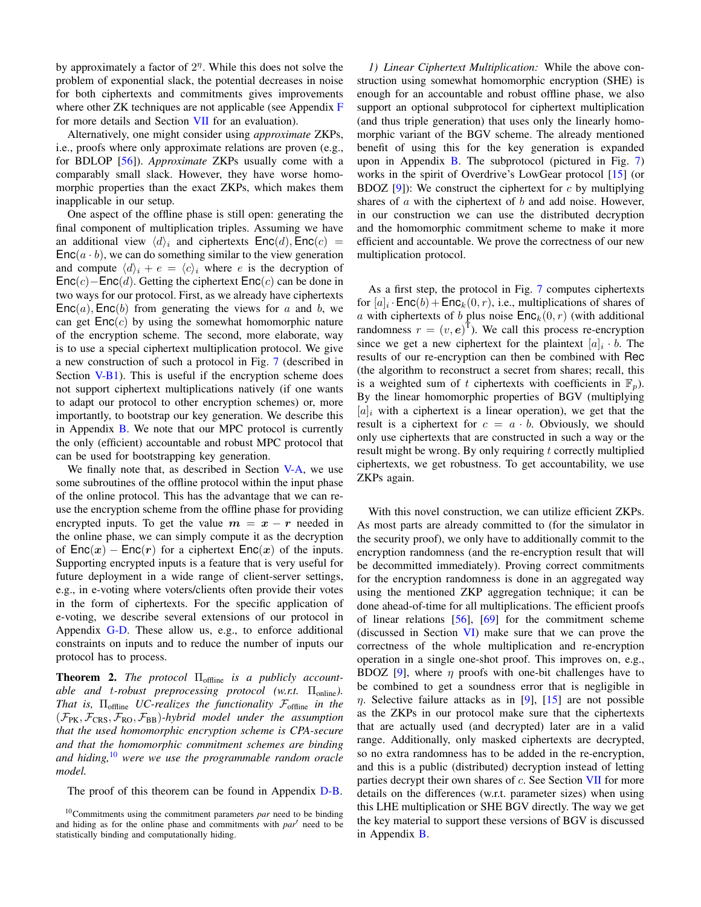by approximately a factor of $2^\eta$. While this does not solve the problem of exponential slack, the potential decreases in noise for both ciphertexts and commitments gives improvements where other ZK techniques are not applicable (see Appendix F for more details and Section VII for an evaluation).

Alternatively, one might consider using *approximate* ZKPs, i.e., proofs where only approximate relations are proven (e.g., for BDLOP [56]). *Approximate* ZKPs usually come with a comparably small slack. However, they have worse homomorphic properties than the exact ZKPs, which makes them inapplicable in our setup.

One aspect of the offline phase is still open: generating the final component of multiplication triples. Assuming we have an additional view $\langle d \rangle_i$ and ciphertexts $\mathsf{Enc}(d), \mathsf{Enc}(c) = \mathsf{Enc}(a \cdot b)$, we can do something similar to the view generation and compute $\langle d \rangle_i + e = \langle c \rangle_i$ where $e$ is the decryption of $\mathsf{Enc}(c) - \mathsf{Enc}(d)$. Getting the ciphertext $\mathsf{Enc}(c)$ can be done in two ways for our protocol. First, as we already have ciphertexts $\mathsf{Enc}(a), \mathsf{Enc}(b)$ from generating the views for $a$ and $b$, we can get $\mathsf{Enc}(c)$ by using the somewhat homomorphic nature of the encryption scheme. The second, more elaborate, way is to use a special ciphertext multiplication protocol. We give a new construction of such a protocol in Fig. 7 (described in Section V-B1). This is useful if the encryption scheme does not support ciphertext multiplications natively (if one wants to adapt our protocol to other encryption schemes) or, more importantly, to bootstrap our key generation. We describe this in Appendix B. We note that our MPC protocol is currently the only (efficient) accountable and robust MPC protocol that can be used for bootstrapping key generation.

We finally note that, as described in Section V-A, we use some subroutines of the offline protocol within the input phase of the online protocol. This has the advantage that we can re-use the encryption scheme from the offline phase for providing encrypted inputs. To get the value $\boldsymbol{m} = \boldsymbol{x} - \boldsymbol{r}$ needed in the online phase, we can simply compute it as the decryption of $\mathsf{Enc}(\boldsymbol{x}) - \mathsf{Enc}(\boldsymbol{r})$ for a ciphertext $\mathsf{Enc}(\boldsymbol{x})$ of the inputs. Supporting encrypted inputs is a feature that is very useful for future deployment in a wide range of client-server settings, e.g., in e-voting where voters/clients often provide their votes in the form of ciphertexts. For the specific application of e-voting, we describe several extensions of our protocol in Appendix G-D. These allow us, e.g., to enforce additional constraints on inputs and to reduce the number of inputs our protocol has to process.

**Theorem 2.** *The protocol $\Pi_{\text{offline}}$ is a publicly accountable and $t$-robust preprocessing protocol (w.r.t. $\Pi_{\text{online}}$). That is, $\Pi_{\text{offline}}$ UC-realizes the functionality $\mathcal{F}_{\text{offline}}$ in the $(\mathcal{F}_{\text{PK}}, \mathcal{F}_{\text{CRS}}, \mathcal{F}_{\text{RO}}, \mathcal{F}_{\text{BB}})$-hybrid model under the assumption that the used homomorphic encryption scheme is CPA-secure and that the homomorphic commitment schemes are binding and hiding,[10] were we use the programmable random oracle model.*

The proof of this theorem can be found in Appendix D-B.

[10] Commitments using the commitment parameters *par* need to be binding and hiding as for the online phase and commitments with *par'* need to be statistically binding and computationally hiding.

*1) Linear Ciphertext Multiplication:* While the above construction using somewhat homomorphic encryption (SHE) is enough for an accountable and robust offline phase, we also support an optional subprotocol for ciphertext multiplication (and thus triple generation) that uses only the linearly homomorphic variant of the BGV scheme. The already mentioned benefit of using this for the key generation is expanded upon in Appendix B. The subprotocol (pictured in Fig. 7) works in the spirit of Overdrive's LowGear protocol [15] (or BDOZ [9]): We construct the ciphertext for $c$ by multiplying shares of $a$ with the ciphertext of $b$ and add noise. However, in our construction we can use the distributed decryption and the homomorphic commitment scheme to make it more efficient and accountable. We prove the correctness of our new multiplication protocol.

As a first step, the protocol in Fig. 7 computes ciphertexts for $[a]_i \cdot \mathsf{Enc}(b) + \mathsf{Enc}_k(0, r)$, i.e., multiplications of shares of $a$ with ciphertexts of $b$ plus noise $\mathsf{Enc}_k(0, r)$ (with additional randomness $r = (v, \boldsymbol{e})^{\mathrm{T}}$). We call this process re-encryption since we get a new ciphertext for the plaintext $[a]_i \cdot b$. The results of our re-encryption can then be combined with $\mathsf{Rec}$ (the algorithm to reconstruct a secret from shares; recall, this is a weighted sum of $t$ ciphertexts with coefficients in $\mathbb{F}_p$). By the linear homomorphic properties of BGV (multiplying $[a]_i$ with a ciphertext is a linear operation), we get that the result is a ciphertext for $c = a \cdot b$. Obviously, we should only use ciphertexts that are constructed in such a way or the result might be wrong. By only requiring $t$ correctly multiplied ciphertexts, we get robustness. To get accountability, we use ZKPs again.

With this novel construction, we can utilize efficient ZKPs. As most parts are already committed to (for the simulator in the security proof), we only have to additionally commit to the encryption randomness (and the re-encryption result that will be decommitted immediately). Proving correct commitments for the encryption randomness is done in an aggregated way using the mentioned ZKP aggregation technique; it can be done ahead-of-time for all multiplications. The efficient proofs of linear relations [56], [69] for the commitment scheme (discussed in Section VI) make sure that we can prove the correctness of the whole multiplication and re-encryption operation in a single one-shot proof. This improves on, e.g., BDOZ [9], where $\eta$ proofs with one-bit challenges have to be combined to get a soundness error that is negligible in $\eta$. Selective failure attacks as in [9], [15] are not possible as the ZKPs in our protocol make sure that the ciphertexts that are actually used (and decrypted) later are in a valid range. Additionally, only masked ciphertexts are decrypted, so no extra randomness has to be added in the re-encryption, and this is a public (distributed) decryption instead of letting parties decrypt their own shares of $c$. See Section VII for more details on the differences (w.r.t. parameter sizes) when using this LHE multiplication or SHE BGV directly. The way we get the key material to support these versions of BGV is discussed in Appendix B.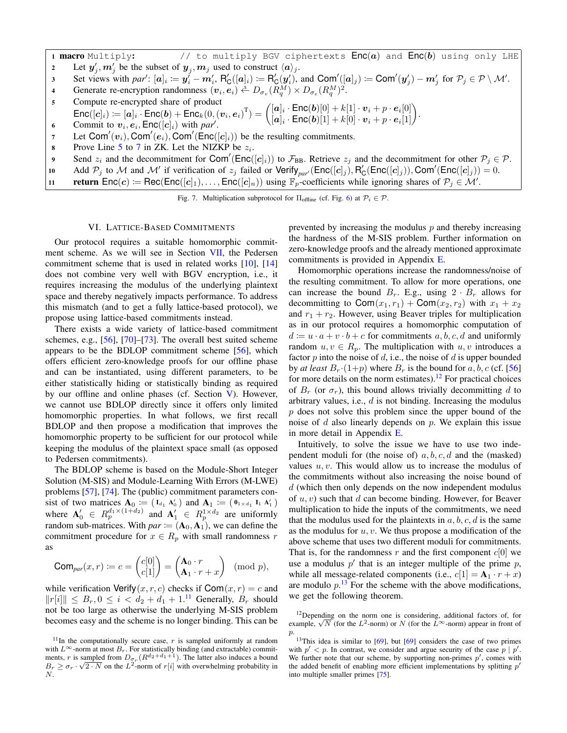```
1  macro Multiply:          // to multiply BGV ciphertexts Enc(a) and Enc(b) using only LHE
2      Let y'_j, m'_j be the subset of y_j, m_j used to construct ⟨a⟩_j.
3      Set views with par': [a]_i := y'_i − m'_i, R'_C([a]_i) := R'_C(y'_i), and Com'([a]_j) := Com'(y'_j) − m'_j for P_j ∈ P \ M'.
4      Generate re-encryption randomness (v_i, e_i) ←$ D_{σ_v}(R_q^M) × D_{σ_e}(R_q^M)^2.
5      Compute re-encrypted share of product
       Enc([c]_i) := [a]_i · Enc(b) + Enc_k(0, (v_i, e_i)^T) = ( [a]_i · Enc(b)[0] + k[1] · v_i + p · e_i[0] ; [a]_i · Enc(b)[1] + k[0] · v_i + p · e_i[1] ).
6      Commit to v_i, e_i, Enc([c]_i) with par'.
7      Let Com'(v_i), Com'(e_i), Com'(Enc([c]_i)) be the resulting commitments.
8      Prove Line 5 to 7 in ZK. Let the NIZKP be z_i.
9      Send z_i and the decommitment for Com'(Enc([c]_i)) to F_BB. Retrieve z_j and the decommitment for other P_j ∈ P.
10     Add P_j to M and M' if verification of z_j failed or Verify_{par'}(Enc([c]_j), R'_C(Enc([c]_j)), Com'(Enc([c]_j)) = 0.
11     return Enc(c) := Rec(Enc([c]_1), ..., Enc([c]_n)) using F_p-coefficients while ignoring shares of P_j ∈ M'.
```

Fig. 7. Multiplication subprotocol for $\Pi_{\text{offline}}$ (cf. Fig. 6) at $\mathcal{P}_i \in \mathcal{P}$.

## VI. Lattice-Based Commitments

Our protocol requires a suitable homomorphic commitment scheme. As we will see in Section VII, the Pedersen commitment scheme that is used in related works [10], [14] does not combine very well with BGV encryption, i.e., it requires increasing the modulus of the underlying plaintext space and thereby negatively impacts performance. To address this mismatch (and to get a fully lattice-based protocol), we propose using lattice-based commitments instead.

There exists a wide variety of lattice-based commitment schemes, e.g., [56], [70]–[73]. The overall best suited scheme appears to be the BDLOP commitment scheme [56], which offers efficient zero-knowledge proofs for our offline phase and can be instantiated, using different parameters, to be either statistically hiding or statistically binding as required by our offline and online phases (cf. Section V). However, we cannot use BDLOP directly since it offers only limited homomorphic properties. In what follows, we first recall BDLOP and then propose a modification that improves the homomorphic property to be sufficient for our protocol while keeping the modulus of the plaintext space small (as opposed to Pedersen commitments).

The BDLOP scheme is based on the Module-Short Integer Solution (M-SIS) and Module-Learning With Errors (M-LWE) problems [57], [74]. The (public) commitment parameters consist of two matrices $\mathbf{A}_0 := (\, \mathbf{I}_{d_1} \; \mathbf{A}'_0 \,)$ and $\mathbf{A}_1 := (\, \mathbf{0}_{1\times d_1} \; \mathbf{I}_1 \; \mathbf{A}'_1 \,)$ where $\mathbf{A}'_0 \in R_p^{d_1 \times (1+d_2)}$ and $\mathbf{A}'_1 \in R_p^{1 \times d_2}$ are uniformly random sub-matrices. With $par := (\mathbf{A}_0, \mathbf{A}_1)$, we can define the commitment procedure for $x \in R_p$ with small randomness $r$ as

$$\mathsf{Com}_{par}(x, r) := c = \begin{pmatrix} c[0] \\ c[1] \end{pmatrix} = \begin{pmatrix} \mathbf{A}_0 \cdot r \\ \mathbf{A}_1 \cdot r + x \end{pmatrix} \pmod{p},$$

while verification $\mathsf{Verify}(x, r, c)$ checks if $\mathsf{Com}(x, r) = c$ and $\|r[i]\| \leq B_r, 0 \leq i < d_2 + d_1 + 1$.[11] Generally, $B_r$ should not be too large as otherwise the underlying M-SIS problem becomes easy and the scheme is no longer binding. This can be prevented by increasing the modulus $p$ and thereby increasing the hardness of the M-SIS problem. Further information on zero-knowledge proofs and the already mentioned approximate commitments is provided in Appendix E.

Homomorphic operations increase the randomness/noise of the resulting commitment. To allow for more operations, one can increase the bound $B_r$. E.g., using $2 \cdot B_r$ allows for decommitting to $\mathsf{Com}(x_1, r_1) + \mathsf{Com}(x_2, r_2)$ with $x_1 + x_2$ and $r_1 + r_2$. However, using Beaver triples for multiplication as in our protocol requires a homomorphic computation of $d := u \cdot a + v \cdot b + c$ for commitments $a, b, c, d$ and uniformly random $u, v \in R_p$. The multiplication with $u, v$ introduces a factor $p$ into the noise of $d$, i.e., the noise of $d$ is upper bounded by *at least* $B_r \cdot (1+p)$ where $B_r$ is the bound for $a, b, c$ (cf. [56] for more details on the norm estimates).[12] For practical choices of $B_r$ (or $\sigma_r$), this bound allows trivially decommitting $d$ to arbitrary values, i.e., $d$ is not binding. Increasing the modulus $p$ does not solve this problem since the upper bound of the noise of $d$ also linearly depends on $p$. We explain this issue in more detail in Appendix E.

Intuitively, to solve the issue we have to use two independent moduli for (the noise of) $a, b, c, d$ and the (masked) values $u, v$. This would allow us to increase the modulus of the commitments without also increasing the noise bound of $d$ (which then only depends on the now independent modulus of $u, v$) such that $d$ can become binding. However, for Beaver multiplication to hide the inputs of the commitments, we need that the modulus used for the plaintexts in $a, b, c, d$ is the same as the modulus for $u, v$. We thus propose a modification of the above scheme that uses two different moduli for commitments. That is, for the randomness $r$ and the first component $c[0]$ we use a modulus $p'$ that is an integer multiple of the prime $p$, while all message-related components (i.e., $c[1] = \mathbf{A}_1 \cdot r + x$) are modulo $p$.[13] For the scheme with the above modifications, we get the following theorem.

[11] In the computationally secure case, $r$ is sampled uniformly at random with $L^\infty$-norm at most $B_r$. For statistically binding (and extractable) commitments, $r$ is sampled from $D_{\sigma_r}(R^{d_2+d_1+1})$. The latter also induces a bound $B_r \geq \sigma_r \cdot \sqrt{2 \cdot N}$ on the $L^2$-norm of $r[i]$ with overwhelming probability in $N$.

[12] Depending on the norm one is considering, additional factors of, for example, $\sqrt{N}$ (for the $L^2$-norm) or $N$ (for the $L^\infty$-norm) appear in front of $p$.

[13] This idea is similar to [69], but [69] considers the case of two primes with $p' < p$. In contrast, we consider and argue security of the case $p \mid p'$. We further note that our scheme, by supporting non-primes $p'$, comes with the added benefit of enabling more efficient implementations by splitting $p'$ into multiple smaller primes [75].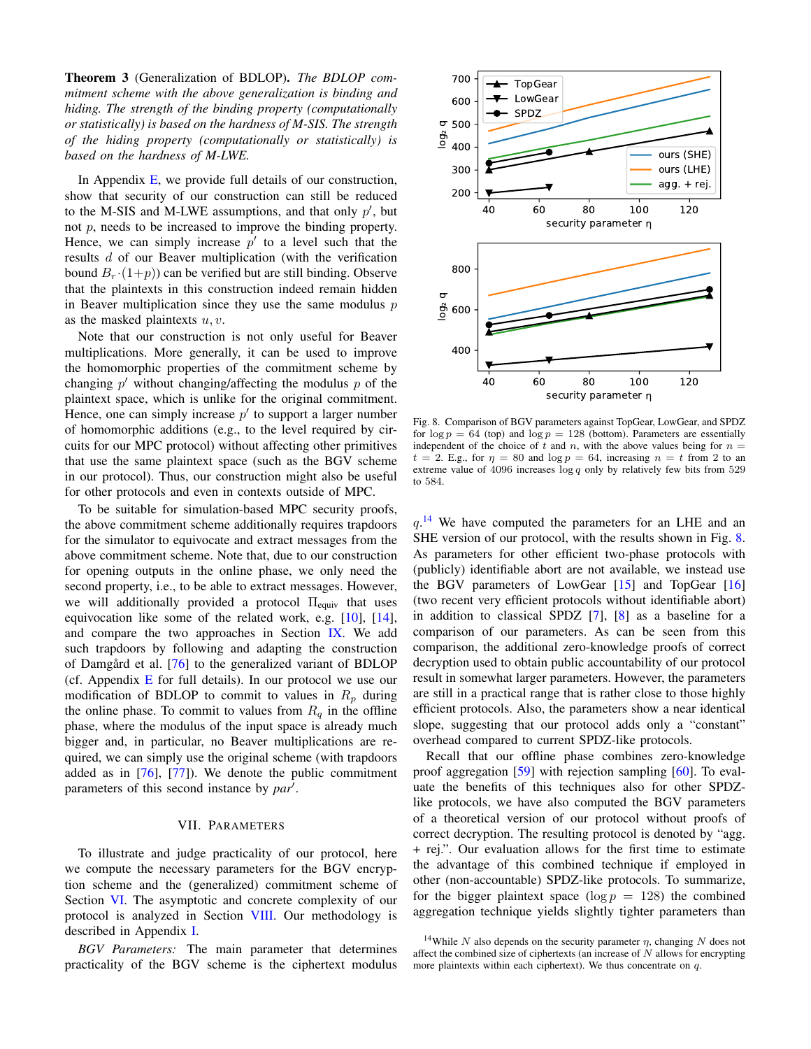**Theorem 3** (Generalization of BDLOP). *The BDLOP commitment scheme with the above generalization is binding and hiding. The strength of the binding property (computationally or statistically) is based on the hardness of M-SIS. The strength of the hiding property (computationally or statistically) is based on the hardness of M-LWE.*

In Appendix E, we provide full details of our construction, show that security of our construction can still be reduced to the M-SIS and M-LWE assumptions, and that only $p'$, but not $p$, needs to be increased to improve the binding property. Hence, we can simply increase $p'$ to a level such that the results $d$ of our Beaver multiplication (with the verification bound $B_r \cdot (1+p)$) can be verified but are still binding. Observe that the plaintexts in this construction indeed remain hidden in Beaver multiplication since they use the same modulus $p$ as the masked plaintexts $u, v$.

Note that our construction is not only useful for Beaver multiplications. More generally, it can be used to improve the homomorphic properties of the commitment scheme by changing $p'$ without changing/affecting the modulus $p$ of the plaintext space, which is unlike for the original commitment. Hence, one can simply increase $p'$ to support a larger number of homomorphic additions (e.g., to the level required by circuits for our MPC protocol) without affecting other primitives that use the same plaintext space (such as the BGV scheme in our protocol). Thus, our construction might also be useful for other protocols and even in contexts outside of MPC.

To be suitable for simulation-based MPC security proofs, the above commitment scheme additionally requires trapdoors for the simulator to equivocate and extract messages from the above commitment scheme. Note that, due to our construction for opening outputs in the online phase, we only need the second property, i.e., to be able to extract messages. However, we will additionally provided a protocol $\Pi_{\text{equiv}}$ that uses equivocation like some of the related work, e.g. [10], [14], and compare the two approaches in Section IX. We add such trapdoors by following and adapting the construction of Damgård et al. [76] to the generalized variant of BDLOP (cf. Appendix E for full details). In our protocol we use our modification of BDLOP to commit to values in $R_p$ during the online phase. To commit to values from $R_q$ in the offline phase, where the modulus of the input space is already much bigger and, in particular, no Beaver multiplications are required, we can simply use the original scheme (with trapdoors added as in [76], [77]). We denote the public commitment parameters of this second instance by $par'$.

## VII. Parameters

To illustrate and judge practicality of our protocol, here we compute the necessary parameters for the BGV encryption scheme and the (generalized) commitment scheme of Section VI. The asymptotic and concrete complexity of our protocol is analyzed in Section VIII. Our methodology is described in Appendix I.

*BGV Parameters:* The main parameter that determines practicality of the BGV scheme is the ciphertext modulus $q$.[14] We have computed the parameters for an LHE and an SHE version of our protocol, with the results shown in Fig. 8. As parameters for other efficient two-phase protocols with (publicly) identifiable abort are not available, we instead use the BGV parameters of LowGear [15] and TopGear [16] (two recent very efficient protocols without identifiable abort) in addition to classical SPDZ [7], [8] as a baseline for a comparison of our parameters. As can be seen from this comparison, the additional zero-knowledge proofs of correct decryption used to obtain public accountability of our protocol result in somewhat larger parameters. However, the parameters are still in a practical range that is rather close to those highly efficient protocols. Also, the parameters show a near identical slope, suggesting that our protocol adds only a "constant" overhead compared to current SPDZ-like protocols.

Fig. 8. Comparison of BGV parameters against TopGear, LowGear, and SPDZ for $\log p = 64$ (top) and $\log p = 128$ (bottom). Parameters are essentially independent of the choice of $t$ and $n$, with the above values being for $n = t = 2$. E.g., for $\eta = 80$ and $\log p = 64$, increasing $n = t$ from 2 to an extreme value of 4096 increases $\log q$ only by relatively few bits from 529 to 584.

Recall that our offline phase combines zero-knowledge proof aggregation [59] with rejection sampling [60]. To evaluate the benefits of this techniques also for other SPDZ-like protocols, we have also computed the BGV parameters of a theoretical version of our protocol without proofs of correct decryption. The resulting protocol is denoted by "agg. + rej.". Our evaluation allows for the first time to estimate the advantage of this combined technique if employed in other (non-accountable) SPDZ-like protocols. To summarize, for the bigger plaintext space ($\log p = 128$) the combined aggregation technique yields slightly tighter parameters than

[14] While $N$ also depends on the security parameter $\eta$, changing $N$ does not affect the combined size of ciphertexts (an increase of $N$ allows for encrypting more plaintexts within each ciphertext). We thus concentrate on $q$.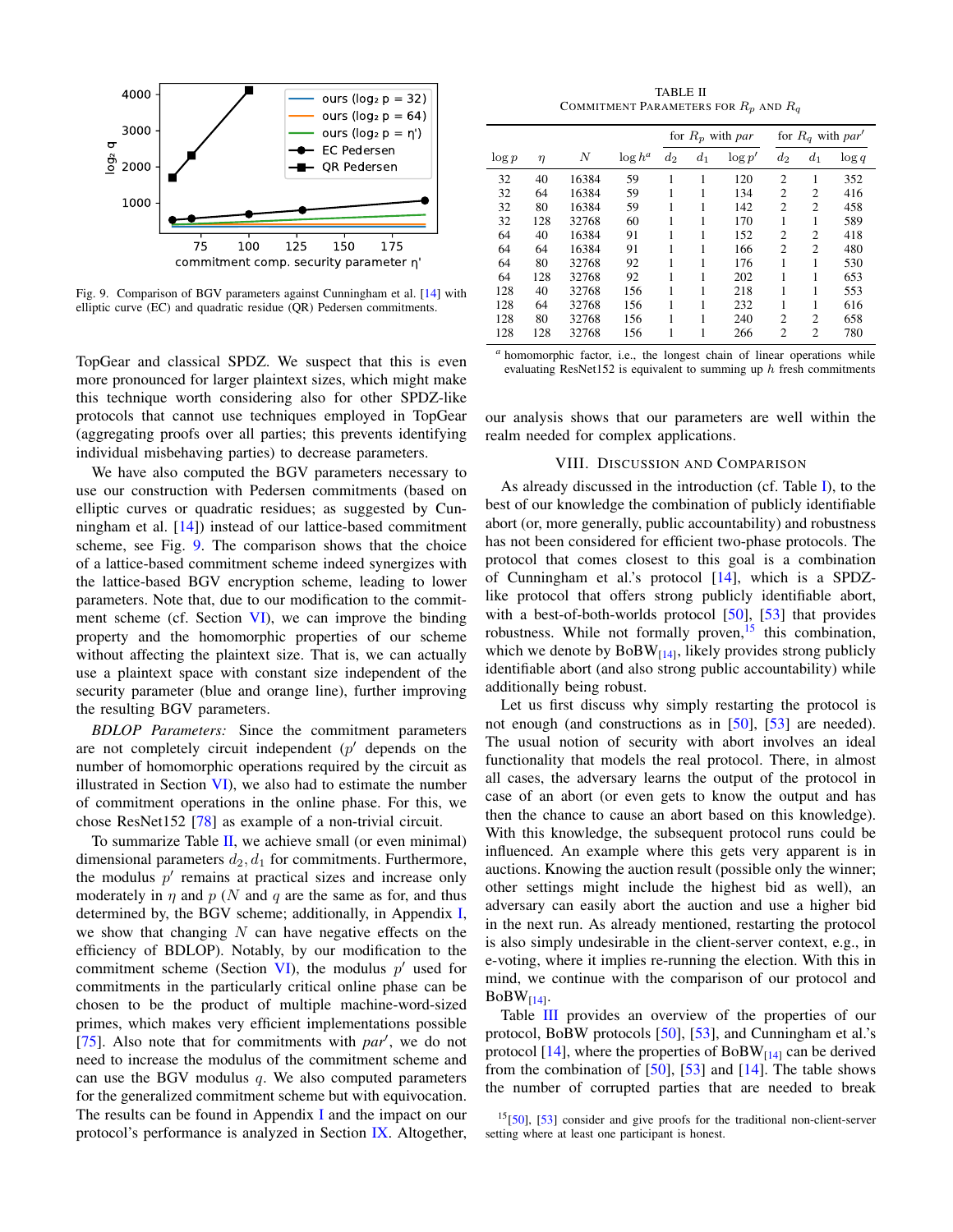Fig. 9. Comparison of BGV parameters against Cunningham et al. [14] with elliptic curve (EC) and quadratic residue (QR) Pedersen commitments.

TopGear and classical SPDZ. We suspect that this is even more pronounced for larger plaintext sizes, which might make this technique worth considering also for other SPDZ-like protocols that cannot use techniques employed in TopGear (aggregating proofs over all parties; this prevents identifying individual misbehaving parties) to decrease parameters.

We have also computed the BGV parameters necessary to use our construction with Pedersen commitments (based on elliptic curves or quadratic residues; as suggested by Cunningham et al. [14]) instead of our lattice-based commitment scheme, see Fig. 9. The comparison shows that the choice of a lattice-based commitment scheme indeed synergizes with the lattice-based BGV encryption scheme, leading to lower parameters. Note that, due to our modification to the commitment scheme (cf. Section VI), we can improve the binding property and the homomorphic properties of our scheme without affecting the plaintext size. That is, we can actually use a plaintext space with constant size independent of the security parameter (blue and orange line), further improving the resulting BGV parameters.

*BDLOP Parameters:* Since the commitment parameters are not completely circuit independent ($p'$ depends on the number of homomorphic operations required by the circuit as illustrated in Section VI), we also had to estimate the number of commitment operations in the online phase. For this, we chose ResNet152 [78] as example of a non-trivial circuit.

To summarize Table II, we achieve small (or even minimal) dimensional parameters $d_2, d_1$ for commitments. Furthermore, the modulus $p'$ remains at practical sizes and increase only moderately in $\eta$ and $p$ ($N$ and $q$ are the same as for, and thus determined by, the BGV scheme; additionally, in Appendix I, we show that changing $N$ can have negative effects on the efficiency of BDLOP). Notably, by our modification to the commitment scheme (Section VI), the modulus $p'$ used for commitments in the particularly critical online phase can be chosen to be the product of multiple machine-word-sized primes, which makes very efficient implementations possible [75]. Also note that for commitments with $par'$, we do not need to increase the modulus of the commitment scheme and can use the BGV modulus $q$. We also computed parameters for the generalized commitment scheme but with equivocation. The results can be found in Appendix I and the impact on our protocol's performance is analyzed in Section IX. Altogether,

TABLE II
COMMITMENT PARAMETERS FOR $R_p$ AND $R_q$

| $\log p$ | $\eta$ | $N$ | $\log h^a$ | for $R_p$ with $par$ $d_2$ | $d_1$ | $\log p'$ | for $R_q$ with $par'$ $d_2$ | $d_1$ | $\log q$ |
|---|---|---|---|---|---|---|---|---|---|
| 32 | 40 | 16384 | 59 | 1 | 1 | 120 | 2 | 1 | 352 |
| 32 | 64 | 16384 | 59 | 1 | 1 | 134 | 2 | 2 | 416 |
| 32 | 80 | 16384 | 59 | 1 | 1 | 142 | 2 | 2 | 458 |
| 32 | 128 | 32768 | 60 | 1 | 1 | 170 | 1 | 1 | 589 |
| 64 | 40 | 16384 | 91 | 1 | 1 | 152 | 2 | 2 | 418 |
| 64 | 64 | 16384 | 91 | 1 | 1 | 166 | 2 | 2 | 480 |
| 64 | 80 | 32768 | 92 | 1 | 1 | 176 | 1 | 1 | 530 |
| 64 | 128 | 32768 | 92 | 1 | 1 | 202 | 1 | 1 | 653 |
| 128 | 40 | 32768 | 156 | 1 | 1 | 218 | 1 | 1 | 553 |
| 128 | 64 | 32768 | 156 | 1 | 1 | 232 | 1 | 1 | 616 |
| 128 | 80 | 32768 | 156 | 1 | 1 | 240 | 2 | 2 | 658 |
| 128 | 128 | 32768 | 156 | 1 | 1 | 266 | 2 | 2 | 780 |

$^a$ homomorphic factor, i.e., the longest chain of linear operations while evaluating ResNet152 is equivalent to summing up $h$ fresh commitments

our analysis shows that our parameters are well within the realm needed for complex applications.

## VIII. Discussion and Comparison

As already discussed in the introduction (cf. Table I), to the best of our knowledge the combination of publicly identifiable abort (or, more generally, public accountability) and robustness has not been considered for efficient two-phase protocols. The protocol that comes closest to this goal is a combination of Cunningham et al.'s protocol [14], which is a SPDZ-like protocol that offers strong publicly identifiable abort, with a best-of-both-worlds protocol [50], [53] that provides robustness. While not formally proven,[15] this combination, which we denote by $\text{BoBW}_{[14]}$, likely provides strong publicly identifiable abort (and also strong public accountability) while additionally being robust.

Let us first discuss why simply restarting the protocol is not enough (and constructions as in [50], [53] are needed). The usual notion of security with abort involves an ideal functionality that models the real protocol. There, in almost all cases, the adversary learns the output of the protocol in case of an abort (or even gets to know the output and has then the chance to cause an abort based on this knowledge). With this knowledge, the subsequent protocol runs could be influenced. An example where this gets very apparent is in auctions. Knowing the auction result (possible only the winner; other settings might include the highest bid as well), an adversary can easily abort the auction and use a higher bid in the next run. As already mentioned, restarting the protocol is also simply undesirable in the client-server context, e.g., in e-voting, where it implies re-running the election. With this in mind, we continue with the comparison of our protocol and $\text{BoBW}_{[14]}$.

Table III provides an overview of the properties of our protocol, BoBW protocols [50], [53], and Cunningham et al.'s protocol [14], where the properties of $\text{BoBW}_{[14]}$ can be derived from the combination of [50], [53] and [14]. The table shows the number of corrupted parties that are needed to break

[15][50], [53] consider and give proofs for the traditional non-client-server setting where at least one participant is honest.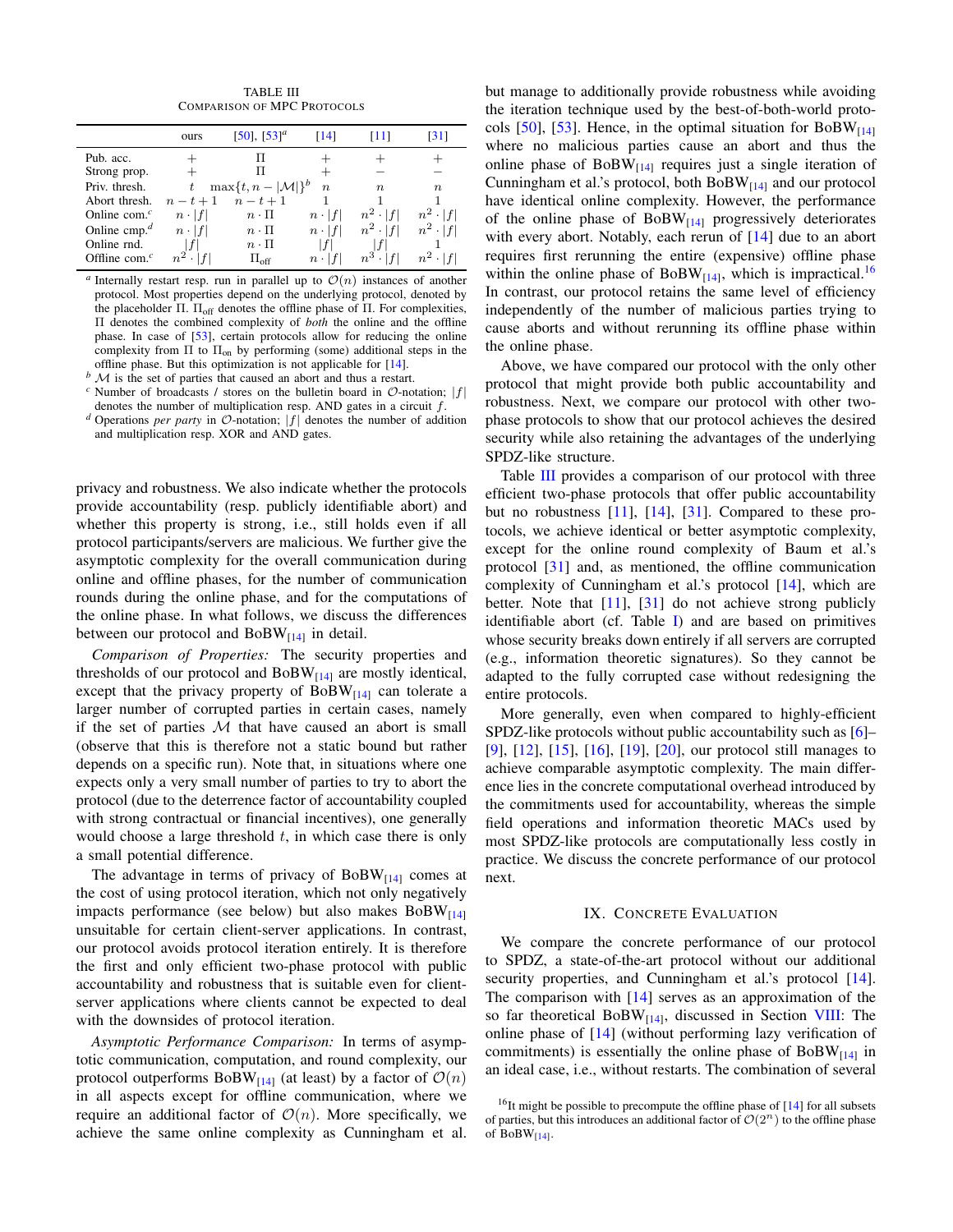TABLE III
COMPARISON OF MPC PROTOCOLS

| | ours | [50], [53][a] | [14] | [11] | [31] |
|---|---|---|---|---|---|
| Pub. acc. | + | Π | + | + | + |
| Strong prop. | + | Π | + | − | − |
| Priv. thresh. | $t$ | $\max\{t, n - \lvert\mathcal{M}\rvert\}$[b] | $n$ | $n$ | $n$ |
| Abort thresh. | $n-t+1$ | $n-t+1$ | 1 | 1 | 1 |
| Online com.[c] | $n \cdot \lvert f\rvert$ | $n \cdot \Pi$ | $n \cdot \lvert f\rvert$ | $n^2 \cdot \lvert f\rvert$ | $n^2 \cdot \lvert f\rvert$ |
| Online cmp.[d] | $n \cdot \lvert f\rvert$ | $n \cdot \Pi$ | $n \cdot \lvert f\rvert$ | $n^2 \cdot \lvert f\rvert$ | $n^2 \cdot \lvert f\rvert$ |
| Online rnd. | $\lvert f\rvert$ | $n \cdot \Pi$ | $\lvert f\rvert$ | $\lvert f\rvert$ | 1 |
| Offline com.[c] | $n^2 \cdot \lvert f\rvert$ | $\Pi_{\text{off}}$ | $n \cdot \lvert f\rvert$ | $n^3 \cdot \lvert f\rvert$ | $n^2 \cdot \lvert f\rvert$ |

[a] Internally restart resp. run in parallel up to $\mathcal{O}(n)$ instances of another protocol. Most properties depend on the underlying protocol, denoted by the placeholder Π. $\Pi_{\text{off}}$ denotes the offline phase of Π. For complexities, Π denotes the combined complexity of *both* the online and the offline phase. In case of [53], certain protocols allow for reducing the online complexity from Π to $\Pi_{\text{on}}$ by performing (some) additional steps in the offline phase. But this optimization is not applicable for [14].

[b] $\mathcal{M}$ is the set of parties that caused an abort and thus a restart.

[c] Number of broadcasts / stores on the bulletin board in $\mathcal{O}$-notation; $|f|$ denotes the number of multiplication resp. AND gates in a circuit $f$.

[d] Operations *per party* in $\mathcal{O}$-notation; $|f|$ denotes the number of addition and multiplication resp. XOR and AND gates.

privacy and robustness. We also indicate whether the protocols provide accountability (resp. publicly identifiable abort) and whether this property is strong, i.e., still holds even if all protocol participants/servers are malicious. We further give the asymptotic complexity for the overall communication during online and offline phases, for the number of communication rounds during the online phase, and for the computations of the online phase. In what follows, we discuss the differences between our protocol and $\text{BoBW}_{[14]}$ in detail.

*Comparison of Properties:* The security properties and thresholds of our protocol and $\text{BoBW}_{[14]}$ are mostly identical, except that the privacy property of $\text{BoBW}_{[14]}$ can tolerate a larger number of corrupted parties in certain cases, namely if the set of parties $\mathcal{M}$ that have caused an abort is small (observe that this is therefore not a static bound but rather depends on a specific run). Note that, in situations where one expects only a very small number of parties to try to abort the protocol (due to the deterrence factor of accountability coupled with strong contractual or financial incentives), one generally would choose a large threshold $t$, in which case there is only a small potential difference.

The advantage in terms of privacy of $\text{BoBW}_{[14]}$ comes at the cost of using protocol iteration, which not only negatively impacts performance (see below) but also makes $\text{BoBW}_{[14]}$ unsuitable for certain client-server applications. In contrast, our protocol avoids protocol iteration entirely. It is therefore the first and only efficient two-phase protocol with public accountability and robustness that is suitable even for client-server applications where clients cannot be expected to deal with the downsides of protocol iteration.

*Asymptotic Performance Comparison:* In terms of asymptotic communication, computation, and round complexity, our protocol outperforms $\text{BoBW}_{[14]}$ (at least) by a factor of $\mathcal{O}(n)$ in all aspects except for offline communication, where we require an additional factor of $\mathcal{O}(n)$. More specifically, we achieve the same online complexity as Cunningham et al. but manage to additionally provide robustness while avoiding the iteration technique used by the best-of-both-world protocols [50], [53]. Hence, in the optimal situation for $\text{BoBW}_{[14]}$ where no malicious parties cause an abort and thus the online phase of $\text{BoBW}_{[14]}$ requires just a single iteration of Cunningham et al.'s protocol, both $\text{BoBW}_{[14]}$ and our protocol have identical online complexity. However, the performance of the online phase of $\text{BoBW}_{[14]}$ progressively deteriorates with every abort. Notably, each rerun of [14] due to an abort requires first rerunning the entire (expensive) offline phase within the online phase of $\text{BoBW}_{[14]}$, which is impractical.[16] In contrast, our protocol retains the same level of efficiency independently of the number of malicious parties trying to cause an abort and without rerunning its offline phase within the online phase.

Above, we have compared our protocol with the only other protocol that might provide both public accountability and robustness. Next, we compare our protocol with other two-phase protocols to show that our protocol achieves the desired security while also retaining the advantages of the underlying SPDZ-like structure.

Table III provides a comparison of our protocol with three efficient two-phase protocols that offer public accountability but no robustness [11], [14], [31]. Compared to these protocols, we achieve identical or better asymptotic complexity, except for the online round complexity of Baum et al.'s protocol [31] and, as mentioned, the offline communication complexity of Cunningham et al.'s protocol [14], which are better. Note that [11], [31] do not achieve strong publicly identifiable abort (cf. Table I) and are based on primitives whose security breaks down entirely if all servers are corrupted (e.g., information theoretic signatures). So they cannot be adapted to the fully corrupted case without redesigning the entire protocols.

More generally, even when compared to highly-efficient SPDZ-like protocols without public accountability such as [6]–[9], [12], [15], [16], [19], [20], our protocol still manages to achieve comparable asymptotic complexity. The main difference lies in the concrete computational overhead introduced by the commitments used for accountability, whereas the simple field operations and information theoretic MACs used by most SPDZ-like protocols are computationally less costly in practice. We discuss the concrete performance of our protocol next.

## IX. Concrete Evaluation

We compare the concrete performance of our protocol to SPDZ, a state-of-the-art protocol without our additional security properties, and Cunningham et al.'s protocol [14]. The comparison with [14] serves as an approximation of the so far theoretical $\text{BoBW}_{[14]}$, discussed in Section VIII: The online phase of [14] (without performing lazy verification of commitments) is essentially the online phase of $\text{BoBW}_{[14]}$ in an ideal case, i.e., without restarts. The combination of several

[16] It might be possible to precompute the offline phase of [14] for all subsets of parties, but this introduces an additional factor of $\mathcal{O}(2^n)$ to the offline phase of $\text{BoBW}_{[14]}$.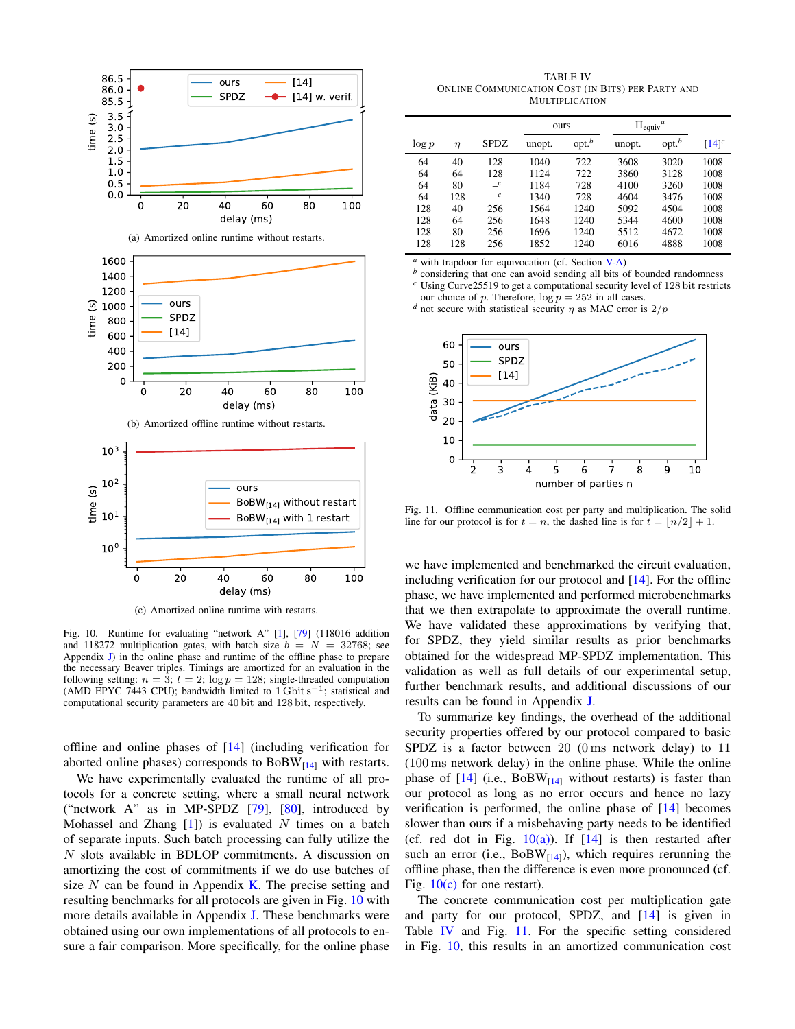Fig. 10. Runtime for evaluating "network A" [1], [79] (118016 addition and 118272 multiplication gates, with batch size $b = N = 32768$; see Appendix J) in the online phase and runtime of the offline phase to prepare the necessary Beaver triples. Timings are amortized for an evaluation in the following setting: $n = 3$; $t = 2$; $\log p = 128$; single-threaded computation (AMD EPYC 7443 CPU); bandwidth limited to 1 Gbit s$^{-1}$; statistical and computational security parameters are 40 bit and 128 bit, respectively.

(a) Amortized online runtime without restarts.

(b) Amortized offline runtime without restarts.

(c) Amortized online runtime with restarts.

offline and online phases of [14] (including verification for aborted online phases) corresponds to $\text{BoBW}_{[14]}$ with restarts.

We have experimentally evaluated the runtime of all protocols for a concrete setting, where a small neural network ("network A" as in MP-SPDZ [79], [80], introduced by Mohassel and Zhang [1]) is evaluated $N$ times on a batch of separate inputs. Such batch processing can fully utilize the $N$ slots available in BDLOP commitments. A discussion on amortizing the cost of commitments if we do use batches of size $N$ can be found in Appendix K. The precise setting and resulting benchmarks for all protocols are given in Fig. 10 with more details available in Appendix J. These benchmarks were obtained using our own implementations of all protocols to ensure a fair comparison. More specifically, for the online phase we have implemented and benchmarked the circuit evaluation, including verification for our protocol and [14]. For the offline phase, we have implemented and performed microbenchmarks that we then extrapolate to approximate the overall runtime. We have validated these approximations by verifying that, for SPDZ, they yield similar results as prior benchmarks obtained for the widespread MP-SPDZ implementation. This validation as well as full details of our experimental setup, further benchmark results, and additional discussions of our results can be found in Appendix J.

To summarize key findings, the overhead of the additional security properties offered by our protocol compared to basic SPDZ is a factor between 20 (0 ms network delay) to 11 (100 ms network delay) in the online phase. While the online phase of [14] (i.e., $\text{BoBW}_{[14]}$ without restarts) is faster than our protocol as long as no error occurs and hence no lazy verification is performed, the online phase of [14] becomes slower than ours if a misbehaving party needs to be identified (cf. red dot in Fig. 10(a)). If [14] is then restarted after such an error (i.e., $\text{BoBW}_{[14]}$), which requires rerunning the offline phase, then the difference is even more pronounced (cf. Fig. 10(c) for one restart).

The concrete communication cost per multiplication gate and party for our protocol, SPDZ, and [14] is given in Table IV and Fig. 11. For the specific setting considered in Fig. 10, this results in an amortized communication cost

TABLE IV
ONLINE COMMUNICATION COST (IN BITS) PER PARTY AND MULTIPLICATION

| $\log p$ | $\eta$ | SPDZ | ours | | $\Pi_{\text{equiv}}$ [a] | | [14] [c] |
|---|---|---|---|---|---|---|---|
| | | | unopt. | opt. [b] | unopt. | opt. [b] | |
| 64 | 40 | 128 | 1040 | 722 | 3608 | 3020 | 1008 |
| 64 | 64 | 128 | 1124 | 722 | 3860 | 3128 | 1008 |
| 64 | 80 | –[c] | 1184 | 728 | 4100 | 3260 | 1008 |
| 64 | 128 | –[c] | 1340 | 728 | 4604 | 3476 | 1008 |
| 128 | 40 | 256 | 1564 | 1240 | 5092 | 4504 | 1008 |
| 128 | 64 | 256 | 1648 | 1240 | 5344 | 4600 | 1008 |
| 128 | 80 | 256 | 1696 | 1240 | 5512 | 4672 | 1008 |
| 128 | 128 | 256 | 1852 | 1240 | 6016 | 4888 | 1008 |

[a] with trapdoor for equivocation (cf. Section V-A)
[b] considering that one can avoid sending all bits of bounded randomness
[c] Using Curve25519 to get a computational security level of 128 bit restricts our choice of $p$. Therefore, $\log p = 252$ in all cases.
[d] not secure with statistical security $\eta$ as MAC error is $2/p$

Fig. 11. Offline communication cost per party and multiplication. The solid line for our protocol is for $t = n$, the dashed line is for $t = \lfloor n/2 \rfloor + 1$.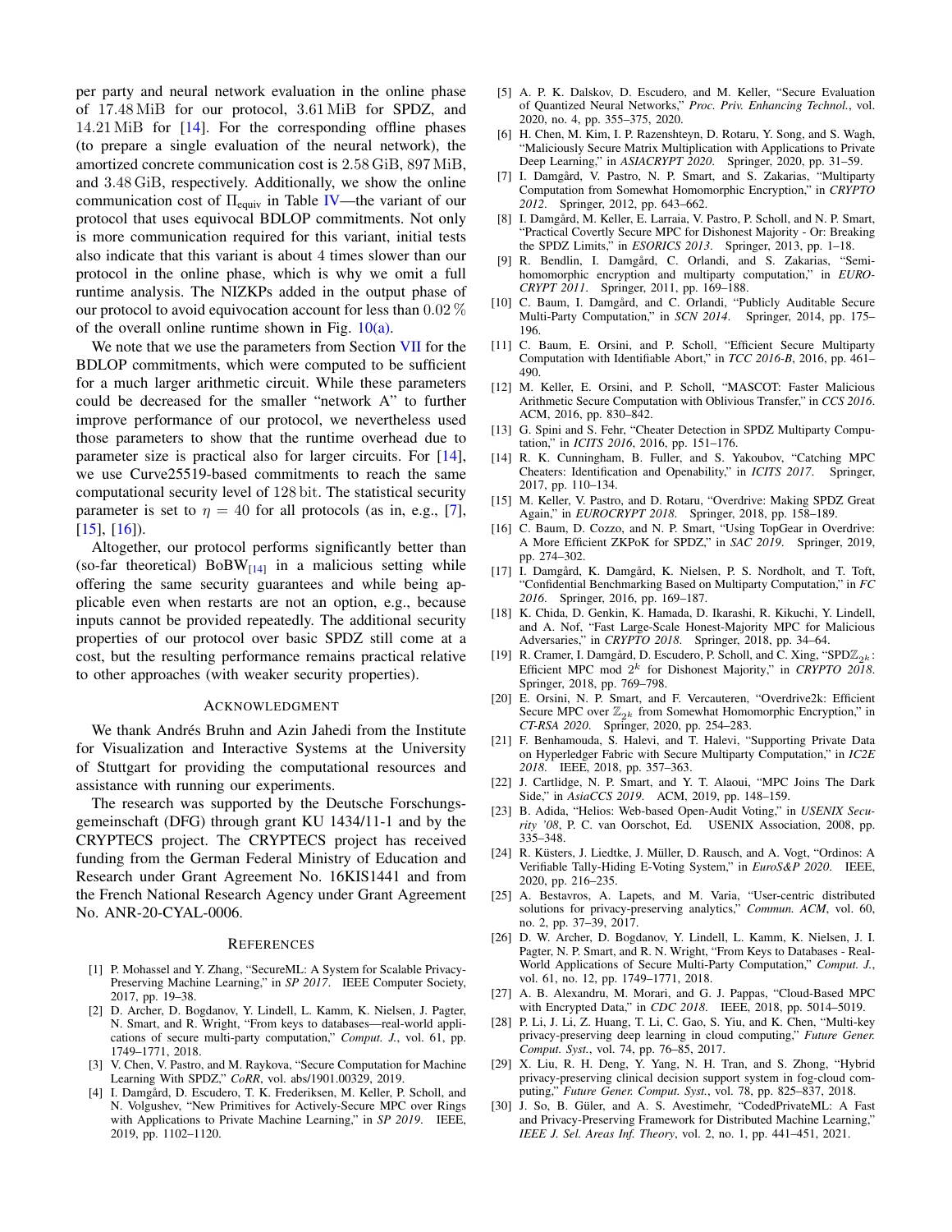per party and neural network evaluation in the online phase of $17.48\,\text{MiB}$ for our protocol, $3.61\,\text{MiB}$ for SPDZ, and $14.21\,\text{MiB}$ for [14]. For the corresponding offline phases (to prepare a single evaluation of the neural network), the amortized concrete communication cost is $2.58\,\text{GiB}$, $897\,\text{MiB}$, and $3.48\,\text{GiB}$, respectively. Additionally, we show the online communication cost of $\Pi_{\text{equiv}}$ in Table IV—the variant of our protocol that uses equivocal BDLOP commitments. Not only is more communication required for this variant, initial tests also indicate that this variant is about 4 times slower than our protocol in the online phase, which is why we omit a full runtime analysis. The NIZKPs added in the output phase of our protocol to avoid equivocation account for less than $0.02\,\%$ of the overall online runtime shown in Fig. 10(a).

We note that we use the parameters from Section VII for the BDLOP commitments, which were computed to be sufficient for a much larger arithmetic circuit. While these parameters could be decreased for the smaller "network A" to further improve performance of our protocol, we nevertheless used those parameters to show that the runtime overhead due to parameter size is practical also for larger circuits. For [14], we use Curve25519-based commitments to reach the same computational security level of $128\,\text{bit}$. The statistical security parameter is set to $\eta = 40$ for all protocols (as in, e.g., [7], [15], [16]).

Altogether, our protocol performs significantly better than (so-far theoretical) $\text{BoBW}_{[14]}$ in a malicious setting while offering the same security guarantees and while being applicable even when restarts are not an option, e.g., because inputs cannot be provided repeatedly. The additional security properties of our protocol over basic SPDZ still come at a cost, but the resulting performance remains practical relative to other approaches (with weaker security properties).

## Acknowledgment

We thank Andrés Bruhn and Azin Jahedi from the Institute for Visualization and Interactive Systems at the University of Stuttgart for providing the computational resources and assistance with running our experiments.

The research was supported by the Deutsche Forschungsgemeinschaft (DFG) through grant KU 1434/11-1 and by the CRYPTECS project. The CRYPTECS project has received funding from the German Federal Ministry of Education and Research under Grant Agreement No. 16KIS1441 and from the French National Research Agency under Grant Agreement No. ANR-20-CYAL-0006.

## References

[1] P. Mohassel and Y. Zhang, "SecureML: A System for Scalable Privacy-Preserving Machine Learning," in *SP 2017*. IEEE Computer Society, 2017, pp. 19–38.

[2] D. Archer, D. Bogdanov, Y. Lindell, L. Kamm, K. Nielsen, J. Pagter, N. Smart, and R. Wright, "From keys to databases—real-world applications of secure multi-party computation," *Comput. J.*, vol. 61, pp. 1749–1771, 2018.

[3] V. Chen, V. Pastro, and M. Raykova, "Secure Computation for Machine Learning With SPDZ," *CoRR*, vol. abs/1901.00329, 2019.

[4] I. Damgård, D. Escudero, T. K. Frederiksen, M. Keller, P. Scholl, and N. Volgushev, "New Primitives for Actively-Secure MPC over Rings with Applications to Private Machine Learning," in *SP 2019*. IEEE, 2019, pp. 1102–1120.

[5] A. P. K. Dalskov, D. Escudero, and M. Keller, "Secure Evaluation of Quantized Neural Networks," *Proc. Priv. Enhancing Technol.*, vol. 2020, no. 4, pp. 355–375, 2020.

[6] H. Chen, M. Kim, I. P. Razenshteyn, D. Rotaru, Y. Song, and S. Wagh, "Maliciously Secure Matrix Multiplication with Applications to Private Deep Learning," in *ASIACRYPT 2020*. Springer, 2020, pp. 31–59.

[7] I. Damgård, V. Pastro, N. P. Smart, and S. Zakarias, "Multiparty Computation from Somewhat Homomorphic Encryption," in *CRYPTO 2012*. Springer, 2012, pp. 643–662.

[8] I. Damgård, M. Keller, E. Larraia, V. Pastro, P. Scholl, and N. P. Smart, "Practical Covertly Secure MPC for Dishonest Majority - Or: Breaking the SPDZ Limits," in *ESORICS 2013*. Springer, 2013, pp. 1–18.

[9] R. Bendlin, I. Damgård, C. Orlandi, and S. Zakarias, "Semi-homomorphic encryption and multiparty computation," in *EUROCRYPT 2011*. Springer, 2011, pp. 169–188.

[10] C. Baum, I. Damgård, and C. Orlandi, "Publicly Auditable Secure Multi-Party Computation," in *SCN 2014*. Springer, 2014, pp. 175–196.

[11] C. Baum, E. Orsini, and P. Scholl, "Efficient Secure Multiparty Computation with Identifiable Abort," in *TCC 2016-B*, 2016, pp. 461–490.

[12] M. Keller, E. Orsini, and P. Scholl, "MASCOT: Faster Malicious Arithmetic Secure Computation with Oblivious Transfer," in *CCS 2016*. ACM, 2016, pp. 830–842.

[13] G. Spini and S. Fehr, "Cheater Detection in SPDZ Multiparty Computation," in *ICITS 2016*, 2016, pp. 151–176.

[14] R. K. Cunningham, B. Fuller, and S. Yakoubov, "Catching MPC Cheaters: Identification and Openability," in *ICITS 2017*. Springer, 2017, pp. 110–134.

[15] M. Keller, V. Pastro, and D. Rotaru, "Overdrive: Making SPDZ Great Again," in *EUROCRYPT 2018*. Springer, 2018, pp. 158–189.

[16] C. Baum, D. Cozzo, and N. P. Smart, "Using TopGear in Overdrive: A More Efficient ZKPoK for SPDZ," in *SAC 2019*. Springer, 2019, pp. 274–302.

[17] I. Damgård, K. Damgård, K. Nielsen, P. S. Nordholt, and T. Toft, "Confidential Benchmarking Based on Multiparty Computation," in *FC 2016*. Springer, 2016, pp. 169–187.

[18] K. Chida, D. Genkin, K. Hamada, D. Ikarashi, R. Kikuchi, Y. Lindell, and A. Nof, "Fast Large-Scale Honest-Majority MPC for Malicious Adversaries," in *CRYPTO 2018*. Springer, 2018, pp. 34–64.

[19] R. Cramer, I. Damgård, D. Escudero, P. Scholl, and C. Xing, "SPD$\mathbb{Z}_{2^k}$: Efficient MPC mod $2^k$ for Dishonest Majority," in *CRYPTO 2018*. Springer, 2018, pp. 769–798.

[20] E. Orsini, N. P. Smart, and F. Vercauteren, "Overdrive2k: Efficient Secure MPC over $\mathbb{Z}_{2^k}$ from Somewhat Homomorphic Encryption," in *CT-RSA 2020*. Springer, 2020, pp. 254–283.

[21] F. Benhamouda, S. Halevi, and T. Halevi, "Supporting Private Data on Hyperledger Fabric with Secure Multiparty Computation," in *IC2E 2018*. IEEE, 2018, pp. 357–363.

[22] J. Cartlidge, N. P. Smart, and Y. T. Alaoui, "MPC Joins The Dark Side," in *AsiaCCS 2019*. ACM, 2019, pp. 148–159.

[23] B. Adida, "Helios: Web-based Open-Audit Voting," in *USENIX Security '08*, P. C. van Oorschot, Ed. USENIX Association, 2008, pp. 335–348.

[24] R. Küsters, J. Liedtke, J. Müller, D. Rausch, and A. Vogt, "Ordinos: A Verifiable Tally-Hiding E-Voting System," in *EuroS&P 2020*. IEEE, 2020, pp. 216–235.

[25] A. Bestavros, A. Lapets, and M. Varia, "User-centric distributed solutions for privacy-preserving analytics," *Commun. ACM*, vol. 60, no. 2, pp. 37–39, 2017.

[26] D. W. Archer, D. Bogdanov, Y. Lindell, L. Kamm, K. Nielsen, J. I. Pagter, N. P. Smart, and R. N. Wright, "From Keys to Databases - Real-World Applications of Secure Multi-Party Computation," *Comput. J.*, vol. 61, no. 12, pp. 1749–1771, 2018.

[27] A. B. Alexandru, M. Morari, and G. J. Pappas, "Cloud-Based MPC with Encrypted Data," in *CDC 2018*. IEEE, 2018, pp. 5014–5019.

[28] P. Li, J. Li, Z. Huang, T. Li, C. Gao, S. Yiu, and K. Chen, "Multi-key privacy-preserving deep learning in cloud computing," *Future Gener. Comput. Syst.*, vol. 74, pp. 76–85, 2017.

[29] X. Liu, R. H. Deng, Y. Yang, N. H. Tran, and S. Zhong, "Hybrid privacy-preserving clinical decision support system in fog-cloud computing," *Future Gener. Comput. Syst.*, vol. 78, pp. 825–837, 2018.

[30] J. So, B. Güler, and A. S. Avestimehr, "CodedPrivateML: A Fast and Privacy-Preserving Framework for Distributed Machine Learning," *IEEE J. Sel. Areas Inf. Theory*, vol. 2, no. 1, pp. 441–451, 2021.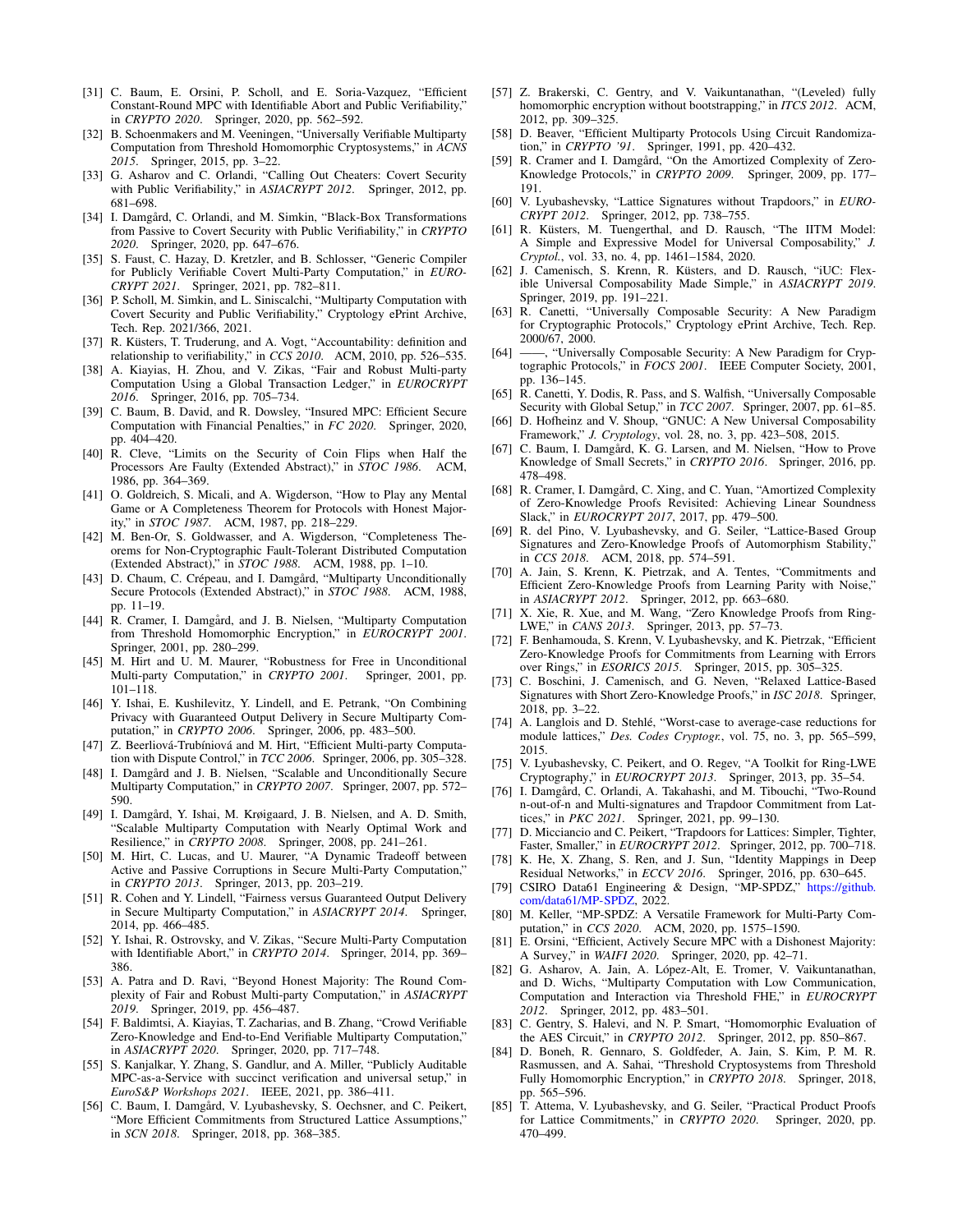[31] C. Baum, E. Orsini, P. Scholl, and E. Soria-Vazquez, "Efficient Constant-Round MPC with Identifiable Abort and Public Verifiability," in *CRYPTO 2020*. Springer, 2020, pp. 562–592.

[32] B. Schoenmakers and M. Veeningen, "Universally Verifiable Multiparty Computation from Threshold Homomorphic Cryptosystems," in *ACNS 2015*. Springer, 2015, pp. 3–22.

[33] G. Asharov and C. Orlandi, "Calling Out Cheaters: Covert Security with Public Verifiability," in *ASIACRYPT 2012*. Springer, 2012, pp. 681–698.

[34] I. Damgård, C. Orlandi, and M. Simkin, "Black-Box Transformations from Passive to Covert Security with Public Verifiability," in *CRYPTO 2020*. Springer, 2020, pp. 647–676.

[35] S. Faust, C. Hazay, D. Kretzler, and B. Schlosser, "Generic Compiler for Publicly Verifiable Covert Multi-Party Computation," in *EUROCRYPT 2021*. Springer, 2021, pp. 782–811.

[36] P. Scholl, M. Simkin, and L. Siniscalchi, "Multiparty Computation with Covert Security and Public Verifiability," Cryptology ePrint Archive, Tech. Rep. 2021/366, 2021.

[37] R. Küsters, T. Truderung, and A. Vogt, "Accountability: definition and relationship to verifiability," in *CCS 2010*. ACM, 2010, pp. 526–535.

[38] A. Kiayias, H. Zhou, and V. Zikas, "Fair and Robust Multi-party Computation Using a Global Transaction Ledger," in *EUROCRYPT 2016*. Springer, 2016, pp. 705–734.

[39] C. Baum, B. David, and R. Dowsley, "Insured MPC: Efficient Secure Computation with Financial Penalties," in *FC 2020*. Springer, 2020, pp. 404–420.

[40] R. Cleve, "Limits on the Security of Coin Flips when Half the Processors Are Faulty (Extended Abstract)," in *STOC 1986*. ACM, 1986, pp. 364–369.

[41] O. Goldreich, S. Micali, and A. Wigderson, "How to Play any Mental Game or A Completeness Theorem for Protocols with Honest Majority," in *STOC 1987*. ACM, 1987, pp. 218–229.

[42] M. Ben-Or, S. Goldwasser, and A. Wigderson, "Completeness Theorems for Non-Cryptographic Fault-Tolerant Distributed Computation (Extended Abstract)," in *STOC 1988*. ACM, 1988, pp. 1–10.

[43] D. Chaum, C. Crépeau, and I. Damgård, "Multiparty Unconditionally Secure Protocols (Extended Abstract)," in *STOC 1988*. ACM, 1988, pp. 11–19.

[44] R. Cramer, I. Damgård, and J. B. Nielsen, "Multiparty Computation from Threshold Homomorphic Encryption," in *EUROCRYPT 2001*. Springer, 2001, pp. 280–299.

[45] M. Hirt and U. M. Maurer, "Robustness for Free in Unconditional Multi-party Computation," in *CRYPTO 2001*. Springer, 2001, pp. 101–118.

[46] Y. Ishai, E. Kushilevitz, Y. Lindell, and E. Petrank, "On Combining Privacy with Guaranteed Output Delivery in Secure Multiparty Computation," in *CRYPTO 2006*. Springer, 2006, pp. 483–500.

[47] Z. Beerliová-Trubíniová and M. Hirt, "Efficient Multi-party Computation with Dispute Control," in *TCC 2006*. Springer, 2006, pp. 305–328.

[48] I. Damgård and J. B. Nielsen, "Scalable and Unconditionally Secure Multiparty Computation," in *CRYPTO 2007*. Springer, 2007, pp. 572–590.

[49] I. Damgård, Y. Ishai, M. Krøigaard, J. B. Nielsen, and A. D. Smith, "Scalable Multiparty Computation with Nearly Optimal Work and Resilience," in *CRYPTO 2008*. Springer, 2008, pp. 241–261.

[50] M. Hirt, C. Lucas, and U. Maurer, "A Dynamic Tradeoff between Active and Passive Corruptions in Secure Multi-Party Computation," in *CRYPTO 2013*. Springer, 2013, pp. 203–219.

[51] R. Cohen and Y. Lindell, "Fairness versus Guaranteed Output Delivery in Secure Multiparty Computation," in *ASIACRYPT 2014*. Springer, 2014, pp. 466–485.

[52] Y. Ishai, R. Ostrovsky, and V. Zikas, "Secure Multi-Party Computation with Identifiable Abort," in *CRYPTO 2014*. Springer, 2014, pp. 369–386.

[53] A. Patra and D. Ravi, "Beyond Honest Majority: The Round Complexity of Fair and Robust Multi-party Computation," in *ASIACRYPT 2019*. Springer, 2019, pp. 456–487.

[54] F. Baldimtsi, A. Kiayias, T. Zacharias, and B. Zhang, "Crowd Verifiable Zero-Knowledge and End-to-End Verifiable Multiparty Computation," in *ASIACRYPT 2020*. Springer, 2020, pp. 717–748.

[55] S. Kanjalkar, Y. Zhang, S. Gandlur, and A. Miller, "Publicly Auditable MPC-as-a-Service with succinct verification and universal setup," in *EuroS&P Workshops 2021*. IEEE, 2021, pp. 386–411.

[56] C. Baum, I. Damgård, V. Lyubashevsky, S. Oechsner, and C. Peikert, "More Efficient Commitments from Structured Lattice Assumptions," in *SCN 2018*. Springer, 2018, pp. 368–385.

[57] Z. Brakerski, C. Gentry, and V. Vaikuntanathan, "(Leveled) fully homomorphic encryption without bootstrapping," in *ITCS 2012*. ACM, 2012, pp. 309–325.

[58] D. Beaver, "Efficient Multiparty Protocols Using Circuit Randomization," in *CRYPTO '91*. Springer, 1991, pp. 420–432.

[59] R. Cramer and I. Damgård, "On the Amortized Complexity of Zero-Knowledge Protocols," in *CRYPTO 2009*. Springer, 2009, pp. 177–191.

[60] V. Lyubashevsky, "Lattice Signatures without Trapdoors," in *EUROCRYPT 2012*. Springer, 2012, pp. 738–755.

[61] R. Küsters, M. Tuengerthal, and D. Rausch, "The IITM Model: A Simple and Expressive Model for Universal Composability," *J. Cryptol.*, vol. 33, no. 4, pp. 1461–1584, 2020.

[62] J. Camenisch, S. Krenn, R. Küsters, and D. Rausch, "iUC: Flexible Universal Composability Made Simple," in *ASIACRYPT 2019*. Springer, 2019, pp. 191–221.

[63] R. Canetti, "Universally Composable Security: A New Paradigm for Cryptographic Protocols," Cryptology ePrint Archive, Tech. Rep. 2000/67, 2000.

[64] ——, "Universally Composable Security: A New Paradigm for Cryptographic Protocols," in *FOCS 2001*. IEEE Computer Society, 2001, pp. 136–145.

[65] R. Canetti, Y. Dodis, R. Pass, and S. Walfish, "Universally Composable Security with Global Setup," in *TCC 2007*. Springer, 2007, pp. 61–85.

[66] D. Hofheinz and V. Shoup, "GNUC: A New Universal Composability Framework," *J. Cryptology*, vol. 28, no. 3, pp. 423–508, 2015.

[67] C. Baum, I. Damgård, K. G. Larsen, and M. Nielsen, "How to Prove Knowledge of Small Secrets," in *CRYPTO 2016*. Springer, 2016, pp. 478–498.

[68] R. Cramer, I. Damgård, C. Xing, and C. Yuan, "Amortized Complexity of Zero-Knowledge Proofs Revisited: Achieving Linear Soundness Slack," in *EUROCRYPT 2017*, 2017, pp. 479–500.

[69] R. del Pino, V. Lyubashevsky, and G. Seiler, "Lattice-Based Group Signatures and Zero-Knowledge Proofs of Automorphism Stability," in *CCS 2018*. ACM, 2018, pp. 574–591.

[70] A. Jain, S. Krenn, K. Pietrzak, and A. Tentes, "Commitments and Efficient Zero-Knowledge Proofs from Learning Parity with Noise," in *ASIACRYPT 2012*. Springer, 2012, pp. 663–680.

[71] X. Xie, R. Xue, and M. Wang, "Zero Knowledge Proofs from Ring-LWE," in *CANS 2013*. Springer, 2013, pp. 57–73.

[72] F. Benhamouda, S. Krenn, V. Lyubashevsky, and K. Pietrzak, "Efficient Zero-Knowledge Proofs for Commitments from Learning with Errors over Rings," in *ESORICS 2015*. Springer, 2015, pp. 305–325.

[73] C. Boschini, J. Camenisch, and G. Neven, "Relaxed Lattice-Based Signatures with Short Zero-Knowledge Proofs," in *ISC 2018*. Springer, 2018, pp. 3–22.

[74] A. Langlois and D. Stehlé, "Worst-case to average-case reductions for module lattices," *Des. Codes Cryptogr.*, vol. 75, no. 3, pp. 565–599, 2015.

[75] V. Lyubashevsky, C. Peikert, and O. Regev, "A Toolkit for Ring-LWE Cryptography," in *EUROCRYPT 2013*. Springer, 2013, pp. 35–54.

[76] I. Damgård, C. Orlandi, A. Takahashi, and M. Tibouchi, "Two-Round n-out-of-n and Multi-signatures and Trapdoor Commitment from Lattices," in *PKC 2021*. Springer, 2021, pp. 99–130.

[77] D. Micciancio and C. Peikert, "Trapdoors for Lattices: Simpler, Tighter, Faster, Smaller," in *EUROCRYPT 2012*. Springer, 2012, pp. 700–718.

[78] K. He, X. Zhang, S. Ren, and J. Sun, "Identity Mappings in Deep Residual Networks," in *ECCV 2016*. Springer, 2016, pp. 630–645.

[79] CSIRO Data61 Engineering & Design, "MP-SPDZ," https://github.com/data61/MP-SPDZ, 2022.

[80] M. Keller, "MP-SPDZ: A Versatile Framework for Multi-Party Computation," in *CCS 2020*. ACM, 2020, pp. 1575–1590.

[81] E. Orsini, "Efficient, Actively Secure MPC with a Dishonest Majority: A Survey," in *WAIFI 2020*. Springer, 2020, pp. 42–71.

[82] G. Asharov, A. Jain, A. López-Alt, E. Tromer, V. Vaikuntanathan, and D. Wichs, "Multiparty Computation with Low Communication, Computation and Interaction via Threshold FHE," in *EUROCRYPT 2012*. Springer, 2012, pp. 483–501.

[83] C. Gentry, S. Halevi, and N. P. Smart, "Homomorphic Evaluation of the AES Circuit," in *CRYPTO 2012*. Springer, 2012, pp. 850–867.

[84] D. Boneh, R. Gennaro, S. Goldfeder, A. Jain, S. Kim, P. M. R. Rasmussen, and A. Sahai, "Threshold Cryptosystems from Threshold Fully Homomorphic Encryption," in *CRYPTO 2018*. Springer, 2018, pp. 565–596.

[85] T. Attema, V. Lyubashevsky, and G. Seiler, "Practical Product Proofs for Lattice Commitments," in *CRYPTO 2020*. Springer, 2020, pp. 470–499.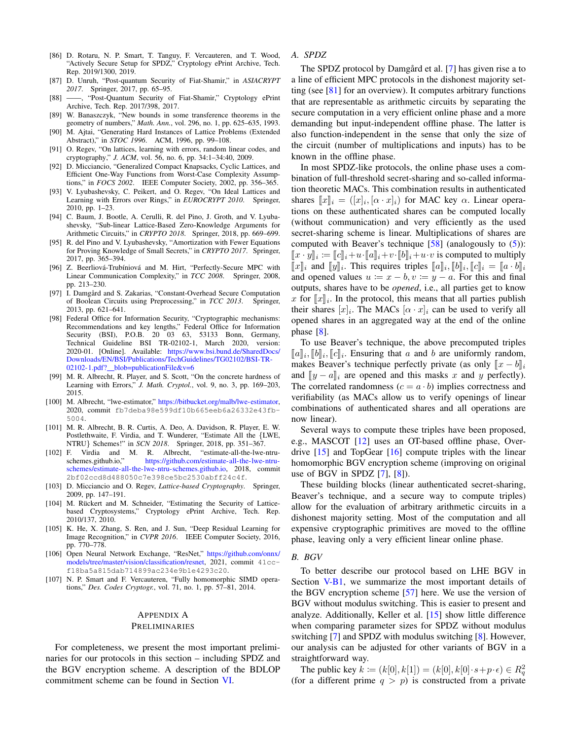[86] D. Rotaru, N. P. Smart, T. Tanguy, F. Vercauteren, and T. Wood, "Actively Secure Setup for SPDZ," Cryptology ePrint Archive, Tech. Rep. 2019/1300, 2019.

[87] D. Unruh, "Post-quantum Security of Fiat-Shamir," in *ASIACRYPT 2017*. Springer, 2017, pp. 65–95.

[88] ——, "Post-Quantum Security of Fiat-Shamir," Cryptology ePrint Archive, Tech. Rep. 2017/398, 2017.

[89] W. Banaszczyk, "New bounds in some transference theorems in the geometry of numbers," *Math. Ann.*, vol. 296, no. 1, pp. 625–635, 1993.

[90] M. Ajtai, "Generating Hard Instances of Lattice Problems (Extended Abstract)," in *STOC 1996*. ACM, 1996, pp. 99–108.

[91] O. Regev, "On lattices, learning with errors, random linear codes, and cryptography," *J. ACM*, vol. 56, no. 6, pp. 34:1–34:40, 2009.

[92] D. Micciancio, "Generalized Compact Knapsacks, Cyclic Lattices, and Efficient One-Way Functions from Worst-Case Complexity Assumptions," in *FOCS 2002*. IEEE Computer Society, 2002, pp. 356–365.

[93] V. Lyubashevsky, C. Peikert, and O. Regev, "On Ideal Lattices and Learning with Errors over Rings," in *EUROCRYPT 2010*. Springer, 2010, pp. 1–23.

[94] C. Baum, J. Bootle, A. Cerulli, R. del Pino, J. Groth, and V. Lyubashevsky, "Sub-linear Lattice-Based Zero-Knowledge Arguments for Arithmetic Circuits," in *CRYPTO 2018*. Springer, 2018, pp. 669–699.

[95] R. del Pino and V. Lyubashevsky, "Amortization with Fewer Equations for Proving Knowledge of Small Secrets," in *CRYPTO 2017*. Springer, 2017, pp. 365–394.

[96] Z. Beerliová-Trubíniová and M. Hirt, "Perfectly-Secure MPC with Linear Communication Complexity," in *TCC 2008*. Springer, 2008, pp. 213–230.

[97] I. Damgård and S. Zakarias, "Constant-Overhead Secure Computation of Boolean Circuits using Preprocessing," in *TCC 2013*. Springer, 2013, pp. 621–641.

[98] Federal Office for Information Security, "Cryptographic mechanisms: Recommendations and key lengths," Federal Office for Information Security (BSI), P.O.B. 20 03 63, 53133 Bonn, Germany, Technical Guideline BSI TR-02102-1, March 2020, version: 2020-01. [Online]. Available: https://www.bsi.bund.de/SharedDocs/Downloads/EN/BSI/Publications/TechGuidelines/TG02102/BSI-TR-02102-1.pdf?__blob=publicationFile&v=6

[99] M. R. Albrecht, R. Player, and S. Scott, "On the concrete hardness of Learning with Errors," *J. Math. Cryptol.*, vol. 9, no. 3, pp. 169–203, 2015.

[100] M. Albrecht, "lwe-estimator," https://bitbucket.org/malb/lwe-estimator, 2020, commit fb7deba98e599df10b665eeb6a26332e43fb-5004.

[101] M. R. Albrecht, B. R. Curtis, A. Deo, A. Davidson, R. Player, E. W. Postlethwaite, F. Virdia, and T. Wunderer, "Estimate All the {LWE, NTRU} Schemes!" in *SCN 2018*. Springer, 2018, pp. 351–367.

[102] F. Virdia and M. R. Albrecht, "estimate-all-the-lwe-ntru-schemes.github.io," https://github.com/estimate-all-the-lwe-ntru-schemes/estimate-all-the-lwe-ntru-schemes.github.io, 2018, commit 2bf02ccd8d488050c7e398ce5bc2530abff24c4f.

[103] D. Micciancio and O. Regev, *Lattice-based Cryptography*. Springer, 2009, pp. 147–191.

[104] M. Rückert and M. Schneider, "Estimating the Security of Lattice-based Cryptosystems," Cryptology ePrint Archive, Tech. Rep. 2010/137, 2010.

[105] K. He, X. Zhang, S. Ren, and J. Sun, "Deep Residual Learning for Image Recognition," in *CVPR 2016*. IEEE Computer Society, 2016, pp. 770–778.

[106] Open Neural Network Exchange, "ResNet," https://github.com/onnx/models/tree/master/vision/classification/resnet, 2021, commit 41cc-f18ba5a815dab714899ac234e9b1e4293c20.

[107] N. P. Smart and F. Vercauteren, "Fully homomorphic SIMD operations," *Des. Codes Cryptogr.*, vol. 71, no. 1, pp. 57–81, 2014.

# Appendix A
# Preliminaries

For completeness, we present the most important preliminaries for our protocols in this section – including SPDZ and the BGV encryption scheme. A description of the BDLOP commitment scheme can be found in Section VI.

## A. SPDZ

The SPDZ protocol by Damgård et al. [7] has given rise a to a line of efficient MPC protocols in the dishonest majority setting (see [81] for an overview). It computes arbitrary functions that are representable as arithmetic circuits by separating the secure computation in a very efficient online phase and a more demanding but input-independent offline phase. The latter is also function-independent in the sense that only the size of the circuit (number of multiplications and inputs) has to be known in the offline phase.

In most SPDZ-like protocols, the online phase uses a combination of full-threshold secret-sharing and so-called information theoretic MACs. This combination results in authenticated shares $[\![x]\!]_i = ([x]_i, [\alpha \cdot x]_i)$ for MAC key $\alpha$. Linear operations on these authenticated shares can be computed locally (without communication) and very efficiently as the used secret-sharing scheme is linear. Multiplications of shares are computed with Beaver's technique [58] (analogously to (5)): $[\![x \cdot y]\!]_i := [\![c]\!]_i + u \cdot [\![a]\!]_i + v \cdot [\![b]\!]_i + u \cdot v$ is computed to multiply $[\![x]\!]_i$ and $[\![y]\!]_i$. This requires triples $[\![a]\!]_i, [\![b]\!]_i, [\![c]\!]_i = [\![a \cdot b]\!]_i$ and opened values $u := x - b, v := y - a$. For this and final outputs, shares have to be *opened*, i.e., all parties get to know $x$ for $[\![x]\!]_i$. In the protocol, this means that all parties publish their shares $[x]_i$. The MACs $[\alpha \cdot x]_i$ can be used to verify all opened shares in an aggregated way at the end of the online phase [8].

To use Beaver's technique, the above precomputed triples $[\![a]\!]_i, [\![b]\!]_i, [\![c]\!]_i$. Ensuring that $a$ and $b$ are uniformly random, makes Beaver's technique perfectly private (as only $[\![x - b]\!]_i$ and $[\![y - a]\!]_i$ are opened and this masks $x$ and $y$ perfectly). The correlated randomness ($c = a \cdot b$) implies correctness and verifiability (as MACs allow us to verify openings of linear combinations of authenticated shares and all operations are now linear).

Several ways to compute these triples have been proposed, e.g., MASCOT [12] uses an OT-based offline phase, Overdrive [15] and TopGear [16] compute triples with the linear homomorphic BGV encryption scheme (improving on original use of BGV in SPDZ [7], [8]).

These building blocks (linear authenticated secret-sharing, Beaver's technique, and a secure way to compute triples) allow for the evaluation of arbitrary arithmetic circuits in a dishonest majority setting. Most of the computation and all expensive cryptographic primitives are moved to the offline phase, leaving only a very efficient linear online phase.

## B. BGV

To better describe our protocol based on LHE BGV in Section V-B1, we summarize the most important details of the BGV encryption scheme [57] here. We use the version of BGV without modulus switching. This is easier to present and analyze. Additionally, Keller et al. [15] show little difference when comparing parameter sizes for SPDZ without modulus switching [7] and SPDZ with modulus switching [8]. However, our analysis can be adjusted for other variants of BGV in a straightforward way.

The public key $k := (k[0], k[1]) = (k[0], k[0] \cdot s + p \cdot \epsilon) \in R_q^2$ (for a different prime $q > p$) is constructed from a private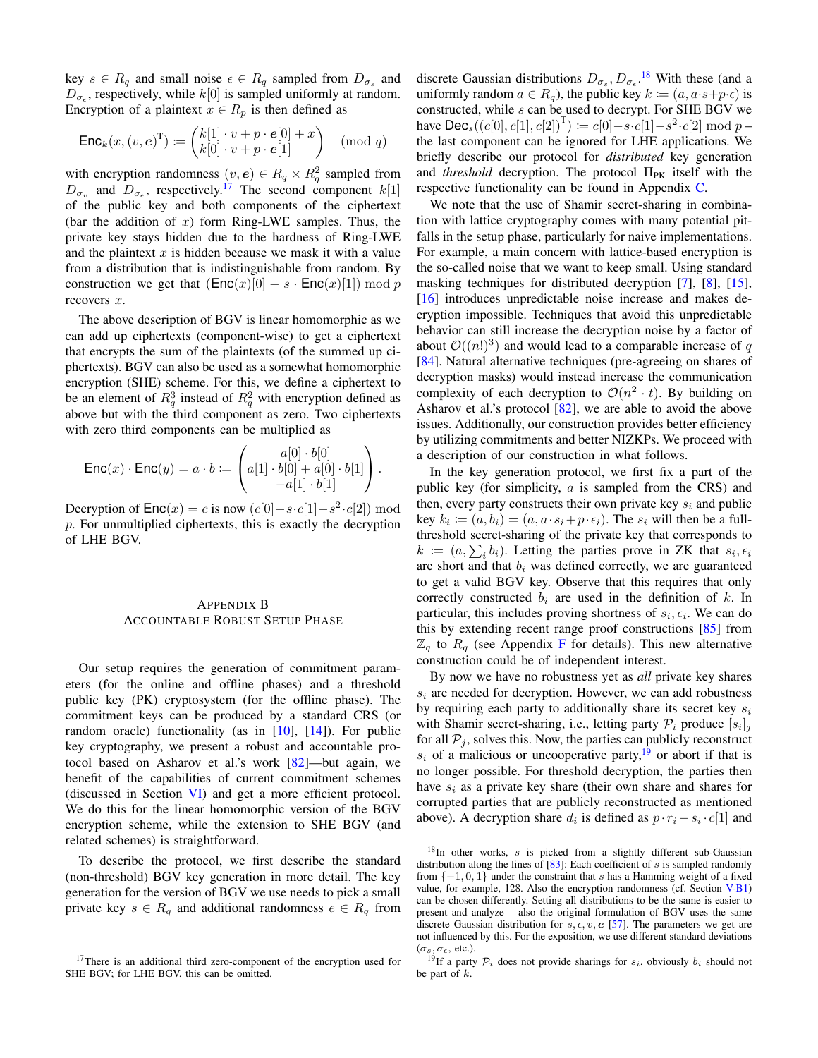key $s \in R_q$ and small noise $\epsilon \in R_q$ sampled from $D_{\sigma_s}$ and $D_{\sigma_\epsilon}$, respectively, while $k[0]$ is sampled uniformly at random. Encryption of a plaintext $x \in R_p$ is then defined as

$$\mathsf{Enc}_k(x, (v, \boldsymbol{e})^{\mathrm{T}}) := \begin{pmatrix} k[1] \cdot v + p \cdot \boldsymbol{e}[0] + x \\ k[0] \cdot v + p \cdot \boldsymbol{e}[1] \end{pmatrix} \pmod{q}$$

with encryption randomness $(v, \boldsymbol{e}) \in R_q \times R_q^2$ sampled from $D_{\sigma_v}$ and $D_{\sigma_e}$, respectively.[17] The second component $k[1]$ of the public key and both components of the ciphertext (bar the addition of $x$) form Ring-LWE samples. Thus, the private key stays hidden due to the hardness of Ring-LWE and the plaintext $x$ is hidden because we mask it with a value from a distribution that is indistinguishable from random. By construction we get that $(\mathsf{Enc}(x)[0] - s \cdot \mathsf{Enc}(x)[1]) \bmod p$ recovers $x$.

The above description of BGV is linear homomorphic as we can add up ciphertexts (component-wise) to get a ciphertext that encrypts the sum of the plaintexts (of the summed up ciphertexts). BGV can also be used as a somewhat homomorphic encryption (SHE) scheme. For this, we define a ciphertext to be an element of $R_q^3$ instead of $R_q^2$ with encryption defined as above but with the third component as zero. Two ciphertexts with zero third components can be multiplied as

$$\mathsf{Enc}(x) \cdot \mathsf{Enc}(y) = a \cdot b := \begin{pmatrix} a[0] \cdot b[0] \\ a[1] \cdot b[0] + a[0] \cdot b[1] \\ -a[1] \cdot b[1] \end{pmatrix}.$$

Decryption of $\mathsf{Enc}(x) = c$ is now $(c[0] - s \cdot c[1] - s^2 \cdot c[2]) \bmod p$. For unmultiplied ciphertexts, this is exactly the decryption of LHE BGV.

## Appendix B
## Accountable Robust Setup Phase

Our setup requires the generation of commitment parameters (for the online and offline phases) and a threshold public key (PK) cryptosystem (for the offline phase). The commitment keys can be produced by a standard CRS (or random oracle) functionality (as in [10], [14]). For public key cryptography, we present a robust and accountable protocol based on Asharov et al.'s work [82]—but again, we benefit of the capabilities of current commitment schemes (discussed in Section VI) and get a more efficient protocol. We do this for the linear homomorphic version of the BGV encryption scheme, while the extension to SHE BGV (and related schemes) is straightforward.

To describe the protocol, we first describe the standard (non-threshold) BGV key generation in more detail. The key generation for the version of BGV we use needs to pick a small private key $s \in R_q$ and additional randomness $e \in R_q$ from discrete Gaussian distributions $D_{\sigma_s}, D_{\sigma_\epsilon}$.[18] With these (and a uniformly random $a \in R_q$), the public key $k := (a, a \cdot s + p \cdot \epsilon)$ is constructed, while $s$ can be used to decrypt. For SHE BGV we have $\mathsf{Dec}_s((c[0], c[1], c[2])^{\mathrm{T}}) := c[0] - s \cdot c[1] - s^2 \cdot c[2] \bmod p$ – the last component can be ignored for LHE applications. We briefly describe our protocol for *distributed* key generation and *threshold* decryption. The protocol $\Pi_{\text{PK}}$ itself with the respective functionality can be found in Appendix C.

We note that the use of Shamir secret-sharing in combination with lattice cryptography comes with many potential pitfalls in the setup phase, particularly for naive implementations. For example, a main concern with lattice-based encryption is the so-called noise that we want to keep small. Using standard masking techniques for distributed decryption [7], [8], [15], [16] introduces unpredictable noise increase and makes decryption impossible. Techniques that avoid this unpredictable behavior can still increase the decryption noise by a factor of about $\mathcal{O}((n!)^3)$ and would lead to a comparable increase of $q$ [84]. Natural alternative techniques (pre-agreeing on shares of decryption masks) would instead increase the communication complexity of each decryption to $\mathcal{O}(n^2 \cdot t)$. By building on Asharov et al.'s protocol [82], we are able to avoid the above issues. Additionally, our construction provides better efficiency by utilizing commitments and better NIZKPs. We proceed with a description of our construction in what follows.

In the key generation protocol, we first fix a part of the public key (for simplicity, $a$ is sampled from the CRS) and then, every party constructs their own private key $s_i$ and public key $k_i := (a, b_i) = (a, a \cdot s_i + p \cdot \epsilon_i)$. The $s_i$ will then be a full-threshold secret-sharing of the private key that corresponds to $k := (a, \sum_i b_i)$. Letting the parties prove in ZK that $s_i, \epsilon_i$ are short and that $b_i$ was defined correctly, we are guaranteed to get a valid BGV key. Observe that this requires that only correctly constructed $b_i$ are used in the definition of $k$. In particular, this includes proving shortness of $s_i, \epsilon_i$. We can do this by extending recent range proof constructions [85] from $\mathbb{Z}_q$ to $R_q$ (see Appendix F for details). This new alternative construction could be of independent interest.

By now we have no robustness yet as *all* private key shares $s_i$ are needed for decryption. However, we can add robustness by requiring each party to additionally share its secret key $s_i$ with Shamir secret-sharing, i.e., letting party $\mathcal{P}_i$ produce $[s_i]_j$ for all $\mathcal{P}_j$, solves this. Now, the parties can publicly reconstruct $s_i$ of a malicious or uncooperative party,[19] or abort if that is no longer possible. For threshold decryption, the parties then have $s_i$ as a private key share (their own share and shares for corrupted parties that are publicly reconstructed as mentioned above). A decryption share $d_i$ is defined as $p \cdot r_i - s_i \cdot c[1]$ and

---

[17] There is an additional third zero-component of the encryption used for SHE BGV; for LHE BGV, this can be omitted.

[18] In other works, $s$ is picked from a slightly different sub-Gaussian distribution along the lines of [83]: Each coefficient of $s$ is sampled randomly from $\{-1, 0, 1\}$ under the constraint that $s$ has a Hamming weight of a fixed value, for example, 128. Also the encryption randomness (cf. Section V-B1) can be chosen differently. Setting all distributions to be the same is easier to present and analyze – also the original formulation of BGV uses the same discrete Gaussian distribution for $s, \epsilon, v, \boldsymbol{e}$ [57]. The parameters we get are not influenced by this. For the exposition, we use different standard deviations ($\sigma_s, \sigma_\epsilon$, etc.).

[19] If a party $\mathcal{P}_i$ does not provide sharings for $s_i$, obviously $b_i$ should not be part of $k$.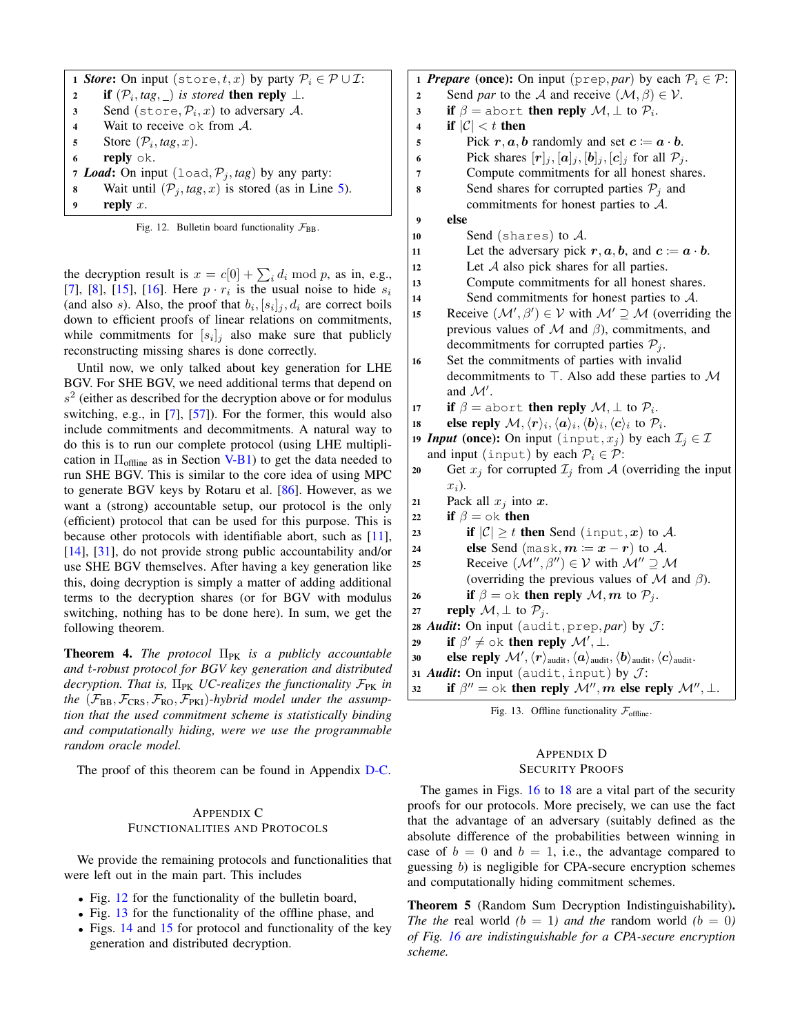```
1  Store: On input (store, t, x) by party P_i ∈ P ∪ I:
2      if (P_i, tag, _) is stored then reply ⊥.
3      Send (store, P_i, x) to adversary A.
4      Wait to receive ok from A.
5      Store (P_i, tag, x).
6      reply ok.
7  Load: On input (load, P_j, tag) by any party:
8      Wait until (P_j, tag, x) is stored (as in Line 5).
9      reply x.
```

Fig. 12. Bulletin board functionality $\mathcal{F}_{\text{BB}}$.

the decryption result is $x = c[0] + \sum_i d_i \bmod p$, as in, e.g., [7], [8], [15], [16]. Here $p \cdot r_i$ is the usual noise to hide $s_i$ (and also $s$). Also, the proof that $b_i, [s_i]_j, d_i$ are correct boils down to efficient proofs of linear relations on commitments, while commitments for $[s_i]_j$ also make sure that publicly reconstructing missing shares is done correctly.

Until now, we only talked about key generation for LHE BGV. For SHE BGV, we need additional terms that depend on $s^2$ (either as described for the decryption above or for modulus switching, e.g., in [7], [57]). For the former, this would also include commitments and decommitments. A natural way to do this is to run our complete protocol (using LHE multiplication in $\Pi_{\text{offline}}$ as in Section V-B1) to get the data needed to run SHE BGV. This is similar to the core idea of using MPC to generate BGV keys by Rotaru et al. [86]. However, as we want a (strong) accountable setup, our protocol is the only (efficient) protocol that can be used for this purpose. This is because other protocols with identifiable abort, such as [11], [14], [31], do not provide strong public accountability and/or use SHE BGV themselves. After having a key generation like this, doing decryption is simply a matter of adding additional terms to the decryption shares (or for BGV with modulus switching, nothing has to be done here). In sum, we get the following theorem.

**Theorem 4.** *The protocol $\Pi_{\text{PK}}$ is a publicly accountable and $t$-robust protocol for BGV key generation and distributed decryption. That is, $\Pi_{\text{PK}}$ UC-realizes the functionality $\mathcal{F}_{\text{PK}}$ in the $(\mathcal{F}_{\text{BB}}, \mathcal{F}_{\text{CRS}}, \mathcal{F}_{\text{RO}}, \mathcal{F}_{\text{PKI}})$-hybrid model under the assumption that the used commitment scheme is statistically binding and computationally hiding, were we use the programmable random oracle model.*

The proof of this theorem can be found in Appendix D-C.

## Appendix C
## Functionalities and Protocols

We provide the remaining protocols and functionalities that were left out in the main part. This includes

- Fig. 12 for the functionality of the bulletin board,
- Fig. 13 for the functionality of the offline phase, and
- Figs. 14 and 15 for protocol and functionality of the key generation and distributed decryption.

```
1  Prepare (once): On input (prep, par) by each P_i ∈ P:
2      Send par to the A and receive (M, β) ∈ V.
3      if β = abort then reply M, ⊥ to P_i.
4      if |C| < t then
5          Pick r, a, b randomly and set c := a · b.
6          Pick shares [r]_j, [a]_j, [b]_j, [c]_j for all P_j.
7          Compute commitments for all honest shares.
8          Send shares for corrupted parties P_j and
           commitments for honest parties to A.
9      else
10         Send (shares) to A.
11         Let the adversary pick r, a, b, and c := a · b.
12         Let A also pick shares for all parties.
13         Compute commitments for all honest shares.
14         Send commitments for honest parties to A.
15     Receive (M', β') ∈ V with M' ⊇ M (overriding the
       previous values of M and β), commitments, and
       decommitments for corrupted parties P_j.
16     Set the commitments of parties with invalid
       decommitments to ⊤. Also add these parties to M
       and M'.
17     if β = abort then reply M, ⊥ to P_i.
18     else reply M, ⟨r⟩_i, ⟨a⟩_i, ⟨b⟩_i, ⟨c⟩_i to P_i.
19 Input (once): On input (input, x_j) by each I_j ∈ I
   and input (input) by each P_i ∈ P:
20     Get x_j for corrupted I_j from A (overriding the input
       x_i).
21     Pack all x_j into x.
22     if β = ok then
23         if |C| ≥ t then Send (input, x) to A.
24         else Send (mask, m := x − r) to A.
25         Receive (M'', β'') ∈ V with M'' ⊇ M
           (overriding the previous values of M and β).
26         if β = ok then reply M, m to P_j.
27     reply M, ⊥ to P_j.
28 Audit: On input (audit, prep, par) by J:
29     if β' ≠ ok then reply M', ⊥.
30     else reply M', ⟨r⟩_audit, ⟨a⟩_audit, ⟨b⟩_audit, ⟨c⟩_audit.
31 Audit: On input (audit, input) by J:
32     if β'' = ok then reply M'', m else reply M'', ⊥.
```

Fig. 13. Offline functionality $\mathcal{F}_{\text{offline}}$.

## Appendix D
## Security Proofs

The games in Figs. 16 to 18 are a vital part of the security proofs for our protocols. More precisely, we can use the fact that the advantage of an adversary (suitably defined as the absolute difference of the probabilities between winning in case of $b = 0$ and $b = 1$, i.e., the advantage compared to guessing $b$) is negligible for CPA-secure encryption schemes and computationally hiding commitment schemes.

**Theorem 5** (Random Sum Decryption Indistinguishability)**.** *The the* real world *($b = 1$) and the* random world *($b = 0$) of Fig. 16 are indistinguishable for a CPA-secure encryption scheme.*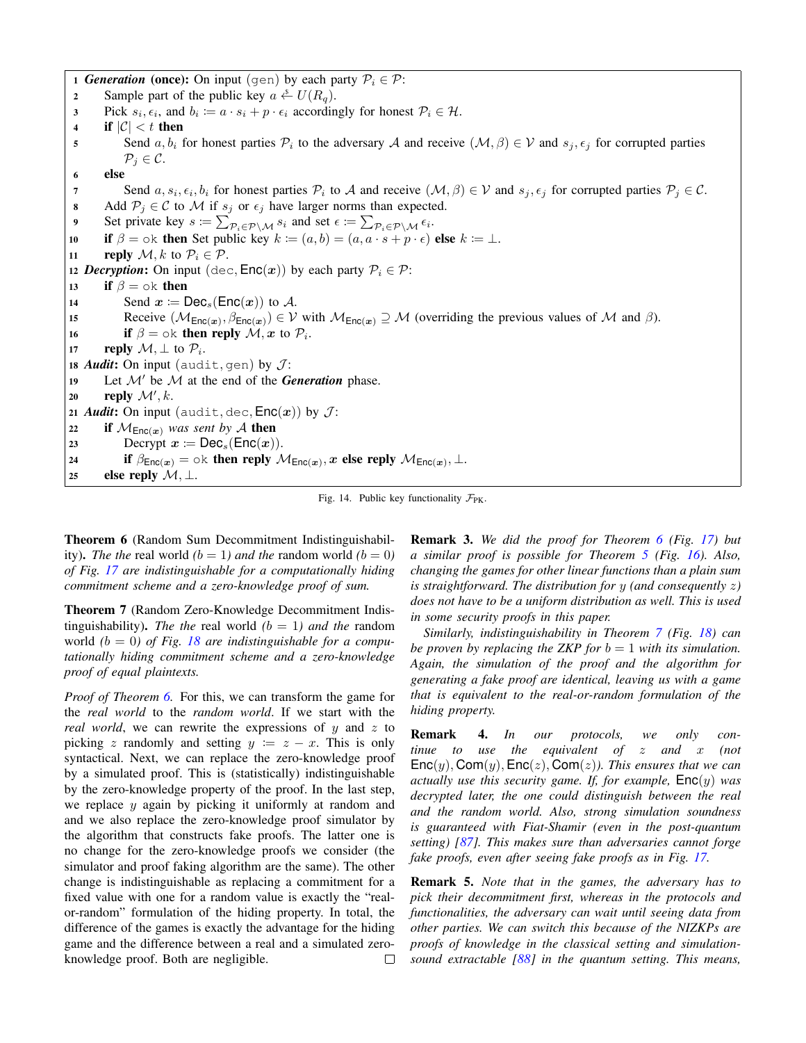```
1  Generation (once): On input (gen) by each party P_i ∈ P:
2      Sample part of the public key a ←$ U(R_q).
3      Pick s_i, ϵ_i, and b_i := a · s_i + p · ϵ_i accordingly for honest P_i ∈ H.
4      if |C| < t then
5          Send a, b_i for honest parties P_i to the adversary A and receive (M, β) ∈ V and s_j, ϵ_j for corrupted parties
           P_j ∈ C.
6      else
7          Send a, s_i, ϵ_i, b_i for honest parties P_i to A and receive (M, β) ∈ V and s_j, ϵ_j for corrupted parties P_j ∈ C.
8      Add P_j ∈ C to M if s_j or ϵ_j have larger norms than expected.
9      Set private key s := Σ_{P_i ∈ P\M} s_i and set ϵ := Σ_{P_i ∈ P\M} ϵ_i.
10     if β = ok then Set public key k := (a, b) = (a, a · s + p · ϵ) else k := ⊥.
11     reply M, k to P_i ∈ P.
12 Decryption: On input (dec, Enc(x)) by each party P_i ∈ P:
13     if β = ok then
14         Send x := Dec_s(Enc(x)) to A.
15         Receive (M_Enc(x), β_Enc(x)) ∈ V with M_Enc(x) ⊇ M (overriding the previous values of M and β).
16         if β = ok then reply M, x to P_i.
17     reply M, ⊥ to P_i.
18 Audit: On input (audit, gen) by J:
19     Let M' be M at the end of the Generation phase.
20     reply M', k.
21 Audit: On input (audit, dec, Enc(x)) by J:
22     if M_Enc(x) was sent by A then
23         Decrypt x := Dec_s(Enc(x)).
24         if β_Enc(x) = ok then reply M_Enc(x), x else reply M_Enc(x), ⊥.
25     else reply M, ⊥.
```

Fig. 14. Public key functionality $\mathcal{F}_{\text{PK}}$.

**Theorem 6** (Random Sum Decommitment Indistinguishability). *The the* real world *($b = 1$) and the* random world *($b = 0$) of Fig. 17 are indistinguishable for a computationally hiding commitment scheme and a zero-knowledge proof of sum.*

**Theorem 7** (Random Zero-Knowledge Decommitment Indistinguishability). *The the* real world *($b = 1$) and the* random world *($b = 0$) of Fig. 18 are indistinguishable for a computationally hiding commitment scheme and a zero-knowledge proof of equal plaintexts.*

*Proof of Theorem 6.* For this, we can transform the game for the *real world* to the *random world*. If we start with the *real world*, we can rewrite the expressions of $y$ and $z$ to picking $z$ randomly and setting $y := z - x$. This is only syntactical. Next, we can replace the zero-knowledge proof by a simulated proof. This is (statistically) indistinguishable by the zero-knowledge property of the proof. In the last step, we replace $y$ again by picking it uniformly at random and and we also replace the zero-knowledge proof simulator by the algorithm that constructs fake proofs. The latter one is no change for the zero-knowledge proofs we consider (the simulator and proof faking algorithm are the same). The other change is indistinguishable as replacing a commitment for a fixed value with one for a random value is exactly the "real-or-random" formulation of the hiding property. In total, the difference of the games is exactly the advantage for the hiding game and the difference between a real and a simulated zero-knowledge proof. Both are negligible. ☐

**Remark 3.** *We did the proof for Theorem 6 (Fig. 17) but a similar proof is possible for Theorem 5 (Fig. 16). Also, changing the games for other linear functions than a plain sum is straightforward. The distribution for $y$ (and consequently $z$) does not have to be a uniform distribution as well. This is used in some security proofs in this paper.*

*Similarly, indistinguishability in Theorem 7 (Fig. 18) can be proven by replacing the ZKP for $b = 1$ with its simulation. Again, the simulation of the proof and the algorithm for generating a fake proof are identical, leaving us with a game that is equivalent to the real-or-random formulation of the hiding property.*

**Remark 4.** *In our protocols, we only continue to use the equivalent of $z$ and $x$ (not $\mathsf{Enc}(y), \mathsf{Com}(y), \mathsf{Enc}(z), \mathsf{Com}(z)$). This ensures that we can actually use this security game. If, for example, $\mathsf{Enc}(y)$ was decrypted later, the one could distinguish between the real and the random world. Also, strong simulation soundness is guaranteed with Fiat-Shamir (even in the post-quantum setting) [87]. This makes sure than adversaries cannot forge fake proofs, even after seeing fake proofs as in Fig. 17.*

**Remark 5.** *Note that in the games, the adversary has to pick their decommitment first, whereas in the protocols and functionalities, the adversary can wait until seeing data from other parties. We can switch this because of the NIZKPs are proofs of knowledge in the classical setting and simulation-sound extractable [88] in the quantum setting. This means,*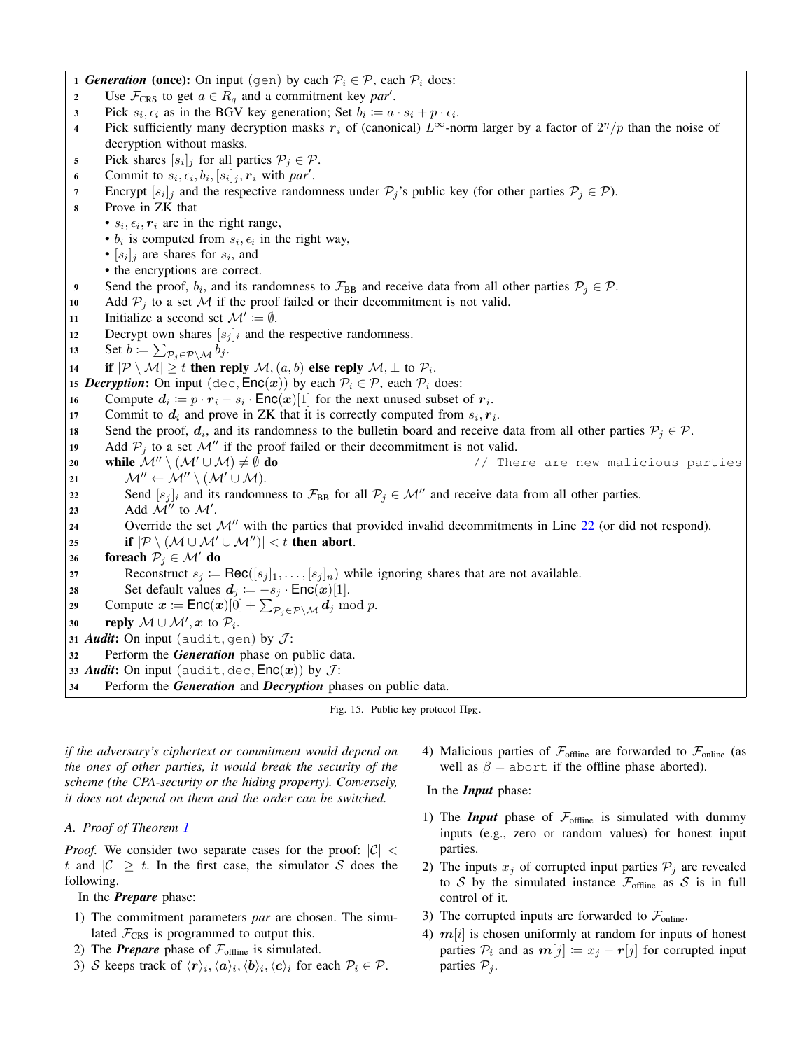1 ***Generation* (once):** On input (gen) by each $\mathcal{P}_i \in \mathcal{P}$, each $\mathcal{P}_i$ does:

2 Use $\mathcal{F}_{\text{CRS}}$ to get $a \in R_q$ and a commitment key $par'$.

3 Pick $s_i, \epsilon_i$ as in the BGV key generation; Set $b_i := a \cdot s_i + p \cdot \epsilon_i$.

4 Pick sufficiently many decryption masks $\boldsymbol{r}_i$ of (canonical) $L^\infty$-norm larger by a factor of $2^\eta/p$ than the noise of decryption without masks.

5 Pick shares $[s_i]_j$ for all parties $\mathcal{P}_j \in \mathcal{P}$.

6 Commit to $s_i, \epsilon_i, b_i, [s_i]_j, \boldsymbol{r}_i$ with $par'$.

7 Encrypt $[s_i]_j$ and the respective randomness under $\mathcal{P}_j$'s public key (for other parties $\mathcal{P}_j \in \mathcal{P}$).

8 Prove in ZK that
- $s_i, \epsilon_i, \boldsymbol{r}_i$ are in the right range,
- $b_i$ is computed from $s_i, \epsilon_i$ in the right way,
- $[s_i]_j$ are shares for $s_i$, and
- the encryptions are correct.

9 Send the proof, $b_i$, and its randomness to $\mathcal{F}_{\text{BB}}$ and receive data from all other parties $\mathcal{P}_j \in \mathcal{P}$.

10 Add $\mathcal{P}_j$ to a set $\mathcal{M}$ if the proof failed or their decommitment is not valid.

11 Initialize a second set $\mathcal{M}' := \emptyset$.

12 Decrypt own shares $[s_j]_i$ and the respective randomness.

13 Set $b := \sum_{\mathcal{P}_j \in \mathcal{P} \setminus \mathcal{M}} b_j$.

14 **if** $|\mathcal{P} \setminus \mathcal{M}| \geq t$ **then reply** $\mathcal{M}, (a, b)$ **else reply** $\mathcal{M}, \perp$ to $\mathcal{P}_i$.

15 ***Decryption*:** On input (dec, $\mathsf{Enc}(\boldsymbol{x})$) by each $\mathcal{P}_i \in \mathcal{P}$, each $\mathcal{P}_i$ does:

16 Compute $\boldsymbol{d}_i := p \cdot \boldsymbol{r}_i - s_i \cdot \mathsf{Enc}(\boldsymbol{x})[1]$ for the next unused subset of $\boldsymbol{r}_i$.

17 Commit to $\boldsymbol{d}_i$ and prove in ZK that it is correctly computed from $s_i, \boldsymbol{r}_i$.

18 Send the proof, $\boldsymbol{d}_i$, and its randomness to the bulletin board and receive data from all other parties $\mathcal{P}_j \in \mathcal{P}$.

19 Add $\mathcal{P}_j$ to a set $\mathcal{M}''$ if the proof failed or their decommitment is not valid.

20 **while** $\mathcal{M}'' \setminus (\mathcal{M}' \cup \mathcal{M}) \neq \emptyset$ **do** // There are new malicious parties

21 $\mathcal{M}'' \leftarrow \mathcal{M}'' \setminus (\mathcal{M}' \cup \mathcal{M})$.

22 Send $[s_j]_i$ and its randomness to $\mathcal{F}_{\text{BB}}$ for all $\mathcal{P}_j \in \mathcal{M}''$ and receive data from all other parties.

23 Add $\mathcal{M}''$ to $\mathcal{M}'$.

24 Override the set $\mathcal{M}''$ with the parties that provided invalid decommitments in Line 22 (or did not respond).

25 **if** $|\mathcal{P} \setminus (\mathcal{M} \cup \mathcal{M}' \cup \mathcal{M}'')| < t$ **then abort**.

26 **foreach** $\mathcal{P}_j \in \mathcal{M}'$ **do**

27 Reconstruct $s_j := \mathsf{Rec}([s_j]_1, \ldots, [s_j]_n)$ while ignoring shares that are not available.

28 Set default values $\boldsymbol{d}_j := -s_j \cdot \mathsf{Enc}(\boldsymbol{x})[1]$.

29 Compute $\boldsymbol{x} := \mathsf{Enc}(\boldsymbol{x})[0] + \sum_{\mathcal{P}_j \in \mathcal{P} \setminus \mathcal{M}} \boldsymbol{d}_j \bmod p$.

30 **reply** $\mathcal{M} \cup \mathcal{M}', \boldsymbol{x}$ to $\mathcal{P}_i$.

31 ***Audit*:** On input (audit, gen) by $\mathcal{J}$:

32 Perform the ***Generation*** phase on public data.

33 ***Audit*:** On input (audit, dec, $\mathsf{Enc}(\boldsymbol{x})$) by $\mathcal{J}$:

34 Perform the ***Generation*** and ***Decryption*** phases on public data.

Fig. 15. Public key protocol $\Pi_{\text{PK}}$.

*if the adversary's ciphertext or commitment would depend on the ones of other parties, it would break the security of the scheme (the CPA-security or the hiding property). Conversely, it does not depend on them and the order can be switched.*

### A. Proof of Theorem 1

*Proof.* We consider two separate cases for the proof: $|\mathcal{C}| < t$ and $|\mathcal{C}| \geq t$. In the first case, the simulator $\mathcal{S}$ does the following.

In the ***Prepare*** phase:

1) The commitment parameters *par* are chosen. The simulated $\mathcal{F}_{\text{CRS}}$ is programmed to output this.
2) The ***Prepare*** phase of $\mathcal{F}_{\text{offline}}$ is simulated.
3) $\mathcal{S}$ keeps track of $\langle \boldsymbol{r} \rangle_i, \langle \boldsymbol{a} \rangle_i, \langle \boldsymbol{b} \rangle_i, \langle \boldsymbol{c} \rangle_i$ for each $\mathcal{P}_i \in \mathcal{P}$.
4) Malicious parties of $\mathcal{F}_{\text{offline}}$ are forwarded to $\mathcal{F}_{\text{online}}$ (as well as $\beta = \texttt{abort}$ if the offline phase aborted).

In the ***Input*** phase:

1) The ***Input*** phase of $\mathcal{F}_{\text{offline}}$ is simulated with dummy inputs (e.g., zero or random values) for honest input parties.
2) The inputs $x_j$ of corrupted input parties $\mathcal{P}_j$ are revealed to $\mathcal{S}$ by the simulated instance $\mathcal{F}_{\text{offline}}$ as $\mathcal{S}$ is in full control of it.
3) The corrupted inputs are forwarded to $\mathcal{F}_{\text{online}}$.
4) $\boldsymbol{m}[i]$ is chosen uniformly at random for inputs of honest parties $\mathcal{P}_i$ and as $\boldsymbol{m}[j] := x_j - \boldsymbol{r}[j]$ for corrupted input parties $\mathcal{P}_j$.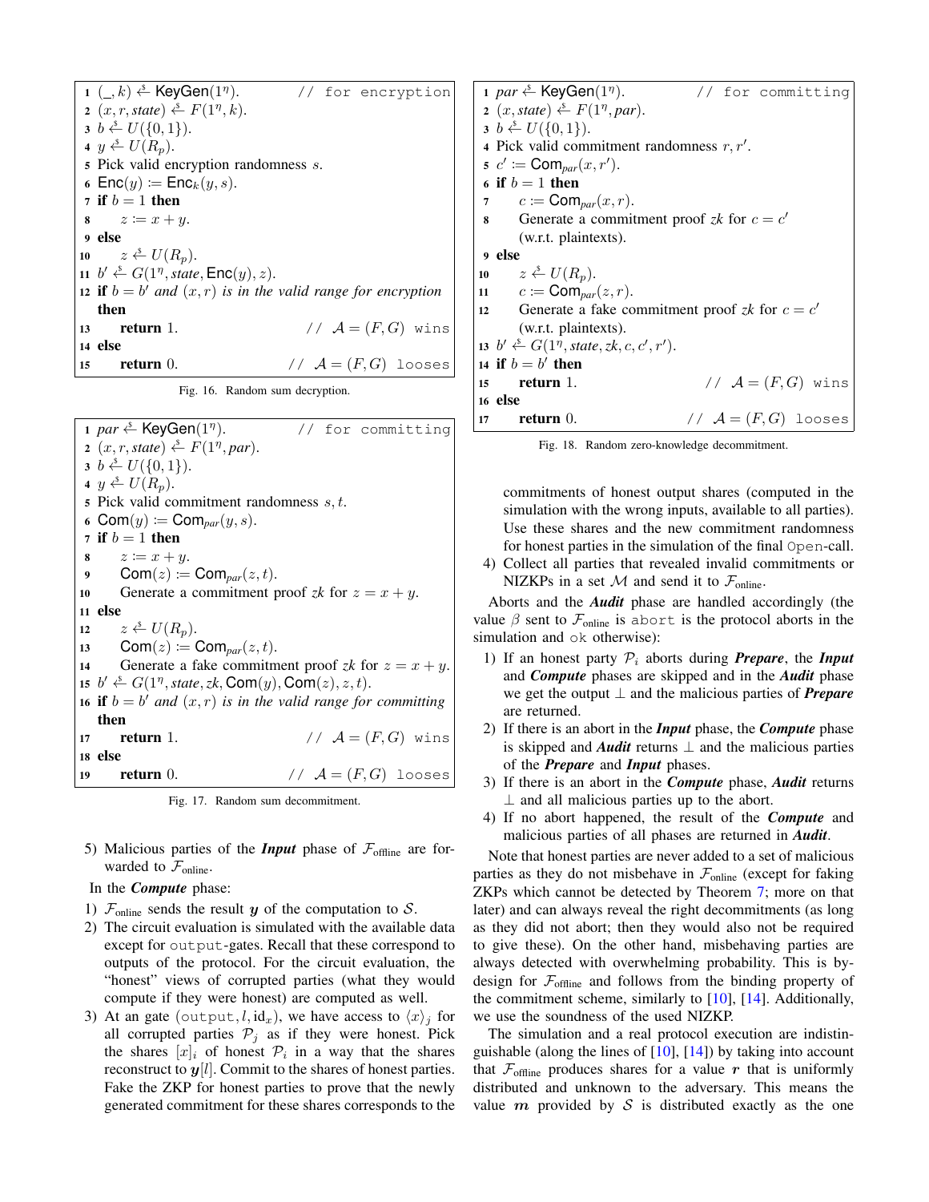```
1  (_, k) ←$ KeyGen(1^η).                    // for encryption
2  (x, r, state) ←$ F(1^η, k).
3  b ←$ U({0,1}).
4  y ←$ U(R_p).
5  Pick valid encryption randomness s.
6  Enc(y) := Enc_k(y, s).
7  if b = 1 then
8      z := x + y.
9  else
10     z ←$ U(R_p).
11 b' ←$ G(1^η, state, Enc(y), z).
12 if b = b' and (x, r) is in the valid range for encryption
   then
13     return 1.                             // A = (F, G) wins
14 else
15     return 0.                             // A = (F, G) looses
```

Fig. 16. Random sum decryption.

```
1  par ←$ KeyGen(1^η).                       // for committing
2  (x, r, state) ←$ F(1^η, par).
3  b ←$ U({0,1}).
4  y ←$ U(R_p).
5  Pick valid commitment randomness s, t.
6  Com(y) := Com_par(y, s).
7  if b = 1 then
8      z := x + y.
9      Com(z) := Com_par(z, t).
10     Generate a commitment proof zk for z = x + y.
11 else
12     z ←$ U(R_p).
13     Com(z) := Com_par(z, t).
14     Generate a fake commitment proof zk for z = x + y.
15 b' ←$ G(1^η, state, zk, Com(y), Com(z), z, t).
16 if b = b' and (x, r) is in the valid range for committing
   then
17     return 1.                             // A = (F, G) wins
18 else
19     return 0.                             // A = (F, G) looses
```

Fig. 17. Random sum decommitment.

5) Malicious parties of the ***Input*** phase of $\mathcal{F}_{\text{offline}}$ are forwarded to $\mathcal{F}_{\text{online}}$.

In the ***Compute*** phase:

1) $\mathcal{F}_{\text{online}}$ sends the result $\boldsymbol{y}$ of the computation to $\mathcal{S}$.
2) The circuit evaluation is simulated with the available data except for `output`-gates. Recall that these correspond to outputs of the protocol. For the circuit evaluation, the "honest" views of corrupted parties (what they would compute if they were honest) are computed as well.
3) At an gate $(\texttt{output}, l, \text{id}_x)$, we have access to $\langle x \rangle_j$ for all corrupted parties $\mathcal{P}_j$ as if they were honest. Pick the shares $[x]_i$ of honest $\mathcal{P}_i$ in a way that the shares reconstruct to $\boldsymbol{y}[l]$. Commit to the shares of honest parties. Fake the ZKP for honest parties to prove that the newly generated commitment for these shares corresponds to the commitments of honest output shares (computed in the simulation with the wrong inputs, available to all parties). Use these shares and the new commitment randomness for honest parties in the simulation of the final `Open`-call.
4) Collect all parties that revealed invalid commitments or NIZKPs in a set $\mathcal{M}$ and send it to $\mathcal{F}_{\text{online}}$.

```
1  par ←$ KeyGen(1^η).                       // for committing
2  (x, state) ←$ F(1^η, par).
3  b ←$ U({0,1}).
4  Pick valid commitment randomness r, r'.
5  c' := Com_par(x, r').
6  if b = 1 then
7      c := Com_par(x, r).
8      Generate a commitment proof zk for c = c'
       (w.r.t. plaintexts).
9  else
10     z ←$ U(R_p).
11     c := Com_par(z, r).
12     Generate a fake commitment proof zk for c = c'
       (w.r.t. plaintexts).
13 b' ←$ G(1^η, state, zk, c, c', r').
14 if b = b' then
15     return 1.                             // A = (F, G) wins
16 else
17     return 0.                             // A = (F, G) looses
```

Fig. 18. Random zero-knowledge decommitment.

Aborts and the ***Audit*** phase are handled accordingly (the value $\beta$ sent to $\mathcal{F}_{\text{online}}$ is `abort` is the protocol aborts in the simulation and `ok` otherwise):

1) If an honest party $\mathcal{P}_i$ aborts during ***Prepare***, the ***Input*** and ***Compute*** phases are skipped and in the ***Audit*** phase we get the output $\perp$ and the malicious parties of ***Prepare*** are returned.
2) If there is an abort in the ***Input*** phase, the ***Compute*** phase is skipped and ***Audit*** returns $\perp$ and the malicious parties of the ***Prepare*** and ***Input*** phases.
3) If there is an abort in the ***Compute*** phase, ***Audit*** returns $\perp$ and all malicious parties up to the abort.
4) If no abort happened, the result of the ***Compute*** and malicious parties of all phases are returned in ***Audit***.

Note that honest parties are never added to a set of malicious parties as they do not misbehave in $\mathcal{F}_{\text{online}}$ (except for faking ZKPs which cannot be detected by Theorem 7; more on that later) and can always reveal the right decommitments (as long as they did not abort; then they would also not be required to give these). On the other hand, misbehaving parties are always detected with overwhelming probability. This is by-design for $\mathcal{F}_{\text{offline}}$ and follows from the binding property of the commitment scheme, similarly to [10], [14]. Additionally, we use the soundness of the used NIZKP.

The simulation and a real protocol execution are indistinguishable (along the lines of [10], [14]) by taking into account that $\mathcal{F}_{\text{offline}}$ produces shares for a value $\boldsymbol{r}$ that is uniformly distributed and unknown to the adversary. This means the value $\boldsymbol{m}$ provided by $\mathcal{S}$ is distributed exactly as the one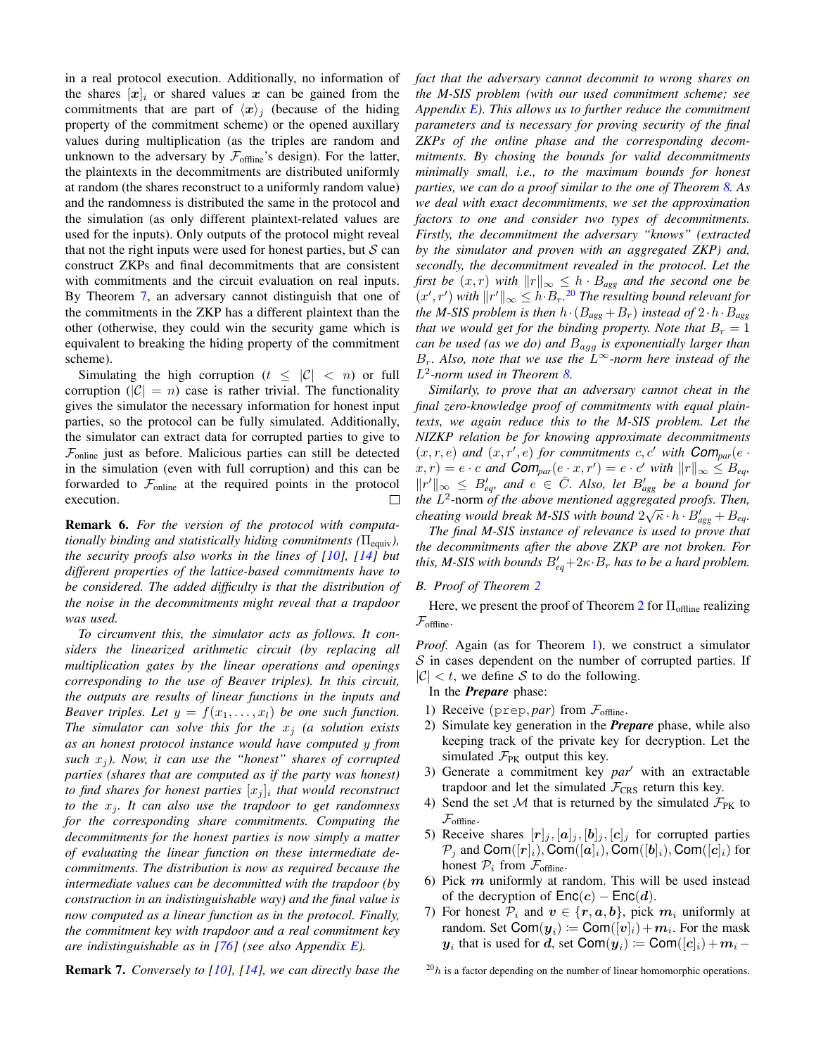in a real protocol execution. Additionally, no information of the shares $[\boldsymbol{x}]_i$ or shared values $\boldsymbol{x}$ can be gained from the commitments that are part of $\langle \boldsymbol{x} \rangle_j$ (because of the hiding property of the commitment scheme) or the opened auxiliary values during multiplication (as the triples are random and unknown to the adversary by $\mathcal{F}_{\text{offline}}$'s design). For the latter, the plaintexts in the decommitments are distributed uniformly at random (the shares reconstruct to a uniformly random value) and the randomness is distributed the same in the protocol and the simulation (as only different plaintext-related values are used for the inputs). Only outputs of the protocol might reveal that not the right inputs were used for honest parties, but $\mathcal{S}$ can construct ZKPs and final decommitments that are consistent with commitments and the circuit evaluation on real inputs. By Theorem 7, an adversary cannot distinguish that one of the commitments in the ZKP has a different plaintext than the other (otherwise, they could win the security game which is equivalent to breaking the hiding property of the commitment scheme).

Simulating the high corruption ($t \leq |\mathcal{C}| < n$) or full corruption ($|\mathcal{C}| = n$) case is rather trivial. The functionality gives the simulator the necessary information for honest input parties, so the protocol can be fully simulated. Additionally, the simulator can extract data for corrupted parties to give to $\mathcal{F}_{\text{online}}$ just as before. Malicious parties can still be detected in the simulation (even with full corruption) and this can be forwarded to $\mathcal{F}_{\text{online}}$ at the required points in the protocol execution. ☐

**Remark 6.** *For the version of the protocol with computationally binding and statistically hiding commitments ($\Pi_{\text{equiv}}$), the security proofs also works in the lines of [10], [14] but different properties of the lattice-based commitments have to be considered. The added difficulty is that the distribution of the noise in the decommitments might reveal that a trapdoor was used.*

*To circumvent this, the simulator acts as follows. It considers the linearized arithmetic circuit (by replacing all multiplication gates by the linear operations and openings corresponding to the use of Beaver triples). In this circuit, the outputs are results of linear functions in the inputs and Beaver triples. Let $y = f(x_1, \ldots, x_l)$ be one such function. The simulator can solve this for the $x_j$ (a solution exists as an honest protocol instance would have computed $y$ from such $x_j$). Now, it can use the "honest" shares of corrupted parties (shares that are computed as if the party was honest) to find shares for honest parties $[x_j]_i$ that would reconstruct to the $x_j$. It can also use the trapdoor to get randomness for the corresponding share commitments. Computing the decommitments for the honest parties is now simply a matter of evaluating the linear function on these intermediate decommitments. The distribution is now as required because the intermediate values can be decommitted with the trapdoor (by construction in an indistinguishable way) and the final value is now computed as a linear function as in the protocol. Finally, the commitment key with trapdoor and a real commitment key are indistinguishable as in [76] (see also Appendix E).*

**Remark 7.** *Conversely to [10], [14], we can directly base the fact that the adversary cannot decommit to wrong shares on the M-SIS problem (with our used commitment scheme; see Appendix E). This allows us to further reduce the commitment parameters and is necessary for proving security of the final ZKPs of the online phase and the corresponding decommitments. By chosing the bounds for valid decommitments minimally small, i.e., to the maximum bounds for honest parties, we can do a proof similar to the one of Theorem 8. As we deal with exact decommitments, we set the approximation factors to one and consider two types of decommitments. Firstly, the decommitment the adversary "knows" (extracted by the simulator and proven with an aggregated ZKP) and, secondly, the decommitment revealed in the protocol. Let the first be $(x, r)$ with $\|r\|_\infty \leq h \cdot B_{agg}$ and the second one be $(x', r')$ with $\|r'\|_\infty \leq h \cdot B_r$.*[20] *The resulting bound relevant for the M-SIS problem is then $h \cdot (B_{agg} + B_r)$ instead of $2 \cdot h \cdot B_{agg}$ that we would get for the binding property. Note that $B_r = 1$ can be used (as we do) and $B_{agg}$ is exponentially larger than $B_r$. Also, note that we use the $L^\infty$-norm here instead of the $L^2$-norm used in Theorem 8.*

*Similarly, to prove that an adversary cannot cheat in the final zero-knowledge proof of commitments with equal plaintexts, we again reduce this to the M-SIS problem. Let the NIZKP relation be for knowing approximate decommitments $(x, r, e)$ and $(x, r', e)$ for commitments $c, c'$ with $\mathsf{Com}_{par}(e \cdot x, r) = e \cdot c$ and $\mathsf{Com}_{par}(e \cdot x, r') = e \cdot c'$ with $\|r\|_\infty \leq B_{eq}$, $\|r'\|_\infty \leq B'_{eq}$, and $e \in \bar{C}$. Also, let $B'_{agg}$ be a bound for the* $L^2$-norm *of the above mentioned aggregated proofs. Then, cheating would break M-SIS with bound $2\sqrt{\kappa} \cdot h \cdot B'_{agg} + B_{eq}$.*

*The final M-SIS instance of relevance is used to prove that the decommitments after the above ZKP are not broken. For this, M-SIS with bounds $B'_{eq} + 2\kappa \cdot B_r$ has to be a hard problem.*

### B. Proof of Theorem 2

Here, we present the proof of Theorem 2 for $\Pi_{\text{offline}}$ realizing $\mathcal{F}_{\text{offline}}$.

*Proof.* Again (as for Theorem 1), we construct a simulator $\mathcal{S}$ in cases dependent on the number of corrupted parties. If $|\mathcal{C}| < t$, we define $\mathcal{S}$ to do the following.

In the ***Prepare*** phase:

1) Receive $(\texttt{prep}, par)$ from $\mathcal{F}_{\text{offline}}$.
2) Simulate key generation in the ***Prepare*** phase, while also keeping track of the private key for decryption. Let the simulated $\mathcal{F}_{\text{PK}}$ output this key.
3) Generate a commitment key $par'$ with an extractable trapdoor and let the simulated $\mathcal{F}_{\text{CRS}}$ return this key.
4) Send the set $\mathcal{M}$ that is returned by the simulated $\mathcal{F}_{\text{PK}}$ to $\mathcal{F}_{\text{offline}}$.
5) Receive shares $[\boldsymbol{r}]_j, [\boldsymbol{a}]_j, [\boldsymbol{b}]_j, [\boldsymbol{c}]_j$ for corrupted parties $\mathcal{P}_j$ and $\mathsf{Com}([\boldsymbol{r}]_i), \mathsf{Com}([\boldsymbol{a}]_i), \mathsf{Com}([\boldsymbol{b}]_i), \mathsf{Com}([\boldsymbol{c}]_i)$ for honest $\mathcal{P}_i$ from $\mathcal{F}_{\text{offline}}$.
6) Pick $\boldsymbol{m}$ uniformly at random. This will be used instead of the decryption of $\mathsf{Enc}(\boldsymbol{c}) - \mathsf{Enc}(\boldsymbol{d})$.
7) For honest $\mathcal{P}_i$ and $\boldsymbol{v} \in \{\boldsymbol{r}, \boldsymbol{a}, \boldsymbol{b}\}$, pick $\boldsymbol{m}_i$ uniformly at random. Set $\mathsf{Com}(\boldsymbol{y}_i) := \mathsf{Com}([\boldsymbol{v}]_i) + \boldsymbol{m}_i$. For the mask $\boldsymbol{y}_i$ that is used for $\boldsymbol{d}$, set $\mathsf{Com}(\boldsymbol{y}_i) := \mathsf{Com}([\boldsymbol{c}]_i) + \boldsymbol{m}_i -$

[20] $h$ is a factor depending on the number of linear homomorphic operations.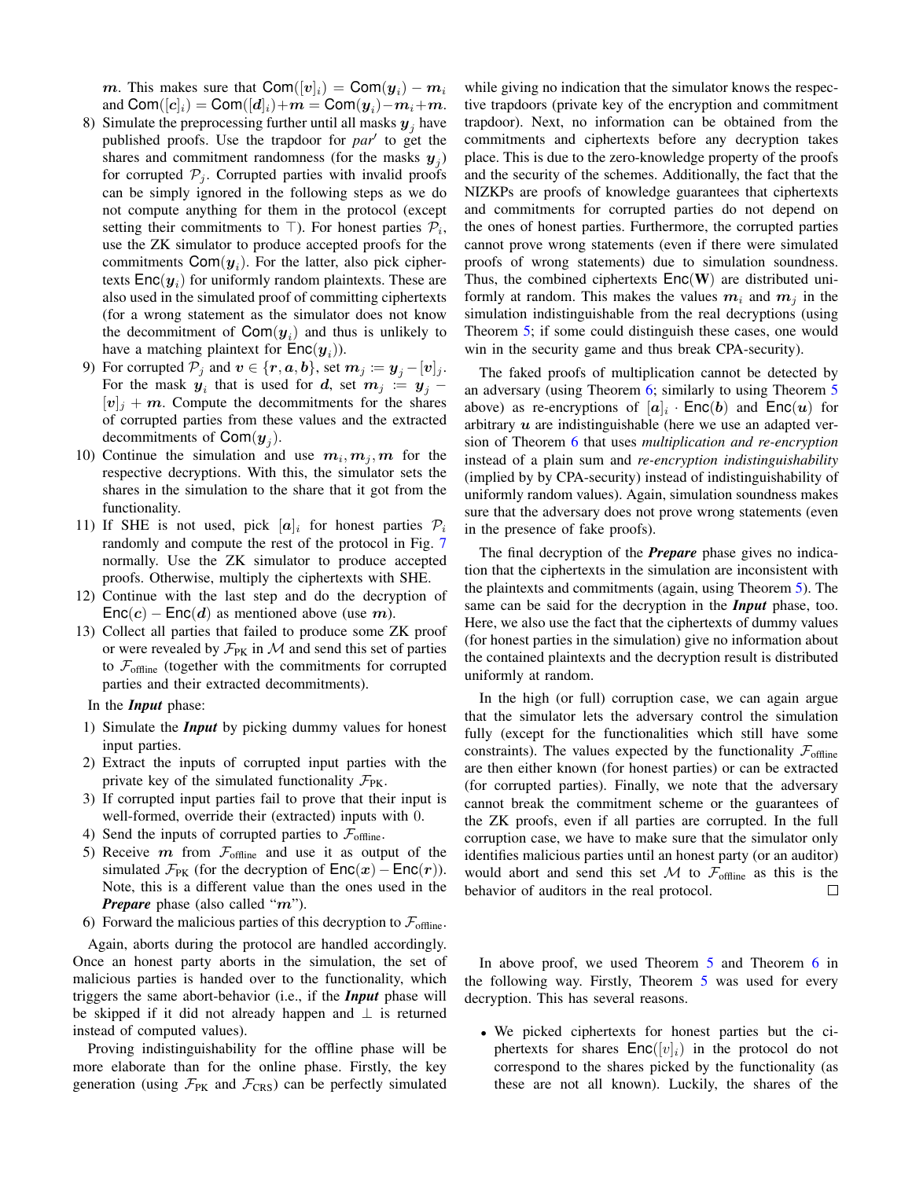$\boldsymbol{m}$. This makes sure that $\mathsf{Com}([\boldsymbol{v}]_i) = \mathsf{Com}(\boldsymbol{y}_i) - \boldsymbol{m}_i$ and $\mathsf{Com}([\boldsymbol{c}]_i) = \mathsf{Com}([\boldsymbol{d}]_i) + \boldsymbol{m} = \mathsf{Com}(\boldsymbol{y}_i) - \boldsymbol{m}_i + \boldsymbol{m}$.

8) Simulate the preprocessing further until all masks $\boldsymbol{y}_j$ have published proofs. Use the trapdoor for $par'$ to get the shares and commitment randomness (for the masks $\boldsymbol{y}_j$) for corrupted $\mathcal{P}_j$. Corrupted parties with invalid proofs can be simply ignored in the following steps as we do not compute anything for them in the protocol (except setting their commitments to $\top$). For honest parties $\mathcal{P}_i$, use the ZK simulator to produce accepted proofs for the commitments $\mathsf{Com}(\boldsymbol{y}_i)$. For the latter, also pick ciphertexts $\mathsf{Enc}(\boldsymbol{y}_i)$ for uniformly random plaintexts. These are also used in the simulated proof of committing ciphertexts (for a wrong statement as the simulator does not know the decommitment of $\mathsf{Com}(\boldsymbol{y}_i)$ and thus is unlikely to have a matching plaintext for $\mathsf{Enc}(\boldsymbol{y}_i)$).
9) For corrupted $\mathcal{P}_j$ and $\boldsymbol{v} \in \{\boldsymbol{r}, \boldsymbol{a}, \boldsymbol{b}\}$, set $\boldsymbol{m}_j := \boldsymbol{y}_j - [\boldsymbol{v}]_j$. For the mask $\boldsymbol{y}_i$ that is used for $\boldsymbol{d}$, set $\boldsymbol{m}_j := \boldsymbol{y}_j - [\boldsymbol{v}]_j + \boldsymbol{m}$. Compute the decommitments for the shares of corrupted parties from these values and the extracted decommitments of $\mathsf{Com}(\boldsymbol{y}_j)$.
10) Continue the simulation and use $\boldsymbol{m}_i, \boldsymbol{m}_j, \boldsymbol{m}$ for the respective decryptions. With this, the simulator sets the shares in the simulation to the share that it got from the functionality.
11) If SHE is not used, pick $[\boldsymbol{a}]_i$ for honest parties $\mathcal{P}_i$ randomly and compute the rest of the protocol in Fig. 7 normally. Use the ZK simulator to produce accepted proofs. Otherwise, multiply the ciphertexts with SHE.
12) Continue with the last step and do the decryption of $\mathsf{Enc}(\boldsymbol{c}) - \mathsf{Enc}(\boldsymbol{d})$ as mentioned above (use $\boldsymbol{m}$).
13) Collect all parties that failed to produce some ZK proof or were revealed by $\mathcal{F}_{\text{PK}}$ in $\mathcal{M}$ and send this set of parties to $\mathcal{F}_{\text{offline}}$ (together with the commitments for corrupted parties and their extracted decommitments).

In the ***Input*** phase:

1) Simulate the ***Input*** by picking dummy values for honest input parties.
2) Extract the inputs of corrupted input parties with the private key of the simulated functionality $\mathcal{F}_{\text{PK}}$.
3) If corrupted input parties fail to prove that their input is well-formed, override their (extracted) inputs with 0.
4) Send the inputs of corrupted parties to $\mathcal{F}_{\text{offline}}$.
5) Receive $\boldsymbol{m}$ from $\mathcal{F}_{\text{offline}}$ and use it as output of the simulated $\mathcal{F}_{\text{PK}}$ (for the decryption of $\mathsf{Enc}(\boldsymbol{x}) - \mathsf{Enc}(\boldsymbol{r})$). Note, this is a different value than the ones used in the ***Prepare*** phase (also called "$\boldsymbol{m}$").
6) Forward the malicious parties of this decryption to $\mathcal{F}_{\text{offline}}$.

Again, aborts during the protocol are handled accordingly. Once an honest party aborts in the simulation, the set of malicious parties is handed over to the functionality, which triggers the same abort-behavior (i.e., if the ***Input*** phase will be skipped if it did not already happen and $\perp$ is returned instead of computed values).

Proving indistinguishability for the offline phase will be more elaborate than for the online phase. Firstly, the key generation (using $\mathcal{F}_{\text{PK}}$ and $\mathcal{F}_{\text{CRS}}$) can be perfectly simulated while giving no indication that the simulator knows the respective trapdoors (private key of the encryption and commitment trapdoor). Next, no information can be obtained from the commitments and ciphertexts before any decryption takes place. This is due to the zero-knowledge property of the proofs and the security of the schemes. Additionally, the fact that the NIZKPs are proofs of knowledge guarantees that ciphertexts and commitments for corrupted parties do not depend on the ones of honest parties. Furthermore, the corrupted parties cannot prove wrong statements (even if there were simulated proofs of wrong statements) due to simulation soundness. Thus, the combined ciphertexts $\mathsf{Enc}(\mathbf{W})$ are distributed uniformly at random. This makes the values $\boldsymbol{m}_i$ and $\boldsymbol{m}_j$ in the simulation indistinguishable from the real decryptions (using Theorem 5; if some could distinguish these cases, one would win in the security game and thus break CPA-security).

The faked proofs of multiplication cannot be detected by an adversary (using Theorem 6; similarly to using Theorem 5 above) as re-encryptions of $[\boldsymbol{a}]_i \cdot \mathsf{Enc}(\boldsymbol{b})$ and $\mathsf{Enc}(\boldsymbol{u})$ for arbitrary $\boldsymbol{u}$ are indistinguishable (here we use an adapted version of Theorem 6 that uses *multiplication and re-encryption* instead of a plain sum and *re-encryption indistinguishability* (implied by by CPA-security) instead of indistinguishability of uniformly random values). Again, simulation soundness makes sure that the adversary does not prove wrong statements (even in the presence of fake proofs).

The final decryption of the ***Prepare*** phase gives no indication that the ciphertexts in the simulation are inconsistent with the plaintexts and commitments (again, using Theorem 5). The same can be said for the decryption in the ***Input*** phase, too. Here, we also use the fact that the ciphertexts of dummy values (for honest parties in the simulation) give no information about the contained plaintexts and the decryption result is distributed uniformly at random.

In the high (or full) corruption case, we can again argue that the simulator lets the adversary control the simulation fully (except for the functionalities which still have some constraints). The values expected by the functionality $\mathcal{F}_{\text{offline}}$ are then either known (for honest parties) or can be extracted (for corrupted parties). Finally, we note that the adversary cannot break the commitment scheme or the guarantees of the ZK proofs, even if all parties are corrupted. In the full corruption case, we have to make sure that the simulator only identifies malicious parties until an honest party (or an auditor) would abort and send this set $\mathcal{M}$ to $\mathcal{F}_{\text{offline}}$ as this is the behavior of auditors in the real protocol. □

In above proof, we used Theorem 5 and Theorem 6 in the following way. Firstly, Theorem 5 was used for every decryption. This has several reasons.

- We picked ciphertexts for honest parties but the ciphertexts for shares $\mathsf{Enc}([v]_i)$ in the protocol do not correspond to the shares picked by the functionality (as these are not all known). Luckily, the shares of the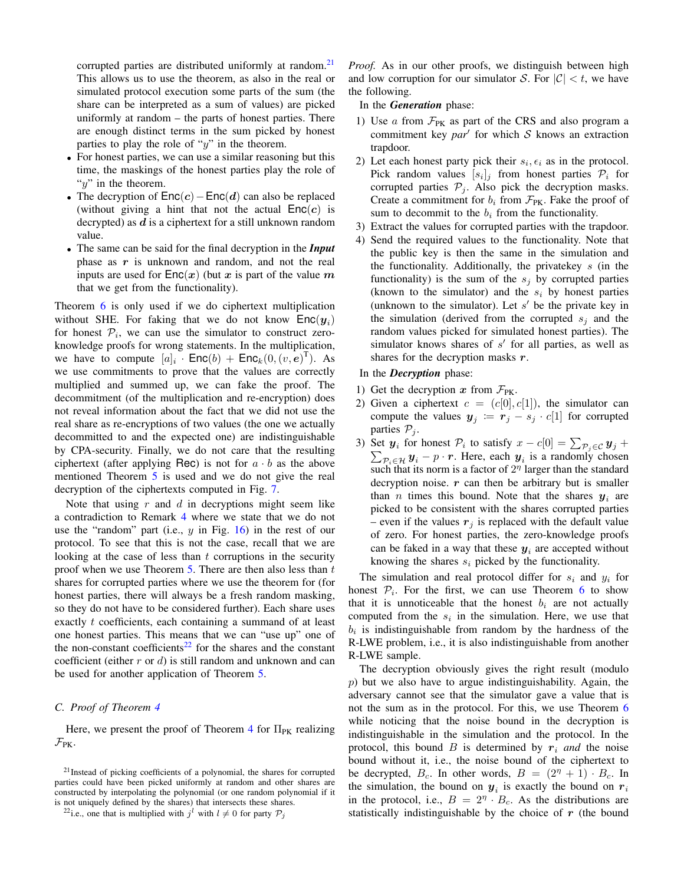corrupted parties are distributed uniformly at random.[21] This allows us to use the theorem, as also in the real or simulated protocol execution some parts of the sum (the share can be interpreted as a sum of values) are picked uniformly at random – the parts of honest parties. There are enough distinct terms in the sum picked by honest parties to play the role of "$y$" in the theorem.

- For honest parties, we can use a similar reasoning but this time, the maskings of the honest parties play the role of "$y$" in the theorem.
- The decryption of $\mathsf{Enc}(\boldsymbol{c}) - \mathsf{Enc}(\boldsymbol{d})$ can also be replaced (without giving a hint that not the actual $\mathsf{Enc}(\boldsymbol{c})$ is decrypted) as $\boldsymbol{d}$ is a ciphertext for a still unknown random value.
- The same can be said for the final decryption in the ***Input*** phase as $\boldsymbol{r}$ is unknown and random, and not the real inputs are used for $\mathsf{Enc}(\boldsymbol{x})$ (but $\boldsymbol{x}$ is part of the value $\boldsymbol{m}$ that we get from the functionality).

Theorem 6 is only used if we do ciphertext multiplication without SHE. For faking that we do not know $\mathsf{Enc}(\boldsymbol{y}_i)$ for honest $\mathcal{P}_i$, we can use the simulator to construct zero-knowledge proofs for wrong statements. In the multiplication, we have to compute $[a]_i \cdot \mathsf{Enc}(b) + \mathsf{Enc}_k(0, (v, \boldsymbol{e})^\mathrm{T})$. As we use commitments to prove that the values are correctly multiplied and summed up, we can fake the proof. The decommitment (of the multiplication and re-encryption) does not reveal information about the fact that we did not use the real share as re-encryptions of two values (the one we actually decommitted to and the expected one) are indistinguishable by CPA-security. Finally, we do not care that the resulting ciphertext (after applying $\mathsf{Rec}$) is not for $a \cdot b$ as the above mentioned Theorem 5 is used and we do not give the real decryption of the ciphertexts computed in Fig. 7.

Note that using $r$ and $d$ in decryptions might seem like a contradiction to Remark 4 where we state that we do not use the "random" part (i.e., $y$ in Fig. 16) in the rest of our protocol. To see that this is not the case, recall that we are looking at the case of less than $t$ corruptions in the security proof when we use Theorem 5. There are then also less than $t$ shares for corrupted parties where we use the theorem for (for honest parties, there will always be a fresh random masking, so they do not have to be considered further). Each share uses exactly $t$ coefficients, each containing a summand of at least one honest parties. This means that we can "use up" one of the non-constant coefficients[22] for the shares and the constant coefficient (either $r$ or $d$) is still random and unknown and can be used for another application of Theorem 5.

### C. Proof of Theorem 4

Here, we present the proof of Theorem 4 for $\Pi_{\text{PK}}$ realizing $\mathcal{F}_{\text{PK}}$.

*Proof.* As in our other proofs, we distinguish between high and low corruption for our simulator $\mathcal{S}$. For $|\mathcal{C}| < t$, we have the following.

In the ***Generation*** phase:

1) Use $a$ from $\mathcal{F}_{\text{PK}}$ as part of the CRS and also program a commitment key $par'$ for which $\mathcal{S}$ knows an extraction trapdoor.
2) Let each honest party pick their $s_i, \epsilon_i$ as in the protocol. Pick random values $[s_i]_j$ from honest parties $\mathcal{P}_i$ for corrupted parties $\mathcal{P}_j$. Also pick the decryption masks. Create a commitment for $b_i$ from $\mathcal{F}_{\text{PK}}$. Fake the proof of sum to decommit to the $b_i$ from the functionality.
3) Extract the values for corrupted parties with the trapdoor.
4) Send the required values to the functionality. Note that the public key is then the same in the simulation and the functionality. Additionally, the privatekey $s$ (in the functionality) is the sum of the $s_j$ by corrupted parties (known to the simulator) and the $s_i$ by honest parties (unknown to the simulator). Let $s'$ be the private key in the simulation (derived from the corrupted $s_j$ and the random values picked for simulated honest parties). The simulator knows shares of $s'$ for all parties, as well as shares for the decryption masks $\boldsymbol{r}$.

In the ***Decryption*** phase:

1) Get the decryption $\boldsymbol{x}$ from $\mathcal{F}_{\text{PK}}$.
2) Given a ciphertext $c = (c[0], c[1])$, the simulator can compute the values $\boldsymbol{y}_j := \boldsymbol{r}_j - s_j \cdot c[1]$ for corrupted parties $\mathcal{P}_j$.
3) Set $\boldsymbol{y}_i$ for honest $\mathcal{P}_i$ to satisfy $x - c[0] = \sum_{\mathcal{P}_j \in \mathcal{C}} \boldsymbol{y}_j + \sum_{\mathcal{P}_i \in \mathcal{H}} \boldsymbol{y}_i - p \cdot \boldsymbol{r}$. Here, each $\boldsymbol{y}_i$ is a randomly chosen such that its norm is a factor of $2^\eta$ larger than the standard decryption noise. $\boldsymbol{r}$ can then be arbitrary but is smaller than $n$ times this bound. Note that the shares $\boldsymbol{y}_i$ are picked to be consistent with the shares corrupted parties – even if the values $\boldsymbol{r}_j$ is replaced with the default value of zero. For honest parties, the zero-knowledge proofs can be faked in a way that these $\boldsymbol{y}_i$ are accepted without knowing the shares $s_i$ picked by the functionality.

The simulation and real protocol differ for $s_i$ and $y_i$ for honest $\mathcal{P}_i$. For the first, we can use Theorem 6 to show that it is unnoticeable that the honest $b_i$ are not actually computed from the $s_i$ in the simulation. Here, we use that $b_i$ is indistinguishable from random by the hardness of the R-LWE problem, i.e., it is also indistinguishable from another R-LWE sample.

The decryption obviously gives the right result (modulo $p$) but we also have to argue indistinguishability. Again, the adversary cannot see that the simulator gave a value that is not the sum as in the protocol. For this, we use Theorem 6 while noticing that the noise bound in the decryption is indistinguishable in the simulation and the protocol. In the protocol, this bound $B$ is determined by $\boldsymbol{r}_i$ *and* the noise bound without it, i.e., the noise bound of the ciphertext to be decrypted, $B_c$. In other words, $B = (2^\eta + 1) \cdot B_c$. In the simulation, the bound on $\boldsymbol{y}_i$ is exactly the bound on $\boldsymbol{r}_i$ in the protocol, i.e., $B = 2^\eta \cdot B_c$. As the distributions are statistically indistinguishable by the choice of $\boldsymbol{r}$ (the bound

[21] Instead of picking coefficients of a polynomial, the shares for corrupted parties could have been picked uniformly at random and other shares are constructed by interpolating the polynomial (or one random polynomial if it is not uniquely defined by the shares) that intersects these shares.

[22] i.e., one that is multiplied with $j^l$ with $l \neq 0$ for party $\mathcal{P}_j$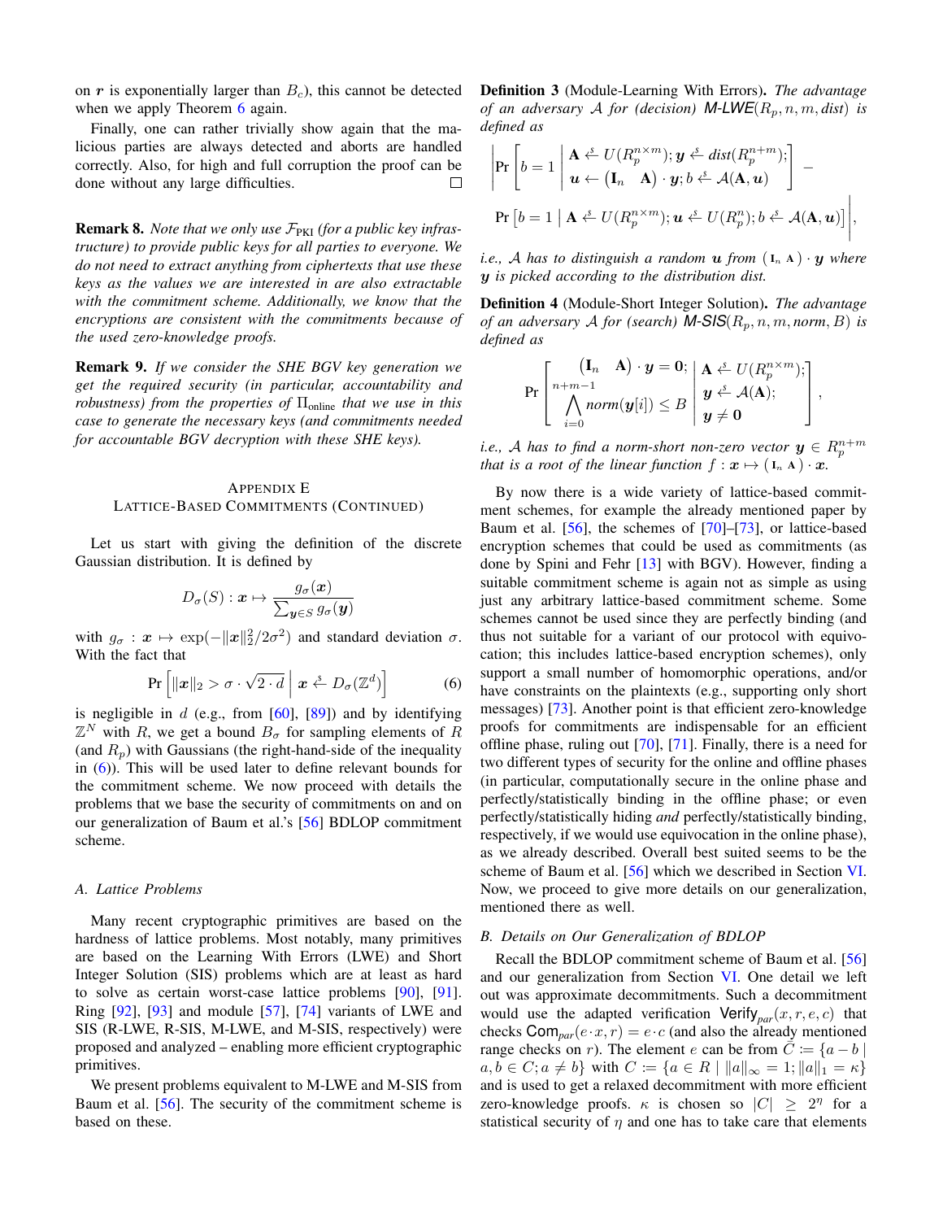on $\boldsymbol{r}$ is exponentially larger than $B_c$), this cannot be detected when we apply Theorem 6 again.

Finally, one can rather trivially show again that the malicious parties are always detected and aborts are handled correctly. Also, for high and full corruption the proof can be done without any large difficulties. □

**Remark 8.** *Note that we only use $\mathcal{F}_{\text{PKI}}$ (for a public key infrastructure) to provide public keys for all parties to everyone. We do not need to extract anything from ciphertexts that use these keys as the values we are interested in are also extractable with the commitment scheme. Additionally, we know that the encryptions are consistent with the commitments because of the used zero-knowledge proofs.*

**Remark 9.** *If we consider the SHE BGV key generation we get the required security (in particular, accountability and robustness) from the properties of $\Pi_{\text{online}}$ that we use in this case to generate the necessary keys (and commitments needed for accountable BGV decryption with these SHE keys).*

## Appendix E
## Lattice-Based Commitments (Continued)

Let us start with giving the definition of the discrete Gaussian distribution. It is defined by

$$D_\sigma(S) : \boldsymbol{x} \mapsto \frac{g_\sigma(\boldsymbol{x})}{\sum_{\boldsymbol{y} \in S} g_\sigma(\boldsymbol{y})}$$

with $g_\sigma : \boldsymbol{x} \mapsto \exp(-\|\boldsymbol{x}\|_2^2/2\sigma^2)$ and standard deviation $\sigma$. With the fact that

$$\Pr\left[\|\boldsymbol{x}\|_2 > \sigma \cdot \sqrt{2 \cdot d} \;\middle|\; \boldsymbol{x} \xleftarrow{\$} D_\sigma(\mathbb{Z}^d)\right] \tag{6}$$

is negligible in $d$ (e.g., from [60], [89]) and by identifying $\mathbb{Z}^N$ with $R$, we get a bound $B_\sigma$ for sampling elements of $R$ (and $R_p$) with Gaussians (the right-hand-side of the inequality in (6)). This will be used later to define relevant bounds for the commitment scheme. We now proceed with details the problems that we base the security of commitments on and on our generalization of Baum et al.'s [56] BDLOP commitment scheme.

### A. Lattice Problems

Many recent cryptographic primitives are based on the hardness of lattice problems. Most notably, many primitives are based on the Learning With Errors (LWE) and Short Integer Solution (SIS) problems which are at least as hard to solve as certain worst-case lattice problems [90], [91]. Ring [92], [93] and module [57], [74] variants of LWE and SIS (R-LWE, R-SIS, M-LWE, and M-SIS, respectively) were proposed and analyzed – enabling more efficient cryptographic primitives.

We present problems equivalent to M-LWE and M-SIS from Baum et al. [56]. The security of the commitment scheme is based on these.

**Definition 3** (Module-Learning With Errors). *The advantage of an adversary $\mathcal{A}$ for (decision) M-LWE$(R_p, n, m, dist)$ is defined as*

$$\left|\Pr\left[b = 1 \;\middle|\; \begin{array}{l} \mathbf{A} \xleftarrow{\$} U(R_p^{n\times m}); \boldsymbol{y} \xleftarrow{\$} dist(R_p^{n+m}); \\ \boldsymbol{u} \leftarrow \begin{pmatrix} \mathbf{I}_n & \mathbf{A} \end{pmatrix} \cdot \boldsymbol{y}; b \xleftarrow{\$} \mathcal{A}(\mathbf{A}, \boldsymbol{u}) \end{array}\right] - \Pr\left[b = 1 \;\middle|\; \mathbf{A} \xleftarrow{\$} U(R_p^{n\times m}); \boldsymbol{u} \xleftarrow{\$} U(R_p^n); b \xleftarrow{\$} \mathcal{A}(\mathbf{A}, \boldsymbol{u})\right]\right|,$$

*i.e., $\mathcal{A}$ has to distinguish a random $\boldsymbol{u}$ from $\begin{pmatrix} \mathbf{I}_n & \mathbf{A} \end{pmatrix} \cdot \boldsymbol{y}$ where $\boldsymbol{y}$ is picked according to the distribution dist.*

**Definition 4** (Module-Short Integer Solution). *The advantage of an adversary $\mathcal{A}$ for (search) M-SIS$(R_p, n, m, norm, B)$ is defined as*

$$\Pr\left[\begin{array}{c} \begin{pmatrix} \mathbf{I}_n & \mathbf{A} \end{pmatrix} \cdot \boldsymbol{y} = \mathbf{0}; \\ \bigwedge_{i=0}^{n+m-1} norm(\boldsymbol{y}[i]) \leq B \end{array} \;\middle|\; \begin{array}{l} \mathbf{A} \xleftarrow{\$} U(R_p^{n\times m}); \\ \boldsymbol{y} \xleftarrow{\$} \mathcal{A}(\mathbf{A}); \\ \boldsymbol{y} \neq \mathbf{0} \end{array}\right],$$

*i.e., $\mathcal{A}$ has to find a norm-short non-zero vector $\boldsymbol{y} \in R_p^{n+m}$ that is a root of the linear function $f : \boldsymbol{x} \mapsto \begin{pmatrix} \mathbf{I}_n & \mathbf{A} \end{pmatrix} \cdot \boldsymbol{x}$.*

By now there is a wide variety of lattice-based commitment schemes, for example the already mentioned paper by Baum et al. [56], the schemes of [70]–[73], or lattice-based encryption schemes that could be used as commitments (as done by Spini and Fehr [13] with BGV). However, finding a suitable commitment scheme is again not as simple as using just any arbitrary lattice-based commitment scheme. Some schemes cannot be used since they are perfectly binding (and thus not suitable for a variant of our protocol with equivocation; this includes lattice-based encryption schemes), only support a small number of homomorphic operations, and/or have constraints on the plaintexts (e.g., supporting only short messages) [73]. Another point is that efficient zero-knowledge proofs for commitments are indispensable for an efficient offline phase, ruling out [70], [71]. Finally, there is a need for two different types of security for the online and offline phases (in particular, computationally secure in the online phase and perfectly/statistically binding in the offline phase; or even perfectly/statistically hiding *and* perfectly/statistically binding, respectively, if we would use equivocation in the online phase), as we already described. Overall best suited seems to be the scheme of Baum et al. [56] which we described in Section VI. Now, we proceed to give more details on our generalization, mentioned there as well.

### B. Details on Our Generalization of BDLOP

Recall the BDLOP commitment scheme of Baum et al. [56] and our generalization from Section VI. One detail we left out was approximate decommitments. Such a decommitment would use the adapted verification $\mathsf{Verify}_{par}(x, r, e, c)$ that checks $\mathsf{Com}_{par}(e \cdot x, r) = e \cdot c$ (and also the already mentioned range checks on $r$). The element $e$ can be from $\bar{C} := \{a - b \mid a, b \in C; a \neq b\}$ with $C := \{a \in R \mid \|a\|_\infty = 1; \|a\|_1 = \kappa\}$ and is used to get a relaxed decommitment with more efficient zero-knowledge proofs. $\kappa$ is chosen so $|C| \geq 2^\eta$ for a statistical security of $\eta$ and one has to take care that elements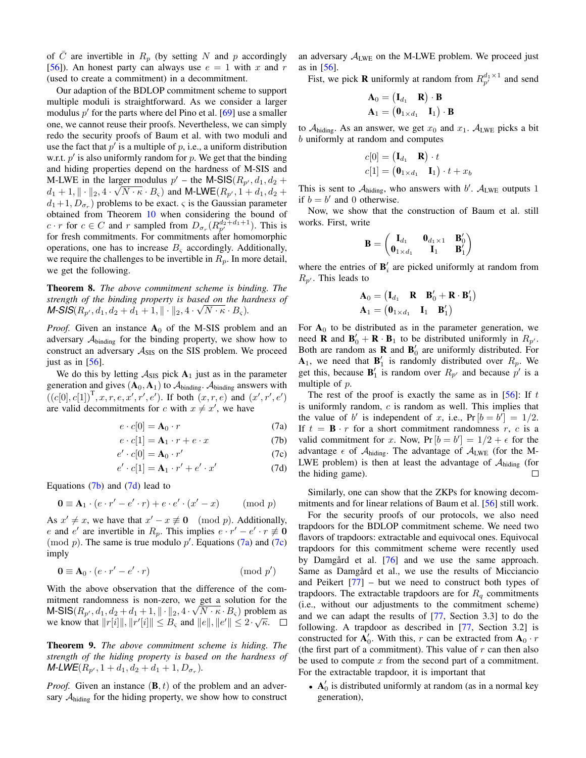of $\bar{C}$ are invertible in $R_p$ (by setting $N$ and $p$ accordingly [56]). An honest party can always use $e = 1$ with $x$ and $r$ (used to create a commitment) in a decommitment.

Our adaption of the BDLOP commitment scheme to support multiple moduli is straightforward. As we consider a larger modulus $p'$ for the parts where del Pino et al. [69] use a smaller one, we cannot reuse their proofs. Nevertheless, we can simply redo the security proofs of Baum et al. with two moduli and use the fact that $p'$ is a multiple of $p$, i.e., a uniform distribution w.r.t. $p'$ is also uniformly random for $p$. We get that the binding and hiding properties depend on the hardness of M-SIS and M-LWE in the larger modulus $p'$ – the $\mathsf{M\text{-}SIS}(R_{p'}, d_1, d_2 + d_1 + 1, \|\cdot\|_2, 4 \cdot \sqrt{N \cdot \kappa} \cdot B_\varsigma)$ and $\mathsf{M\text{-}LWE}(R_{p'}, 1 + d_1, d_2 + d_1 + 1, D_{\sigma_r})$ problems to be exact. $\varsigma$ is the Gaussian parameter obtained from Theorem 10 when considering the bound of $c \cdot r$ for $c \in C$ and $r$ sampled from $D_{\sigma_r}(R_{p'}^{d_2+d_1+1})$. This is for fresh commitments. For commitments after homomorphic operations, one has to increase $B_\varsigma$ accordingly. Additionally, we require the challenges to be invertible in $R_p$. In more detail, we get the following.

**Theorem 8.** *The above commitment scheme is binding. The strength of the binding property is based on the hardness of $\mathsf{M\text{-}SIS}(R_{p'}, d_1, d_2 + d_1 + 1, \|\cdot\|_2, 4 \cdot \sqrt{N \cdot \kappa} \cdot B_\varsigma)$.*

*Proof.* Given an instance $\mathbf{A}_0$ of the M-SIS problem and an adversary $\mathcal{A}_{\text{binding}}$ for the binding property, we show how to construct an adversary $\mathcal{A}_{\text{SIS}}$ on the SIS problem. We proceed just as in [56].

We do this by letting $\mathcal{A}_{\text{SIS}}$ pick $\mathbf{A}_1$ just as in the parameter generation and gives $(\mathbf{A}_0, \mathbf{A}_1)$ to $\mathcal{A}_{\text{binding}}$. $\mathcal{A}_{\text{binding}}$ answers with $((c[0], c[1])^{\mathrm{T}}, x, r, e, x', r', e')$. If both $(x, r, e)$ and $(x', r', e')$ are valid decommitments for $c$ with $x \neq x'$, we have

$$e \cdot c[0] = \mathbf{A}_0 \cdot r \tag{7a}$$
$$e \cdot c[1] = \mathbf{A}_1 \cdot r + e \cdot x \tag{7b}$$
$$e' \cdot c[0] = \mathbf{A}_0 \cdot r' \tag{7c}$$
$$e' \cdot c[1] = \mathbf{A}_1 \cdot r' + e' \cdot x' \tag{7d}$$

Equations (7b) and (7d) lead to

$$\mathbf{0} \equiv \mathbf{A}_1 \cdot (e \cdot r' - e' \cdot r) + e \cdot e' \cdot (x' - x) \qquad \pmod p$$

As $x' \neq x$, we have that $x' - x \not\equiv \mathbf{0} \pmod p$. Additionally, $e$ and $e'$ are invertible in $R_p$. This implies $e \cdot r' - e' \cdot r \not\equiv \mathbf{0} \pmod p$. The same is true modulo $p'$. Equations (7a) and (7c) imply

$$\mathbf{0} \equiv \mathbf{A}_0 \cdot (e \cdot r' - e' \cdot r) \qquad \pmod{p'}$$

With the above observation that the difference of the commitment randomness is non-zero, we get a solution for the $\mathsf{M\text{-}SIS}(R_{p'}, d_1, d_2 + d_1 + 1, \|\cdot\|_2, 4 \cdot \sqrt{N \cdot \kappa} \cdot B_\varsigma)$ problem as we know that $\|r[i]\|, \|r'[i]\| \leq B_\varsigma$ and $\|e\|, \|e'\| \leq 2 \cdot \sqrt{\kappa}$. □

**Theorem 9.** *The above commitment scheme is hiding. The strength of the hiding property is based on the hardness of $\mathsf{M\text{-}LWE}(R_{p'}, 1 + d_1, d_2 + d_1 + 1, D_{\sigma_r})$.*

*Proof.* Given an instance $(\mathbf{B}, t)$ of the problem and an adversary $\mathcal{A}_{\text{hiding}}$ for the hiding property, we show how to construct an adversary $\mathcal{A}_{\text{LWE}}$ on the M-LWE problem. We proceed just as in [56].

Fist, we pick $\mathbf{R}$ uniformly at random from $R_{p'}^{d_1 \times 1}$ and send

$$\mathbf{A}_0 = \begin{pmatrix} \mathbf{I}_{d_1} & \mathbf{R} \end{pmatrix} \cdot \mathbf{B}$$
$$\mathbf{A}_1 = \begin{pmatrix} \mathbf{0}_{1 \times d_1} & \mathbf{I}_1 \end{pmatrix} \cdot \mathbf{B}$$

to $\mathcal{A}_{\text{hiding}}$. As an answer, we get $x_0$ and $x_1$. $\mathcal{A}_{\text{LWE}}$ picks a bit $b$ uniformly at random and computes

$$c[0] = \begin{pmatrix} \mathbf{I}_{d_1} & \mathbf{R} \end{pmatrix} \cdot t$$
$$c[1] = \begin{pmatrix} \mathbf{0}_{1 \times d_1} & \mathbf{I}_1 \end{pmatrix} \cdot t + x_b$$

This is sent to $\mathcal{A}_{\text{hiding}}$, who answers with $b'$. $\mathcal{A}_{\text{LWE}}$ outputs 1 if $b = b'$ and 0 otherwise.

Now, we show that the construction of Baum et al. still works. First, write

$$\mathbf{B} = \begin{pmatrix} \mathbf{I}_{d_1} & \mathbf{0}_{d_1 \times 1} & \mathbf{B}'_0 \\ \mathbf{0}_{1 \times d_1} & \mathbf{I}_1 & \mathbf{B}'_1 \end{pmatrix}$$

where the entries of $\mathbf{B}'_i$ are picked uniformly at random from $R_{p'}$. This leads to

$$\mathbf{A}_0 = \begin{pmatrix} \mathbf{I}_{d_1} & \mathbf{R} & \mathbf{B}'_0 + \mathbf{R} \cdot \mathbf{B}'_1 \end{pmatrix}$$
$$\mathbf{A}_1 = \begin{pmatrix} \mathbf{0}_{d_1 \times 1} & \mathbf{I}_1 & \mathbf{B}'_1 \end{pmatrix}$$

For $\mathbf{A}_0$ to be distributed as in the parameter generation, we need $\mathbf{R}$ and $\mathbf{B}'_0 + \mathbf{R} \cdot \mathbf{B}_1$ to be distributed uniformly in $R_{p'}$. Both are random as $\mathbf{R}$ and $\mathbf{B}'_0$ are uniformly distributed. For $\mathbf{A}_1$, we need that $\mathbf{B}'_1$ is randomly distributed over $R_p$. We get this, because $\mathbf{B}'_1$ is random over $R_{p'}$ and because $p'$ is a multiple of $p$.

The rest of the proof is exactly the same as in [56]: If $t$ is uniformly random, $c$ is random as well. This implies that the value of $b'$ is independent of $x$, i.e., $\Pr[b = b'] = 1/2$. If $t = \mathbf{B} \cdot r$ for a short commitment randomness $r$, $c$ is a valid commitment for $x$. Now, $\Pr[b = b'] = 1/2 + \epsilon$ for the advantage $\epsilon$ of $\mathcal{A}_{\text{hiding}}$. The advantage of $\mathcal{A}_{\text{LWE}}$ (for the M-LWE problem) is then at least the advantage of $\mathcal{A}_{\text{hiding}}$ (for the hiding game). □

Similarly, one can show that the ZKPs for knowing decommitments and for linear relations of Baum et al. [56] still work.

For the security proofs of our protocols, we also need trapdoors for the BDLOP commitment scheme. We need two flavors of trapdoors: extractable and equivocal ones. Equivocal trapdoors for this commitment scheme were recently used by Damgård et al. [76] and we use the same approach. Same as Damgård et al., we use the results of Micciancio and Peikert [77] – but we need to construct both types of trapdoors. The extractable trapdoors are for $R_q$ commitments (i.e., without our adjustments to the commitment scheme) and we can adapt the results of [77, Section 3.3] to do the following. A trapdoor as described in [77, Section 3.2] is constructed for $\mathbf{A}'_0$. With this, $r$ can be extracted from $\mathbf{A}_0 \cdot r$ (the first part of a commitment). This value of $r$ can then also be used to compute $x$ from the second part of a commitment. For the extractable trapdoor, it is important that

- $\mathbf{A}'_0$ is distributed uniformly at random (as in a normal key generation),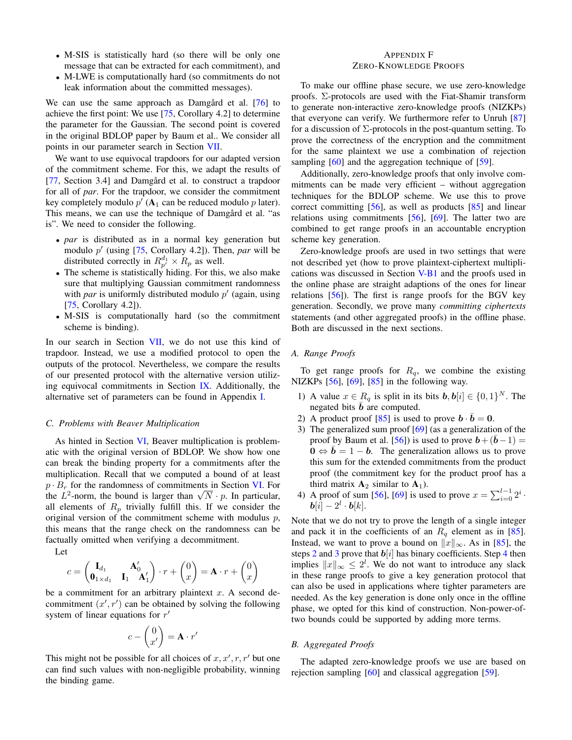- M-SIS is statistically hard (so there will be only one message that can be extracted for each commitment), and
- M-LWE is computationally hard (so commitments do not leak information about the committed messages).

We can use the same approach as Damgård et al. [76] to achieve the first point: We use [75, Corollary 4.2] to determine the parameter for the Gaussian. The second point is covered in the original BDLOP paper by Baum et al.. We consider all points in our parameter search in Section VII.

We want to use equivocal trapdoors for our adapted version of the commitment scheme. For this, we adapt the results of [77, Section 3.4] and Damgård et al. to construct a trapdoor for all of *par*. For the trapdoor, we consider the commitment key completely modulo $p'$ ($\mathbf{A}_1$ can be reduced modulo $p$ later). This means, we can use the technique of Damgård et al. "as is". We need to consider the following.

- *par* is distributed as in a normal key generation but modulo $p'$ (using [75, Corollary 4.2]). Then, *par* will be distributed correctly in $R_{p'}^{d_1} \times R_p$ as well.
- The scheme is statistically hiding. For this, we also make sure that multiplying Gaussian commitment randomness with *par* is uniformly distributed modulo $p'$ (again, using [75, Corollary 4.2]).
- M-SIS is computationally hard (so the commitment scheme is binding).

In our search in Section VII, we do not use this kind of trapdoor. Instead, we use a modified protocol to open the outputs of the protocol. Nevertheless, we compare the results of our presented protocol with the alternative version utilizing equivocal commitments in Section IX. Additionally, the alternative set of parameters can be found in Appendix I.

### C. Problems with Beaver Multiplication

As hinted in Section VI, Beaver multiplication is problematic with the original version of BDLOP. We show how one can break the binding property for a commitments after the multiplication. Recall that we computed a bound of at least $p \cdot B_r$ for the randomness of commitments in Section VI. For the $L^2$-norm, the bound is larger than $\sqrt{N} \cdot p$. In particular, all elements of $R_p$ trivially fulfill this. If we consider the original version of the commitment scheme with modulus $p$, this means that the range check on the randomness can be factually omitted when verifying a decommitment.

Let

$$c = \begin{pmatrix} \mathbf{I}_{d_1} & \mathbf{A}_0' \\ \mathbf{0}_{1\times d_1} \quad \mathbf{I}_1 & \mathbf{A}_1' \end{pmatrix} \cdot r + \begin{pmatrix} 0 \\ x \end{pmatrix} = \mathbf{A} \cdot r + \begin{pmatrix} 0 \\ x \end{pmatrix}$$

be a commitment for an arbitrary plaintext $x$. A second decommitment $(x', r')$ can be obtained by solving the following system of linear equations for $r'$

$$c - \begin{pmatrix} 0 \\ x' \end{pmatrix} = \mathbf{A} \cdot r'$$

This might not be possible for all choices of $x, x', r, r'$ but one can find such values with non-negligible probability, winning the binding game.

## APPENDIX F
## ZERO-KNOWLEDGE PROOFS

To make our offline phase secure, we use zero-knowledge proofs. $\Sigma$-protocols are used with the Fiat-Shamir transform to generate non-interactive zero-knowledge proofs (NIZKPs) that everyone can verify. We furthermore refer to Unruh [87] for a discussion of $\Sigma$-protocols in the post-quantum setting. To prove the correctness of the encryption and the commitment for the same plaintext we use a combination of rejection sampling [60] and the aggregation technique of [59].

Additionally, zero-knowledge proofs that only involve commitments can be made very efficient – without aggregation techniques for the BDLOP scheme. We use this to prove correct committing [56], as well as products [85] and linear relations using commitments [56], [69]. The latter two are combined to get range proofs in an accountable encryption scheme key generation.

Zero-knowledge proofs are used in two settings that were not described yet (how to prove plaintext-ciphertext multiplications was discussed in Section V-B1 and the proofs used in the online phase are straight adaptions of the ones for linear relations [56]). The first is range proofs for the BGV key generation. Secondly, we prove many *committing ciphertexts* statements (and other aggregated proofs) in the offline phase. Both are discussed in the next sections.

### A. Range Proofs

To get range proofs for $R_q$, we combine the existing NIZKPs [56], [69], [85] in the following way.

1) A value $x \in R_q$ is split in its bits $\boldsymbol{b}, \boldsymbol{b}[i] \in \{0,1\}^N$. The negated bits $\bar{\boldsymbol{b}}$ are computed.
2) A product proof [85] is used to prove $\boldsymbol{b} \cdot \bar{\boldsymbol{b}} = \mathbf{0}$.
3) The generalized sum proof [69] (as a generalization of the proof by Baum et al. [56]) is used to prove $\boldsymbol{b} + (\bar{\boldsymbol{b}} - 1) = \mathbf{0} \Leftrightarrow \bar{\boldsymbol{b}} = 1 - \boldsymbol{b}$. The generalization allows us to prove this sum for the extended commitments from the product proof (the commitment key for the product proof has a third matrix $\mathbf{A}_2$ similar to $\mathbf{A}_1$).
4) A proof of sum [56], [69] is used to prove $x = \sum_{i=0}^{l-1} 2^i \cdot \boldsymbol{b}[i] - 2^l \cdot \boldsymbol{b}[k]$.

Note that we do not try to prove the length of a single integer and pack it in the coefficients of an $R_q$ element as in [85]. Instead, we want to prove a bound on $\|x\|_\infty$. As in [85], the steps 2 and 3 prove that $\boldsymbol{b}[i]$ has binary coefficients. Step 4 then implies $\|x\|_\infty \le 2^l$. We do not want to introduce any slack in these range proofs to give a key generation protocol that can also be used in applications where tighter parameters are needed. As the key generation is done only once in the offline phase, we opted for this kind of construction. Non-power-of-two bounds could be supported by adding more terms.

### B. Aggregated Proofs

The adapted zero-knowledge proofs we use are based on rejection sampling [60] and classical aggregation [59].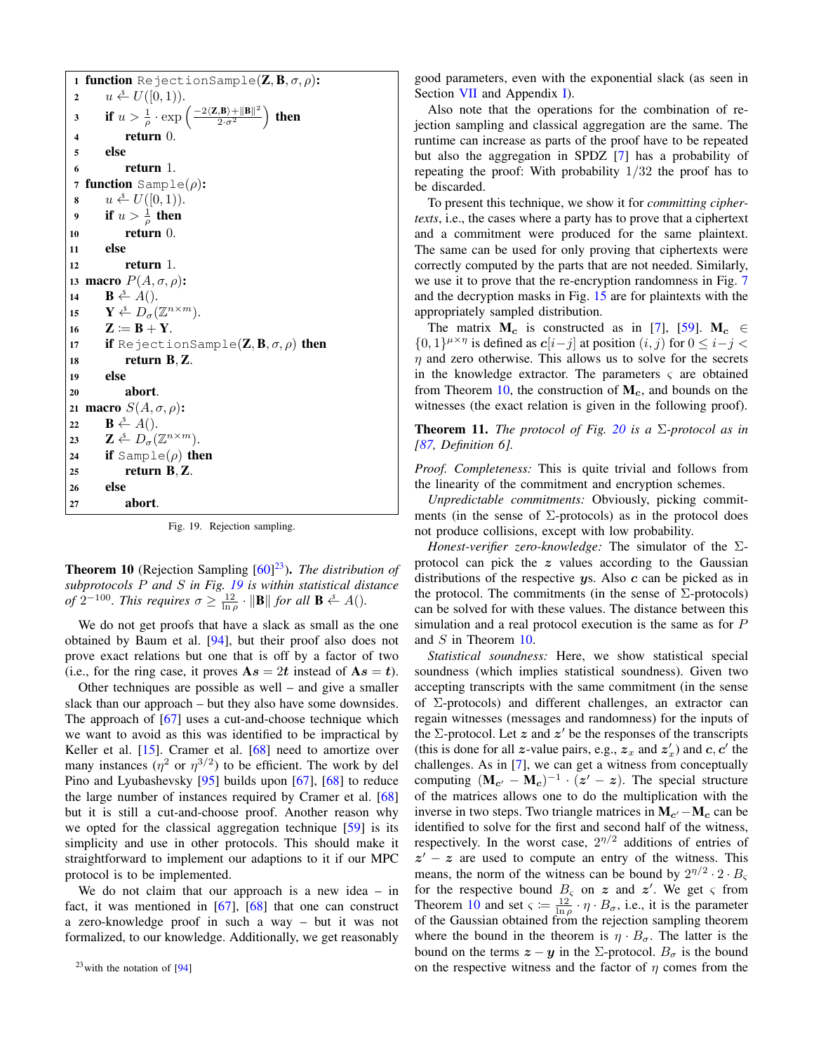```
 1 function RejectionSample(Z, B, σ, ρ):
 2     u ←$ U([0, 1)).
 3     if u > (1/ρ) · exp((−2⟨Z,B⟩ + ‖B‖²) / (2·σ²)) then
 4         return 0.
 5     else
 6         return 1.
 7 function Sample(ρ):
 8     u ←$ U([0, 1)).
 9     if u > 1/ρ then
10         return 0.
11     else
12         return 1.
13 macro P(A, σ, ρ):
14     B ←$ A().
15     Y ←$ D_σ(Z^{n×m}).
16     Z := B + Y.
17     if RejectionSample(Z, B, σ, ρ) then
18         return B, Z.
19     else
20         abort.
21 macro S(A, σ, ρ):
22     B ←$ A().
23     Z ←$ D_σ(Z^{n×m}).
24     if Sample(ρ) then
25         return B, Z.
26     else
27         abort.
```

Fig. 19. Rejection sampling.

**Theorem 10** (Rejection Sampling [60][23]). *The distribution of subprotocols $P$ and $S$ in Fig. 19 is within statistical distance of $2^{-100}$. This requires $\sigma \geq \frac{12}{\ln \rho} \cdot \|\mathbf{B}\|$ for all $\mathbf{B} \xleftarrow{\$} A()$.*

We do not get proofs that have a slack as small as the one obtained by Baum et al. [94], but their proof also does not prove exact relations but one that is off by a factor of two (i.e., for the ring case, it proves $\mathbf{A}\boldsymbol{s} = 2\boldsymbol{t}$ instead of $\mathbf{A}\boldsymbol{s} = \boldsymbol{t}$).

Other techniques are possible as well – and give a smaller slack than our approach – but they also have some downsides. The approach of [67] uses a cut-and-choose technique which we want to avoid as this was identified to be impractical by Keller et al. [15]. Cramer et al. [68] need to amortize over many instances ($\eta^2$ or $\eta^{3/2}$) to be efficient. The work by del Pino and Lyubashevsky [95] builds upon [67], [68] to reduce the large number of instances required by Cramer et al. [68] but it is still a cut-and-choose proof. Another reason why we opted for the classical aggregation technique [59] is its simplicity and use in other protocols. This should make it straightforward to implement our adaptions to it if our MPC protocol is to be implemented.

We do not claim that our approach is a new idea – in fact, it was mentioned in [67], [68] that one can construct a zero-knowledge proof in such a way – but it was not formalized, to our knowledge. Additionally, we get reasonably good parameters, even with the exponential slack (as seen in Section VII and Appendix I).

Also note that the operations for the combination of rejection sampling and classical aggregation are the same. The runtime can increase as parts of the proof have to be repeated but also the aggregation in SPDZ [7] has a probability of repeating the proof: With probability $1/32$ the proof has to be discarded.

To present this technique, we show it for *committing ciphertexts*, i.e., the cases where a party has to prove that a ciphertext and a commitment were produced for the same plaintext. The same can be used for only proving that ciphertexts were correctly computed by the parts that are not needed. Similarly, we use it to prove that the re-encryption randomness in Fig. 7 and the decryption masks in Fig. 15 are for plaintexts with the appropriately sampled distribution.

The matrix $\mathbf{M}_{\boldsymbol{c}}$ is constructed as in [7], [59]. $\mathbf{M}_{\boldsymbol{c}} \in \{0, 1\}^{\mu \times \eta}$ is defined as $\boldsymbol{c}[i-j]$ at position $(i, j)$ for $0 \leq i-j < \eta$ and zero otherwise. This allows us to solve for the secrets in the knowledge extractor. The parameters $\varsigma$ are obtained from Theorem 10, the construction of $\mathbf{M}_{\boldsymbol{c}}$, and bounds on the witnesses (the exact relation is given in the following proof).

**Theorem 11.** *The protocol of Fig. 20 is a $\Sigma$-protocol as in [87, Definition 6].*

*Proof. Completeness:* This is quite trivial and follows from the linearity of the commitment and encryption schemes.

*Unpredictable commitments:* Obviously, picking commitments (in the sense of $\Sigma$-protocols) as in the protocol does not produce collisions, except with low probability.

*Honest-verifier zero-knowledge:* The simulator of the $\Sigma$-protocol can pick the $\boldsymbol{z}$ values according to the Gaussian distributions of the respective $\boldsymbol{y}$s. Also $\boldsymbol{c}$ can be picked as in the protocol. The commitments (in the sense of $\Sigma$-protocols) can be solved for with these values. The distance between this simulation and a real protocol execution is the same as for $P$ and $S$ in Theorem 10.

*Statistical soundness:* Here, we show statistical special soundness (which implies statistical soundness). Given two accepting transcripts with the same commitment (in the sense of $\Sigma$-protocols) and different challenges, an extractor can regain witnesses (messages and randomness) for the inputs of the $\Sigma$-protocol. Let $\boldsymbol{z}$ and $\boldsymbol{z}'$ be the responses of the transcripts (this is done for all $\boldsymbol{z}$-value pairs, e.g., $\boldsymbol{z}_x$ and $\boldsymbol{z}'_x$) and $\boldsymbol{c}, \boldsymbol{c}'$ the challenges. As in [7], we can get a witness from conceptually computing $(\mathbf{M}_{\boldsymbol{c}'} - \mathbf{M}_{\boldsymbol{c}})^{-1} \cdot (\boldsymbol{z}' - \boldsymbol{z})$. The special structure of the matrices allows one to do the multiplication with the inverse in two steps. Two triangle matrices in $\mathbf{M}_{\boldsymbol{c}'} - \mathbf{M}_{\boldsymbol{c}}$ can be identified to solve for the first and second half of the witness, respectively. In the worst case, $2^{\eta/2}$ additions of entries of $\boldsymbol{z}' - \boldsymbol{z}$ are used to compute an entry of the witness. This means, the norm of the witness can be bound by $2^{\eta/2} \cdot 2 \cdot B_\varsigma$ for the respective bound $B_\varsigma$ on $\boldsymbol{z}$ and $\boldsymbol{z}'$. We get $\varsigma$ from Theorem 10 and set $\varsigma := \frac{12}{\ln \rho} \cdot \eta \cdot B_\sigma$, i.e., it is the parameter of the Gaussian obtained from the rejection sampling theorem where the bound in the theorem is $\eta \cdot B_\sigma$. The latter is the bound on the terms $\boldsymbol{z} - \boldsymbol{y}$ in the $\Sigma$-protocol. $B_\sigma$ is the bound on the respective witness and the factor of $\eta$ comes from the

[23] with the notation of [94]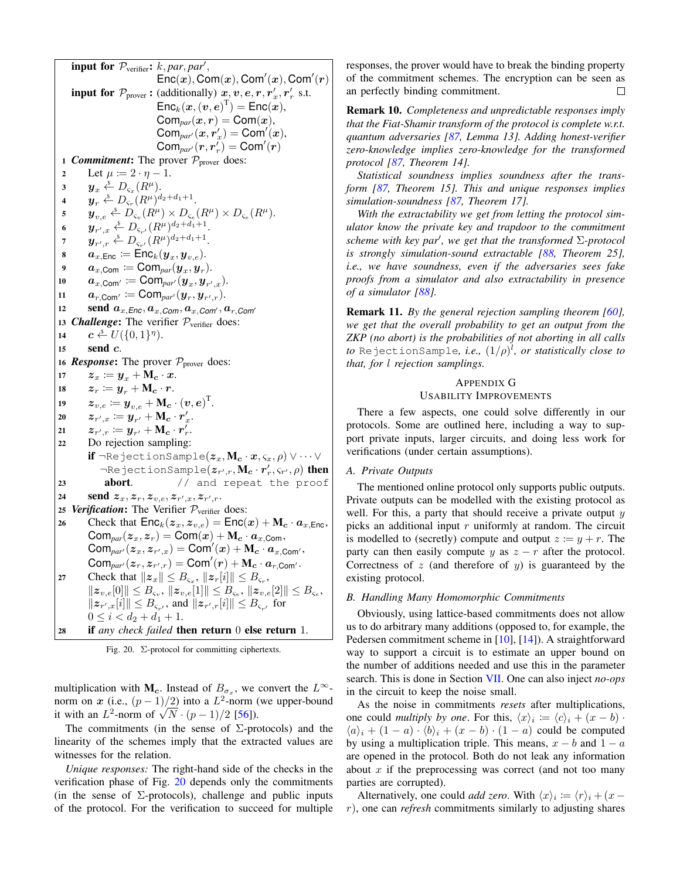**input for $\mathcal{P}_{\text{verifier}}$:** $k, par, par'$,
$\mathsf{Enc}(\boldsymbol{x}), \mathsf{Com}(\boldsymbol{x}), \mathsf{Com}'(\boldsymbol{x}), \mathsf{Com}'(\boldsymbol{r})$

**input for $\mathcal{P}_{\text{prover}}$:** (additionally) $\boldsymbol{x}, \boldsymbol{v}, \boldsymbol{e}, \boldsymbol{r}, \boldsymbol{r}'_x, \boldsymbol{r}'_r$ s.t.
$\mathsf{Enc}_k(\boldsymbol{x}, (\boldsymbol{v}, \boldsymbol{e})^{\mathrm{T}}) = \mathsf{Enc}(\boldsymbol{x})$,
$\mathsf{Com}_{par}(\boldsymbol{x}, \boldsymbol{r}) = \mathsf{Com}(\boldsymbol{x})$,
$\mathsf{Com}_{par'}(\boldsymbol{x}, \boldsymbol{r}'_x) = \mathsf{Com}'(\boldsymbol{x})$,
$\mathsf{Com}_{par'}(\boldsymbol{r}, \boldsymbol{r}'_r) = \mathsf{Com}'(\boldsymbol{r})$

1. ***Commitment***: The prover $\mathcal{P}_{\text{prover}}$ does:
2. Let $\mu := 2 \cdot \eta - 1$.
3. $\boldsymbol{y}_x \xleftarrow{\$} D_{\varsigma_x}(R^\mu)$.
4. $\boldsymbol{y}_r \xleftarrow{\$} D_{\varsigma_r}(R^\mu)^{d_2+d_1+1}$.
5. $\boldsymbol{y}_{v,e} \xleftarrow{\$} D_{\varsigma_v}(R^\mu) \times D_{\varsigma_e}(R^\mu) \times D_{\varsigma_e}(R^\mu)$.
6. $\boldsymbol{y}_{r',x} \xleftarrow{\$} D_{\varsigma_{r'}}(R^\mu)^{d_2+d_1+1}$.
7. $\boldsymbol{y}_{r',r} \xleftarrow{\$} D_{\varsigma_{r'}}(R^\mu)^{d_2+d_1+1}$.
8. $\boldsymbol{a}_{x,\mathsf{Enc}} := \mathsf{Enc}_k(\boldsymbol{y}_x, \boldsymbol{y}_{v,e})$.
9. $\boldsymbol{a}_{x,\mathsf{Com}} := \mathsf{Com}_{par}(\boldsymbol{y}_x, \boldsymbol{y}_r)$.
10. $\boldsymbol{a}_{x,\mathsf{Com}'} := \mathsf{Com}_{par'}(\boldsymbol{y}_x, \boldsymbol{y}_{r',x})$.
11. $\boldsymbol{a}_{r,\mathsf{Com}'} := \mathsf{Com}_{par'}(\boldsymbol{y}_r, \boldsymbol{y}_{r',r})$.
12. **send** $\boldsymbol{a}_{x,\mathit{Enc}}, \boldsymbol{a}_{x,\mathit{Com}}, \boldsymbol{a}_{x,\mathit{Com}'}, \boldsymbol{a}_{r,\mathit{Com}'}$
13. ***Challenge***: The verifier $\mathcal{P}_{\text{verifier}}$ does:
14. $\boldsymbol{c} \xleftarrow{\$} U(\{0,1\}^\eta)$.
15. **send** $\boldsymbol{c}$.
16. ***Response***: The prover $\mathcal{P}_{\text{prover}}$ does:
17. $\boldsymbol{z}_x := \boldsymbol{y}_x + \mathbf{M}_{\boldsymbol{c}} \cdot \boldsymbol{x}$.
18. $\boldsymbol{z}_r := \boldsymbol{y}_r + \mathbf{M}_{\boldsymbol{c}} \cdot \boldsymbol{r}$.
19. $\boldsymbol{z}_{v,e} := \boldsymbol{y}_{v,e} + \mathbf{M}_{\boldsymbol{c}} \cdot (\boldsymbol{v}, \boldsymbol{e})^{\mathrm{T}}$.
20. $\boldsymbol{z}_{r',x} := \boldsymbol{y}_{r'} + \mathbf{M}_{\boldsymbol{c}} \cdot \boldsymbol{r}'_x$.
21. $\boldsymbol{z}_{r',r} := \boldsymbol{y}_{r'} + \mathbf{M}_{\boldsymbol{c}} \cdot \boldsymbol{r}'_r$.
22. Do rejection sampling:
    **if** $\neg$`RejectionSample`$(\boldsymbol{z}_x, \mathbf{M}_{\boldsymbol{c}} \cdot \boldsymbol{x}, \varsigma_x, \rho) \vee \cdots \vee$ $\neg$`RejectionSample`$(\boldsymbol{z}_{r',r}, \mathbf{M}_{\boldsymbol{c}} \cdot \boldsymbol{r}'_r, \varsigma_{r'}, \rho)$ **then**
23. **abort**. `// and repeat the proof`
24. **send** $\boldsymbol{z}_x, \boldsymbol{z}_r, \boldsymbol{z}_{v,e}, \boldsymbol{z}_{r',x}, \boldsymbol{z}_{r',r}$.
25. ***Verification***: The Verifier $\mathcal{P}_{\text{verifier}}$ does:
26. Check that $\mathsf{Enc}_k(\boldsymbol{z}_x, \boldsymbol{z}_{v,e}) = \mathsf{Enc}(\boldsymbol{x}) + \mathbf{M}_{\boldsymbol{c}} \cdot \boldsymbol{a}_{x,\mathsf{Enc}}$,
    $\mathsf{Com}_{par}(\boldsymbol{z}_x, \boldsymbol{z}_r) = \mathsf{Com}(\boldsymbol{x}) + \mathbf{M}_{\boldsymbol{c}} \cdot \boldsymbol{a}_{x,\mathsf{Com}}$,
    $\mathsf{Com}_{par'}(\boldsymbol{z}_x, \boldsymbol{z}_{r',x}) = \mathsf{Com}'(\boldsymbol{x}) + \mathbf{M}_{\boldsymbol{c}} \cdot \boldsymbol{a}_{x,\mathsf{Com}'}$,
    $\mathsf{Com}_{par'}(\boldsymbol{z}_r, \boldsymbol{z}_{r',r}) = \mathsf{Com}'(\boldsymbol{r}) + \mathbf{M}_{\boldsymbol{c}} \cdot \boldsymbol{a}_{r,\mathsf{Com}'}$.
27. Check that $\|\boldsymbol{z}_x\| \le B_{\varsigma_x}$, $\|\boldsymbol{z}_r[i]\| \le B_{\varsigma_r}$,
    $\|\boldsymbol{z}_{v,e}[0]\| \le B_{\varsigma_v}$, $\|\boldsymbol{z}_{v,e}[1]\| \le B_{\varsigma_e}$, $\|\boldsymbol{z}_{v,e}[2]\| \le B_{\varsigma_e}$,
    $\|\boldsymbol{z}_{r',x}[i]\| \le B_{\varsigma_{r'}}$, and $\|\boldsymbol{z}_{r',r}[i]\| \le B_{\varsigma_{r'}}$ for $0 \le i < d_2 + d_1 + 1$.
28. **if** *any check failed* **then return** 0 **else return** 1.

Fig. 20. Σ-protocol for committing ciphertexts.

multiplication with $\mathbf{M}_{\boldsymbol{c}}$. Instead of $B_{\sigma_x}$, we convert the $L^\infty$-norm on $\boldsymbol{x}$ (i.e., $(p-1)/2$) into a $L^2$-norm (we upper-bound it with an $L^2$-norm of $\sqrt{N} \cdot (p-1)/2$ [56]).

The commitments (in the sense of Σ-protocols) and the linearity of the schemes imply that the extracted values are witnesses for the relation.

*Unique responses:* The right-hand side of the checks in the verification phase of Fig. 20 depends only the commitments (in the sense of Σ-protocols), challenge and public inputs of the protocol. For the verification to succeed for multiple responses, the prover would have to break the binding property of the commitment schemes. The encryption can be seen as an perfectly binding commitment. □

**Remark 10.** *Completeness and unpredictable responses imply that the Fiat-Shamir transform of the protocol is complete w.r.t. quantum adversaries [87, Lemma 13]. Adding honest-verifier zero-knowledge implies zero-knowledge for the transformed protocol [87, Theorem 14].*

*Statistical soundness implies soundness after the transform [87, Theorem 15]. This and unique responses implies simulation-soundness [87, Theorem 17].*

*With the extractability we get from letting the protocol simulator know the private key and trapdoor to the commitment scheme with key $par'$, we get that the transformed Σ-protocol is strongly simulation-sound extractable [88, Theorem 25], i.e., we have soundness, even if the adversaries sees fake proofs from a simulator and also extractability in presence of a simulator [88].*

**Remark 11.** *By the general rejection sampling theorem [60], we get that the overall probability to get an output from the ZKP (no abort) is the probabilities of not aborting in all calls to* `RejectionSample`*, i.e., $(1/\rho)^l$, or statistically close to that, for $l$ rejection samplings.*

## Appendix G
## Usability Improvements

There a few aspects, one could solve differently in our protocols. Some are outlined here, including a way to support private inputs, larger circuits, and doing less work for verifications (under certain assumptions).

### A. Private Outputs

The mentioned online protocol only supports public outputs. Private outputs can be modelled with the existing protocol as well. For this, a party that should receive a private output $y$ picks an additional input $r$ uniformly at random. The circuit is modelled to (secretly) compute and output $z := y + r$. The party can then easily compute $y$ as $z - r$ after the protocol. Correctness of $z$ (and therefore of $y$) is guaranteed by the existing protocol.

### B. Handling Many Homomorphic Commitments

Obviously, using lattice-based commitments does not allow us to do arbitrary many additions (opposed to, for example, the Pedersen commitment scheme in [10], [14]). A straightforward way to support a circuit is to estimate an upper bound on the number of additions needed and use this in the parameter search. This is done in Section VII. One can also inject *no-ops* in the circuit to keep the noise small.

As the noise in commitments *resets* after multiplications, one could *multiply by one*. For this, $\langle x \rangle_i := \langle c \rangle_i + (x - b) \cdot \langle a \rangle_i + (1 - a) \cdot \langle b \rangle_i + (x - b) \cdot (1 - a)$ could be computed by using a multiplication triple. This means, $x - b$ and $1 - a$ are opened in the protocol. Both do not leak any information about $x$ if the preprocessing was correct (and not too many parties are corrupted).

Alternatively, one could *add zero*. With $\langle x \rangle_i := \langle r \rangle_i + (x - r)$, one can *refresh* commitments similarly to adjusting shares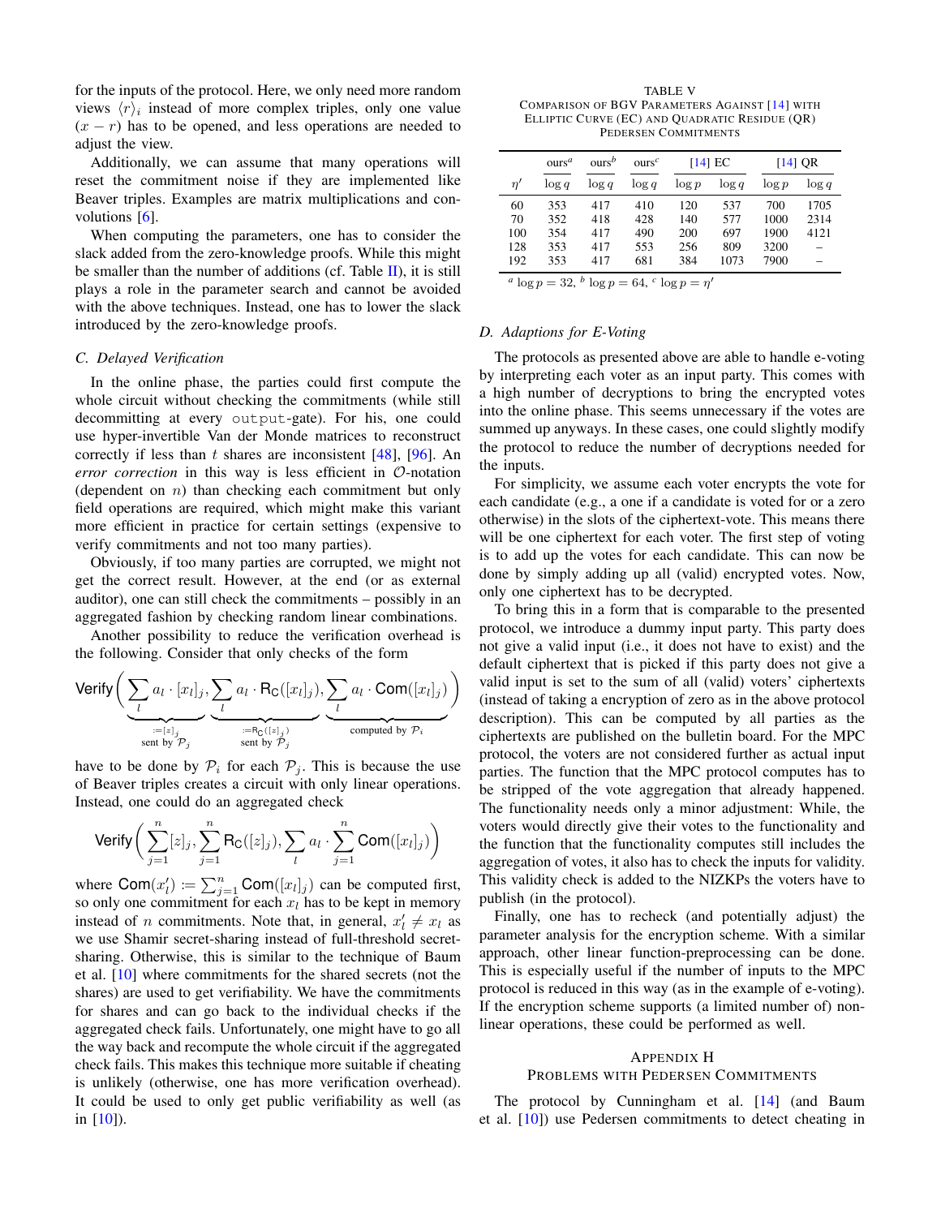for the inputs of the protocol. Here, we only need more random views $\langle r \rangle_i$ instead of more complex triples, only one value $(x - r)$ has to be opened, and less operations are needed to adjust the view.

Additionally, we can assume that many operations will reset the commitment noise if they are implemented like Beaver triples. Examples are matrix multiplications and convolutions [6].

When computing the parameters, one has to consider the slack added from the zero-knowledge proofs. While this might be smaller than the number of additions (cf. Table II), it is still plays a role in the parameter search and cannot be avoided with the above techniques. Instead, one has to lower the slack introduced by the zero-knowledge proofs.

### C. Delayed Verification

In the online phase, the parties could first compute the whole circuit without checking the commitments (while still decommitting at every `output`-gate). For his, one could use hyper-invertible Van der Monde matrices to reconstruct correctly if less than $t$ shares are inconsistent [48], [96]. An *error correction* in this way is less efficient in $\mathcal{O}$-notation (dependent on $n$) than checking each commitment but only field operations are required, which might make this variant more efficient in practice for certain settings (expensive to verify commitments and not too many parties).

Obviously, if too many parties are corrupted, we might not get the correct result. However, at the end (or as external auditor), one can still check the commitments – possibly in an aggregated fashion by checking random linear combinations.

Another possibility to reduce the verification overhead is the following. Consider that only checks of the form

$$\mathsf{Verify}\Bigg(\underbrace{\sum_l a_l \cdot [x_l]_j}_{\substack{:=[z]_j \\ \text{sent by } \mathcal{P}_j}}, \underbrace{\sum_l a_l \cdot \mathsf{R_C}([x_l]_j)}_{\substack{:=\mathsf{R_C}([z]_j) \\ \text{sent by } \mathcal{P}_j}}, \underbrace{\sum_l a_l \cdot \mathsf{Com}([x_l]_j)}_{\text{computed by } \mathcal{P}_i}\Bigg)$$

have to be done by $\mathcal{P}_i$ for each $\mathcal{P}_j$. This is because the use of Beaver triples creates a circuit with only linear operations. Instead, one could do an aggregated check

$$\mathsf{Verify}\Bigg(\sum_{j=1}^{n}[z]_j, \sum_{j=1}^{n}\mathsf{R_C}([z]_j), \sum_l a_l \cdot \sum_{j=1}^{n}\mathsf{Com}([x_l]_j)\Bigg)$$

where $\mathsf{Com}(x_l') := \sum_{j=1}^{n}\mathsf{Com}([x_l]_j)$ can be computed first, so only one commitment for each $x_l$ has to be kept in memory instead of $n$ commitments. Note that, in general, $x_l' \neq x_l$ as we use Shamir secret-sharing instead of full-threshold secret-sharing. Otherwise, this is similar to the technique of Baum et al. [10] where commitments for the shared secrets (not the shares) are used to get verifiability. We have the commitments for shares and can go back to the individual checks if the aggregated check fails. Unfortunately, one might have to go all the way back and recompute the whole circuit if the aggregated check fails. This makes this technique more suitable if cheating is unlikely (otherwise, one has more verification overhead). It could be used to only get public verifiability as well (as in [10]).

TABLE V
COMPARISON OF BGV PARAMETERS AGAINST [14] WITH ELLIPTIC CURVE (EC) AND QUADRATIC RESIDUE (QR) PEDERSEN COMMITMENTS

| | ours[a] | ours[b] | ours[c] | [14] EC | | [14] QR | |
|---|---|---|---|---|---|---|---|
| $\eta'$ | $\log q$ | $\log q$ | $\log q$ | $\log p$ | $\log q$ | $\log p$ | $\log q$ |
| 60 | 353 | 417 | 410 | 120 | 537 | 700 | 1705 |
| 70 | 352 | 418 | 428 | 140 | 577 | 1000 | 2314 |
| 100 | 354 | 417 | 490 | 200 | 697 | 1900 | 4121 |
| 128 | 353 | 417 | 553 | 256 | 809 | 3200 | – |
| 192 | 353 | 417 | 681 | 384 | 1073 | 7900 | – |

[a] $\log p = 32$, [b] $\log p = 64$, [c] $\log p = \eta'$

### D. Adaptions for E-Voting

The protocols as presented above are able to handle e-voting by interpreting each voter as an input party. This comes with a high number of decryptions to bring the encrypted votes into the online phase. This seems unnecessary if the votes are summed up anyways. In these cases, one could slightly modify the protocol to reduce the number of decryptions needed for the inputs.

For simplicity, we assume each voter encrypts the vote for each candidate (e.g., a one if a candidate is voted for or a zero otherwise) in the slots of the ciphertext-vote. This means there will be one ciphertext for each voter. The first step of voting is to add up the votes for each candidate. This can now be done by simply adding up all (valid) encrypted votes. Now, only one ciphertext has to be decrypted.

To bring this in a form that is comparable to the presented protocol, we introduce a dummy input party. This party does not give a valid input (i.e., it does not have to exist) and the default ciphertext that is picked if this party does not give a valid input is set to the sum of all (valid) voters' ciphertexts (instead of taking a encryption of zero as in the above protocol description). This can be computed by all parties as the ciphertexts are published on the bulletin board. For the MPC protocol, the voters are not considered further as actual input parties. The function that the MPC protocol computes has to be stripped of the vote aggregation that already happened. The functionality needs only a minor adjustment: While, the voters would directly give their votes to the functionality and the function that the functionality computes still includes the aggregation of votes, it also has to check the inputs for validity. This validity check is added to the NIZKPs the voters have to publish (in the protocol).

Finally, one has to recheck (and potentially adjust) the parameter analysis for the encryption scheme. With a similar approach, other linear function-preprocessing can be done. This is especially useful if the number of inputs to the MPC protocol is reduced in this way (as in the example of e-voting). If the encryption scheme supports (a limited number of) non-linear operations, these could be performed as well.

## APPENDIX H
## PROBLEMS WITH PEDERSEN COMMITMENTS

The protocol by Cunningham et al. [14] (and Baum et al. [10]) use Pedersen commitments to detect cheating in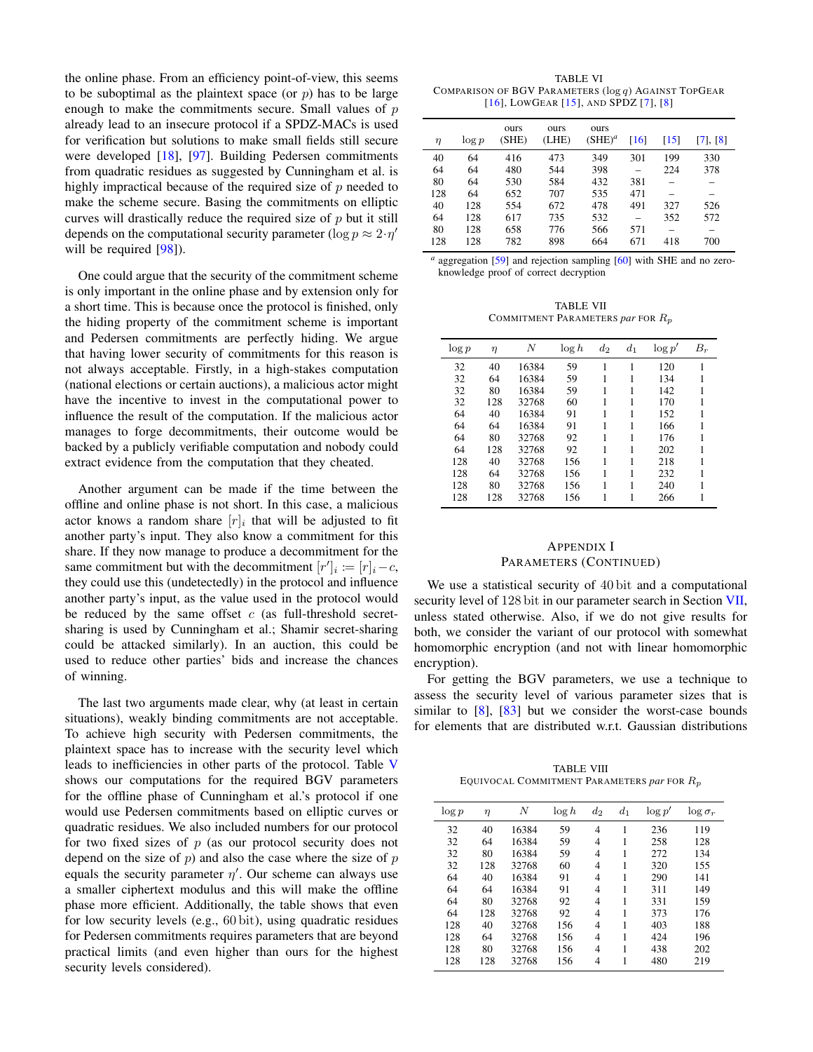the online phase. From an efficiency point-of-view, this seems to be suboptimal as the plaintext space (or $p$) has to be large enough to make the commitments secure. Small values of $p$ already lead to an insecure protocol if a SPDZ-MACs is used for verification but solutions to make small fields still secure were developed [18], [97]. Building Pedersen commitments from quadratic residues as suggested by Cunningham et al. is highly impractical because of the required size of $p$ needed to make the scheme secure. Basing the commitments on elliptic curves will drastically reduce the required size of $p$ but it still depends on the computational security parameter ($\log p \approx 2 \cdot \eta'$ will be required [98]).

One could argue that the security of the commitment scheme is only important in the online phase and by extension only for a short time. This is because once the protocol is finished, only the hiding property of the commitment scheme is important and Pedersen commitments are perfectly hiding. We argue that having lower security of commitments for this reason is not always acceptable. Firstly, in a high-stakes computation (national elections or certain auctions), a malicious actor might have the incentive to invest in the computational power to influence the result of the computation. If the malicious actor manages to forge decommitments, their outcome would be backed by a publicly verifiable computation and nobody could extract evidence from the computation that they cheated.

Another argument can be made if the time between the offline and online phase is not short. In this case, a malicious actor knows a random share $[r]_i$ that will be adjusted to fit another party's input. They also know a commitment for this share. If they now manage to produce a decommitment for the same commitment but with the decommitment $[r']_i := [r]_i - c$, they could use this (undetectedly) in the protocol and influence another party's input, as the value used in the protocol would be reduced by the same offset $c$ (as full-threshold secret-sharing is used by Cunningham et al.; Shamir secret-sharing could be attacked similarly). In an auction, this could be used to reduce other parties' bids and increase the chances of winning.

The last two arguments made clear, why (at least in certain situations), weakly binding commitments are not acceptable. To achieve high security with Pedersen commitments, the plaintext space has to increase with the security level which leads to inefficiencies in other parts of the protocol. Table V shows our computations for the required BGV parameters for the offline phase of Cunningham et al.'s protocol if one would use Pedersen commitments based on elliptic curves or quadratic residues. We also included numbers for our protocol for two fixed sizes of $p$ (as our protocol security does not depend on the size of $p$) and also the case where the size of $p$ equals the security parameter $\eta'$. Our scheme can always use a smaller ciphertext modulus and this will make the offline phase more efficient. Additionally, the table shows that even for low security levels (e.g., $60\,\text{bit}$), using quadratic residues for Pedersen commitments requires parameters that are beyond practical limits (and even higher than ours for the highest security levels considered).

TABLE VI
Comparison of BGV Parameters ($\log q$) Against TopGear [16], LowGear [15], and SPDZ [7], [8]

| $\eta$ | $\log p$ | ours (SHE) | ours (LHE) | ours (SHE)[a] | [16] | [15] | [7], [8] |
|---|---|---|---|---|---|---|---|
| 40 | 64 | 416 | 473 | 349 | 301 | 199 | 330 |
| 64 | 64 | 480 | 544 | 398 | – | 224 | 378 |
| 80 | 64 | 530 | 584 | 432 | 381 | – | – |
| 128 | 64 | 652 | 707 | 535 | 471 | – | – |
| 40 | 128 | 554 | 672 | 478 | 491 | 327 | 526 |
| 64 | 128 | 617 | 735 | 532 | – | 352 | 572 |
| 80 | 128 | 658 | 776 | 566 | 571 | – | – |
| 128 | 128 | 782 | 898 | 664 | 671 | 418 | 700 |

[a] aggregation [59] and rejection sampling [60] with SHE and no zero-knowledge proof of correct decryption

TABLE VII
Commitment Parameters *par* for $R_p$

| $\log p$ | $\eta$ | $N$ | $\log h$ | $d_2$ | $d_1$ | $\log p'$ | $B_r$ |
|---|---|---|---|---|---|---|---|
| 32 | 40 | 16384 | 59 | 1 | 1 | 120 | 1 |
| 32 | 64 | 16384 | 59 | 1 | 1 | 134 | 1 |
| 32 | 80 | 16384 | 59 | 1 | 1 | 142 | 1 |
| 32 | 128 | 32768 | 60 | 1 | 1 | 170 | 1 |
| 64 | 40 | 16384 | 91 | 1 | 1 | 152 | 1 |
| 64 | 64 | 16384 | 91 | 1 | 1 | 166 | 1 |
| 64 | 80 | 32768 | 92 | 1 | 1 | 176 | 1 |
| 64 | 128 | 32768 | 92 | 1 | 1 | 202 | 1 |
| 128 | 40 | 32768 | 156 | 1 | 1 | 218 | 1 |
| 128 | 64 | 32768 | 156 | 1 | 1 | 232 | 1 |
| 128 | 80 | 32768 | 156 | 1 | 1 | 240 | 1 |
| 128 | 128 | 32768 | 156 | 1 | 1 | 266 | 1 |

## Appendix I
## Parameters (Continued)

We use a statistical security of $40\,\text{bit}$ and a computational security level of $128\,\text{bit}$ in our parameter search in Section VII, unless stated otherwise. Also, if we do not give results for both, we consider the variant of our protocol with somewhat homomorphic encryption (and not with linear homomorphic encryption).

For getting the BGV parameters, we use a technique to assess the security level of various parameter sizes that is similar to [8], [83] but we consider the worst-case bounds for elements that are distributed w.r.t. Gaussian distributions

TABLE VIII
Equivocal Commitment Parameters *par* for $R_p$

| $\log p$ | $\eta$ | $N$ | $\log h$ | $d_2$ | $d_1$ | $\log p'$ | $\log \sigma_r$ |
|---|---|---|---|---|---|---|---|
| 32 | 40 | 16384 | 59 | 4 | 1 | 236 | 119 |
| 32 | 64 | 16384 | 59 | 4 | 1 | 258 | 128 |
| 32 | 80 | 16384 | 59 | 4 | 1 | 272 | 134 |
| 32 | 128 | 32768 | 60 | 4 | 1 | 320 | 155 |
| 64 | 40 | 16384 | 91 | 4 | 1 | 290 | 141 |
| 64 | 64 | 16384 | 91 | 4 | 1 | 311 | 149 |
| 64 | 80 | 32768 | 92 | 4 | 1 | 331 | 159 |
| 64 | 128 | 32768 | 92 | 4 | 1 | 373 | 176 |
| 128 | 40 | 32768 | 156 | 4 | 1 | 403 | 188 |
| 128 | 64 | 32768 | 156 | 4 | 1 | 424 | 196 |
| 128 | 80 | 32768 | 156 | 4 | 1 | 438 | 202 |
| 128 | 128 | 32768 | 156 | 4 | 1 | 480 | 219 |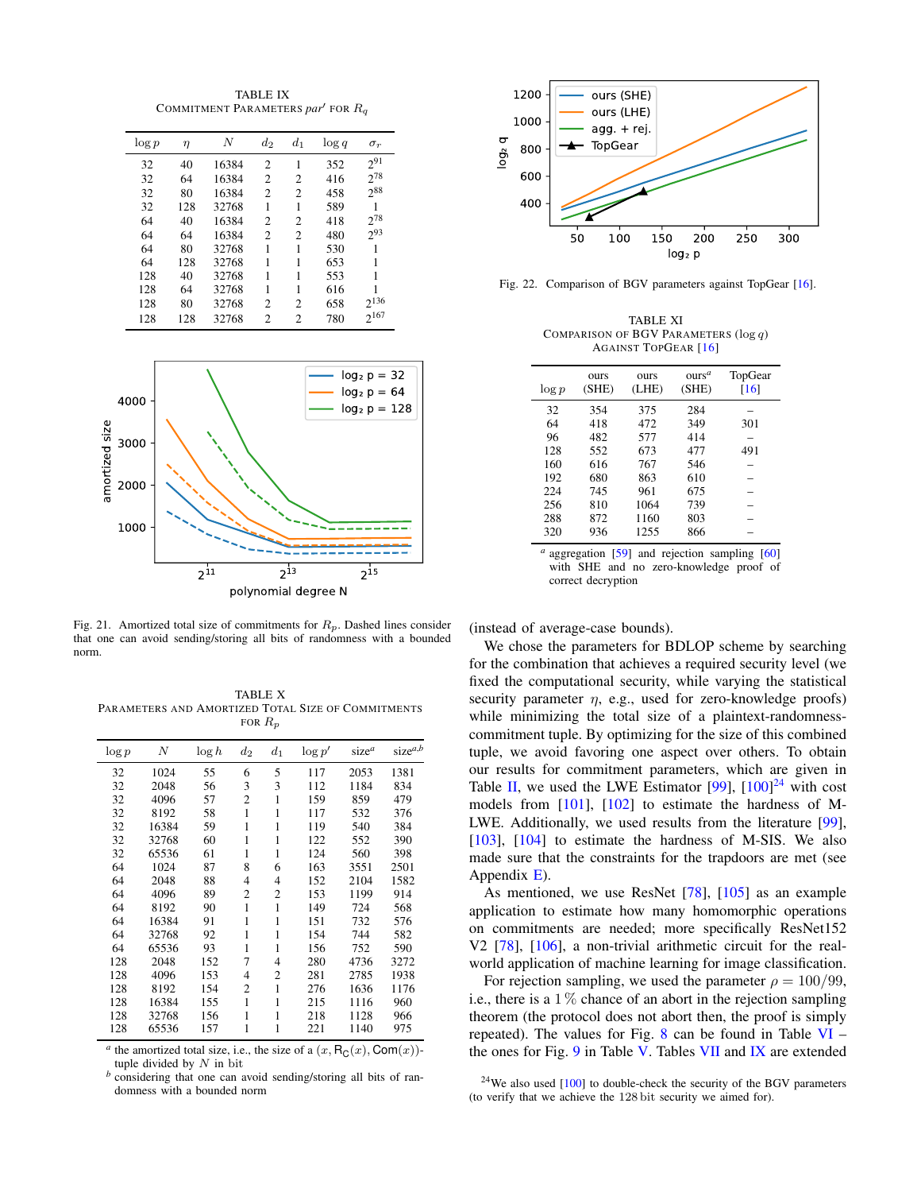TABLE IX
Commitment Parameters $par'$ for $R_q$

| $\log p$ | $\eta$ | $N$ | $d_2$ | $d_1$ | $\log q$ | $\sigma_r$ |
|---|---|---|---|---|---|---|
| 32 | 40 | 16384 | 2 | 1 | 352 | $2^{91}$ |
| 32 | 64 | 16384 | 2 | 2 | 416 | $2^{78}$ |
| 32 | 80 | 16384 | 2 | 2 | 458 | $2^{88}$ |
| 32 | 128 | 32768 | 1 | 1 | 589 | 1 |
| 64 | 40 | 16384 | 2 | 2 | 418 | $2^{78}$ |
| 64 | 64 | 16384 | 2 | 2 | 480 | $2^{93}$ |
| 64 | 80 | 32768 | 1 | 1 | 530 | 1 |
| 64 | 128 | 32768 | 1 | 1 | 653 | 1 |
| 128 | 40 | 32768 | 1 | 1 | 553 | 1 |
| 128 | 64 | 32768 | 1 | 1 | 616 | 1 |
| 128 | 80 | 32768 | 2 | 2 | 658 | $2^{136}$ |
| 128 | 128 | 32768 | 2 | 2 | 780 | $2^{167}$ |

Fig. 21. Amortized total size of commitments for $R_p$. Dashed lines consider that one can avoid sending/storing all bits of randomness with a bounded norm.

TABLE X
Parameters and Amortized Total Size of Commitments for $R_p$

| $\log p$ | $N$ | $\log h$ | $d_2$ | $d_1$ | $\log p'$ | size[a] | size[a,b] |
|---|---|---|---|---|---|---|---|
| 32 | 1024 | 55 | 6 | 5 | 117 | 2053 | 1381 |
| 32 | 2048 | 56 | 3 | 3 | 112 | 1184 | 834 |
| 32 | 4096 | 57 | 2 | 1 | 159 | 859 | 479 |
| 32 | 8192 | 58 | 1 | 1 | 117 | 532 | 376 |
| 32 | 16384 | 59 | 1 | 1 | 119 | 540 | 384 |
| 32 | 32768 | 60 | 1 | 1 | 122 | 552 | 390 |
| 32 | 65536 | 61 | 1 | 1 | 124 | 560 | 398 |
| 64 | 1024 | 87 | 8 | 6 | 163 | 3551 | 2501 |
| 64 | 2048 | 88 | 4 | 4 | 152 | 2104 | 1582 |
| 64 | 4096 | 89 | 2 | 2 | 153 | 1199 | 914 |
| 64 | 8192 | 90 | 1 | 1 | 149 | 724 | 568 |
| 64 | 16384 | 91 | 1 | 1 | 151 | 732 | 576 |
| 64 | 32768 | 92 | 1 | 1 | 154 | 744 | 582 |
| 64 | 65536 | 93 | 1 | 1 | 156 | 752 | 590 |
| 128 | 2048 | 152 | 7 | 4 | 280 | 4736 | 3272 |
| 128 | 4096 | 153 | 4 | 2 | 281 | 2785 | 1938 |
| 128 | 8192 | 154 | 2 | 1 | 276 | 1636 | 1176 |
| 128 | 16384 | 155 | 1 | 1 | 215 | 1116 | 960 |
| 128 | 32768 | 156 | 1 | 1 | 218 | 1128 | 966 |
| 128 | 65536 | 157 | 1 | 1 | 221 | 1140 | 975 |

[a] the amortized total size, i.e., the size of a $(x, \mathsf{R_C}(x), \mathsf{Com}(x))$-tuple divided by $N$ in bit
[b] considering that one can avoid sending/storing all bits of randomness with a bounded norm

Fig. 22. Comparison of BGV parameters against TopGear [16].

TABLE XI
Comparison of BGV Parameters ($\log q$) Against TopGear [16]

| $\log p$ | ours (SHE) | ours (LHE) | ours[a] (SHE) | TopGear [16] |
|---|---|---|---|---|
| 32 | 354 | 375 | 284 | – |
| 64 | 418 | 472 | 349 | 301 |
| 96 | 482 | 577 | 414 | – |
| 128 | 552 | 673 | 477 | 491 |
| 160 | 616 | 767 | 546 | – |
| 192 | 680 | 863 | 610 | – |
| 224 | 745 | 961 | 675 | – |
| 256 | 810 | 1064 | 739 | – |
| 288 | 872 | 1160 | 803 | – |
| 320 | 936 | 1255 | 866 | – |

[a] aggregation [59] and rejection sampling [60] with SHE and no zero-knowledge proof of correct decryption

(instead of average-case bounds).

We chose the parameters for BDLOP scheme by searching for the combination that achieves a required security level (we fixed the computational security, while varying the statistical security parameter $\eta$, e.g., used for zero-knowledge proofs) while minimizing the total size of a plaintext-randomness-commitment tuple. By optimizing for the size of this combined tuple, we avoid favoring one aspect over others. To obtain our results for commitment parameters, which are given in Table II, we used the LWE Estimator [99], [100][24] with cost models from [101], [102] to estimate the hardness of M-LWE. Additionally, we used results from the literature [99], [103], [104] to estimate the hardness of M-SIS. We also made sure that the constraints for the trapdoors are met (see Appendix E).

As mentioned, we use ResNet [78], [105] as an example application to estimate how many homomorphic operations on commitments are needed; more specifically ResNet152 V2 [78], [106], a non-trivial arithmetic circuit for the real-world application of machine learning for image classification.

For rejection sampling, we used the parameter $\rho = 100/99$, i.e., there is a $1\,\%$ chance of an abort in the rejection sampling theorem (the protocol does not abort then, the proof is simply repeated). The values for Fig. 8 can be found in Table VI – the ones for Fig. 9 in Table V. Tables VII and IX are extended

[24] We also used [100] to double-check the security of the BGV parameters (to verify that we achieve the 128 bit security we aimed for).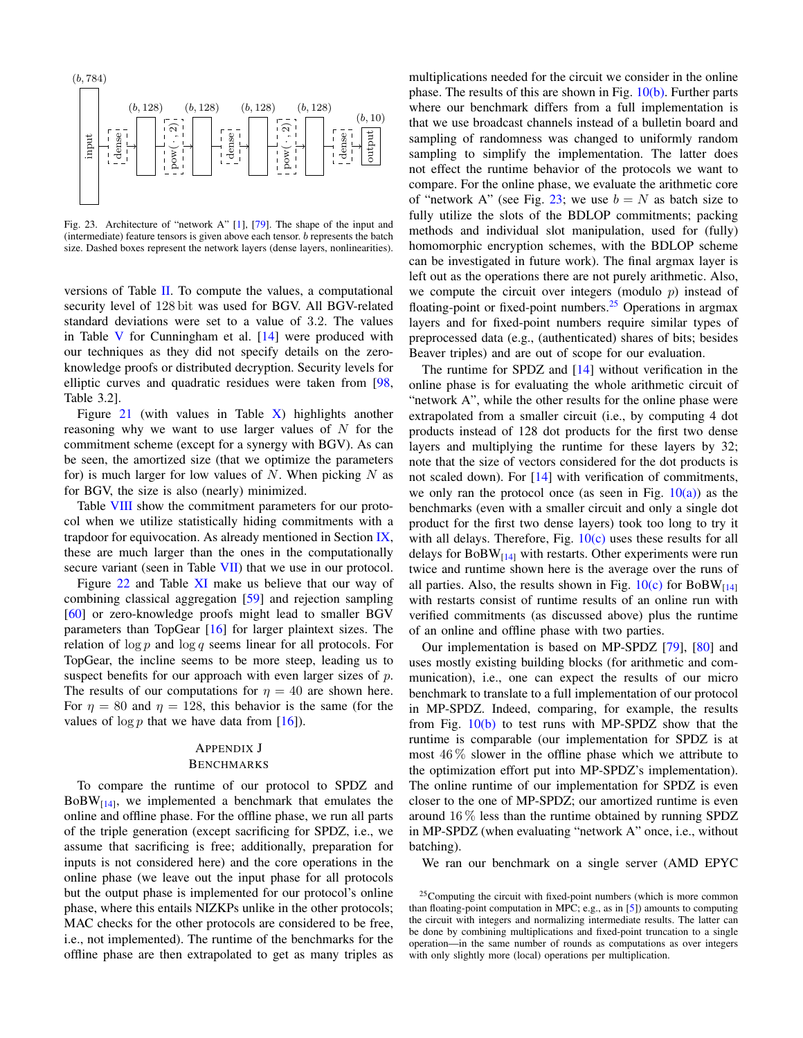Fig. 23. Architecture of "network A" [1], [79]. The shape of the input and (intermediate) feature tensors is given above each tensor. $b$ represents the batch size. Dashed boxes represent the network layers (dense layers, nonlinearities).

versions of Table II. To compute the values, a computational security level of 128 bit was used for BGV. All BGV-related standard deviations were set to a value of 3.2. The values in Table V for Cunningham et al. [14] were produced with our techniques as they did not specify details on the zero-knowledge proofs or distributed decryption. Security levels for elliptic curves and quadratic residues were taken from [98, Table 3.2].

Figure 21 (with values in Table X) highlights another reasoning why we want to use larger values of $N$ for the commitment scheme (except for a synergy with BGV). As can be seen, the amortized size (that we optimize the parameters for) is much larger for low values of $N$. When picking $N$ as for BGV, the size is also (nearly) minimized.

Table VIII show the commitment parameters for our protocol when we utilize statistically hiding commitments with a trapdoor for equivocation. As already mentioned in Section IX, these are much larger than the ones in the computationally secure variant (seen in Table VII) that we use in our protocol.

Figure 22 and Table XI make us believe that our way of combining classical aggregation [59] and rejection sampling [60] or zero-knowledge proofs might lead to smaller BGV parameters than TopGear [16] for larger plaintext sizes. The relation of $\log p$ and $\log q$ seems linear for all protocols. For TopGear, the incline seems to be more steep, leading us to suspect benefits for our approach with even larger sizes of $p$. The results of our computations for $\eta = 40$ are shown here. For $\eta = 80$ and $\eta = 128$, this behavior is the same (for the values of $\log p$ that we have data from [16]).

## Appendix J
## Benchmarks

To compare the runtime of our protocol to SPDZ and $\text{BoBW}_{[14]}$, we implemented a benchmark that emulates the online and offline phase. For the offline phase, we run all parts of the triple generation (except sacrificing for SPDZ, i.e., we assume that sacrificing is free; additionally, preparation for inputs is not considered here) and the core operations in the online phase (we leave out the input phase for all protocols but the output phase is implemented for our protocol's online phase, where this entails NIZKPs unlike in the other protocols; MAC checks for the other protocols are considered to be free, i.e., not implemented). The runtime of the benchmarks for the offline phase are then extrapolated to get as many triples as multiplications needed for the circuit we consider in the online phase. The results of this are shown in Fig. 10(b). Further parts where our benchmark differs from a full implementation is that we use broadcast channels instead of a bulletin board and sampling of randomness was changed to uniformly random sampling to simplify the implementation. The latter does not effect the runtime behavior of the protocols we want to compare. For the online phase, we evaluate the arithmetic core of "network A" (see Fig. 23; we use $b = N$ as batch size to fully utilize the slots of the BDLOP commitments; packing methods and individual slot manipulation, used for (fully) homomorphic encryption schemes, with the BDLOP scheme can be investigated in future work). The final argmax layer is left out as the operations there are not purely arithmetic. Also, we compute the circuit over integers (modulo $p$) instead of floating-point or fixed-point numbers.[25] Operations in argmax layers and for fixed-point numbers require similar types of preprocessed data (e.g., (authenticated) shares of bits; besides Beaver triples) and are out of scope for our evaluation.

The runtime for SPDZ and [14] without verification in the online phase is for evaluating the whole arithmetic circuit of "network A", while the other results for the online phase were extrapolated from a smaller circuit (i.e., by computing 4 dot products instead of 128 dot products for the first two dense layers and multiplying the runtime for these layers by 32; note that the size of vectors considered for the dot products is not scaled down). For [14] with verification of commitments, we only ran the protocol once (as seen in Fig. 10(a)) as the benchmarks (even with a smaller circuit and only a single dot product for the first two dense layers) took too long to try it with all delays. Therefore, Fig. 10(c) uses these results for all delays for $\text{BoBW}_{[14]}$ with restarts. Other experiments were run twice and runtime shown here is the average over the runs of all parties. Also, the results shown in Fig. 10(c) for $\text{BoBW}_{[14]}$ with restarts consist of runtime results of an online run with verified commitments (as discussed above) plus the runtime of an online and offline phase with two parties.

Our implementation is based on MP-SPDZ [79], [80] and uses mostly existing building blocks (for arithmetic and communication), i.e., one can expect the results of our micro benchmark to translate to a full implementation of our protocol in MP-SPDZ. Indeed, comparing, for example, the results from Fig. 10(b) to test runs with MP-SPDZ show that the runtime is comparable (our implementation for SPDZ is at most 46 % slower in the offline phase which we attribute to the optimization effort put into MP-SPDZ's implementation). The online runtime of our implementation for SPDZ is even closer to the one of MP-SPDZ; our amortized runtime is even around 16 % less than the runtime obtained by running SPDZ in MP-SPDZ (when evaluating "network A" once, i.e., without batching).

We ran our benchmark on a single server (AMD EPYC

[25] Computing the circuit with fixed-point numbers (which is more common than floating-point computation in MPC; e.g., as in [5]) amounts to computing the circuit with integers and normalizing intermediate results. The latter can be done by combining multiplications and fixed-point truncation to a single operation—in the same number of rounds as computations as over integers with only slightly more (local) operations per multiplication.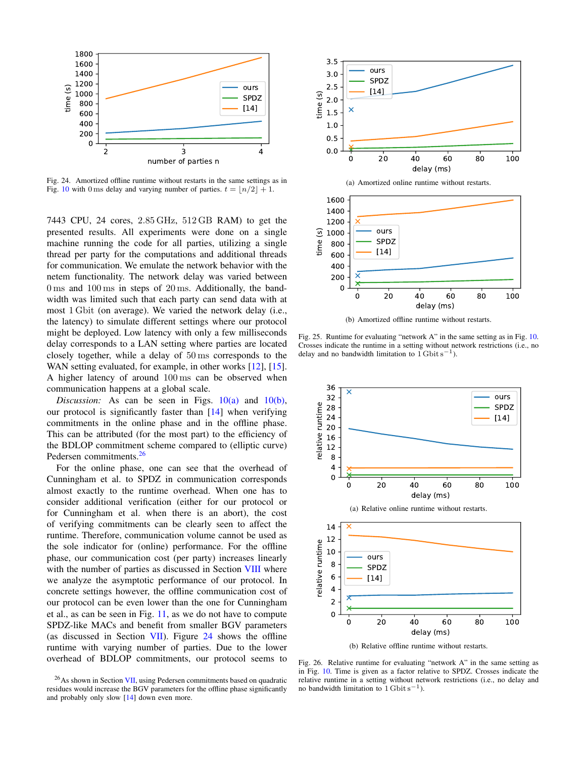Fig. 24. Amortized offline runtime without restarts in the same settings as in Fig. 10 with 0 ms delay and varying number of parties. $t = \lfloor n/2 \rfloor + 1$.

7443 CPU, 24 cores, 2.85 GHz, 512 GB RAM) to get the presented results. All experiments were done on a single machine running the code for all parties, utilizing a single thread per party for the computations and additional threads for communication. We emulate the network behavior with the netem functionality. The network delay was varied between 0 ms and 100 ms in steps of 20 ms. Additionally, the bandwidth was limited such that each party can send data with at most 1 Gbit (on average). We varied the network delay (i.e., the latency) to simulate different settings where our protocol might be deployed. Low latency with only a few milliseconds delay corresponds to a LAN setting where parties are located closely together, while a delay of 50 ms corresponds to the WAN setting evaluated, for example, in other works [12], [15]. A higher latency of around 100 ms can be observed when communication happens at a global scale.

*Discussion:* As can be seen in Figs. 10(a) and 10(b), our protocol is significantly faster than [14] when verifying commitments in the online phase and in the offline phase. This can be attributed (for the most part) to the efficiency of the BDLOP commitment scheme compared to (elliptic curve) Pedersen commitments.[26]

For the online phase, one can see that the overhead of Cunningham et al. to SPDZ in communication corresponds almost exactly to the runtime overhead. When one has to consider additional verification (either for our protocol or for Cunningham et al. when there is an abort), the cost of verifying commitments can be clearly seen to affect the runtime. Therefore, communication volume cannot be used as the sole indicator for (online) performance. For the offline phase, our communication cost (per party) increases linearly with the number of parties as discussed in Section VIII where we analyze the asymptotic performance of our protocol. In concrete settings however, the offline communication cost of our protocol can be even lower than the one for Cunningham et al., as can be seen in Fig. 11, as we do not have to compute SPDZ-like MACs and benefit from smaller BGV parameters (as discussed in Section VII). Figure 24 shows the offline runtime with varying number of parties. Due to the lower overhead of BDLOP commitments, our protocol seems to

[26] As shown in Section VII, using Pedersen commitments based on quadratic residues would increase the BGV parameters for the offline phase significantly and probably only slow [14] down even more.

(a) Amortized online runtime without restarts.

(b) Amortized offline runtime without restarts.

Fig. 25. Runtime for evaluating "network A" in the same setting as in Fig. 10. Crosses indicate the runtime in a setting without network restrictions (i.e., no delay and no bandwidth limitation to 1 Gbit s$^{-1}$).

(a) Relative online runtime without restarts.

(b) Relative offline runtime without restarts.

Fig. 26. Relative runtime for evaluating "network A" in the same setting as in Fig. 10. Time is given as a factor relative to SPDZ. Crosses indicate the relative runtime in a setting without network restrictions (i.e., no delay and no bandwidth limitation to 1 Gbit s$^{-1}$).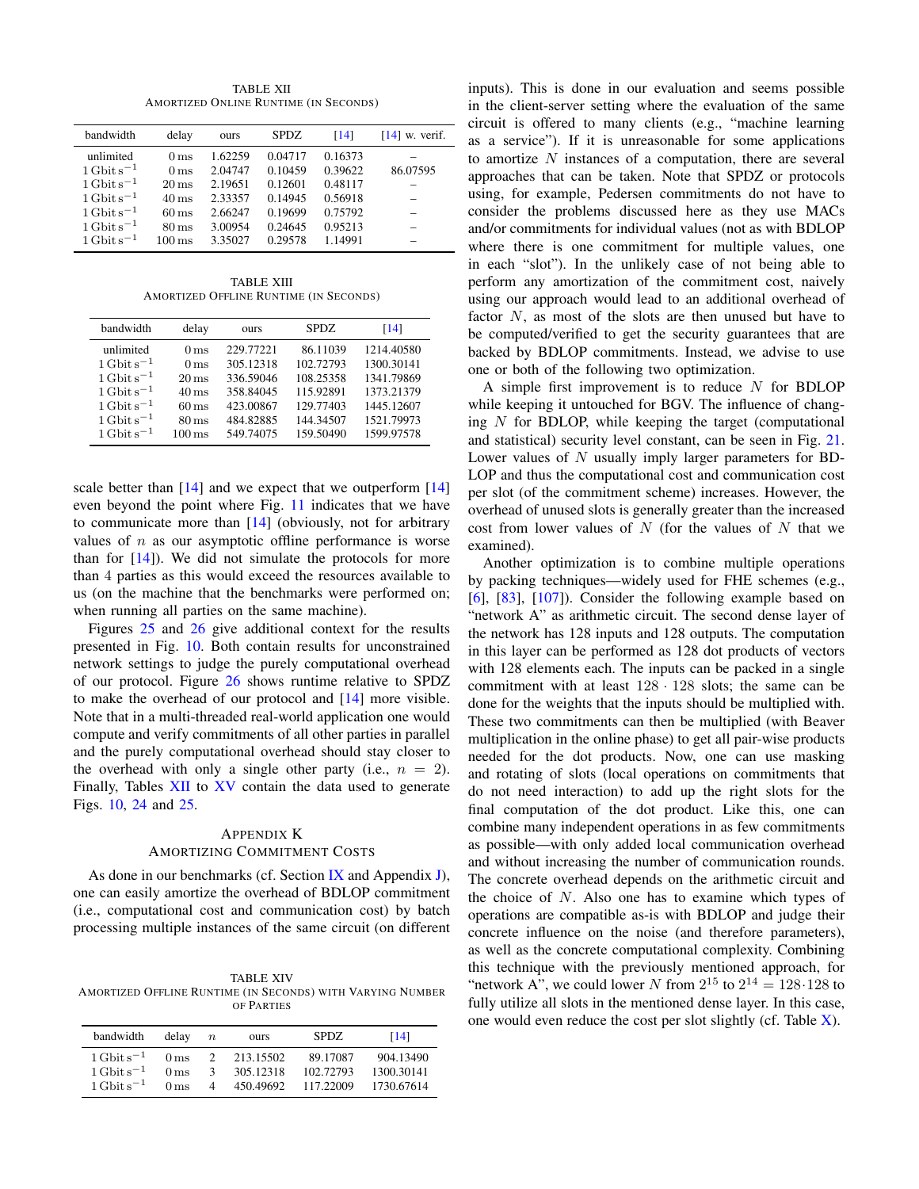TABLE XII
AMORTIZED ONLINE RUNTIME (IN SECONDS)

| bandwidth | delay | ours | SPDZ | [14] | [14] w. verif. |
|---|---|---|---|---|---|
| unlimited | 0 ms | 1.62259 | 0.04717 | 0.16373 | – |
| $1\,\mathrm{Gbit\,s^{-1}}$ | 0 ms | 2.04747 | 0.10459 | 0.39622 | 86.07595 |
| $1\,\mathrm{Gbit\,s^{-1}}$ | 20 ms | 2.19651 | 0.12601 | 0.48117 | – |
| $1\,\mathrm{Gbit\,s^{-1}}$ | 40 ms | 2.33357 | 0.14945 | 0.56918 | – |
| $1\,\mathrm{Gbit\,s^{-1}}$ | 60 ms | 2.66247 | 0.19699 | 0.75792 | – |
| $1\,\mathrm{Gbit\,s^{-1}}$ | 80 ms | 3.00954 | 0.24645 | 0.95213 | – |
| $1\,\mathrm{Gbit\,s^{-1}}$ | 100 ms | 3.35027 | 0.29578 | 1.14991 | – |

TABLE XIII
AMORTIZED OFFLINE RUNTIME (IN SECONDS)

| bandwidth | delay | ours | SPDZ | [14] |
|---|---|---|---|---|
| unlimited | 0 ms | 229.77221 | 86.11039 | 1214.40580 |
| $1\,\mathrm{Gbit\,s^{-1}}$ | 0 ms | 305.12318 | 102.72793 | 1300.30141 |
| $1\,\mathrm{Gbit\,s^{-1}}$ | 20 ms | 336.59046 | 108.25358 | 1341.79869 |
| $1\,\mathrm{Gbit\,s^{-1}}$ | 40 ms | 358.84045 | 115.92891 | 1373.21379 |
| $1\,\mathrm{Gbit\,s^{-1}}$ | 60 ms | 423.00867 | 129.77403 | 1445.12607 |
| $1\,\mathrm{Gbit\,s^{-1}}$ | 80 ms | 484.82885 | 144.34507 | 1521.79973 |
| $1\,\mathrm{Gbit\,s^{-1}}$ | 100 ms | 549.74075 | 159.50490 | 1599.97578 |

scale better than [14] and we expect that we outperform [14] even beyond the point where Fig. 11 indicates that we have to communicate more than [14] (obviously, not for arbitrary values of $n$ as our asymptotic offline performance is worse than for [14]). We did not simulate the protocols for more than 4 parties as this would exceed the resources available to us (on the machine that the benchmarks were performed on; when running all parties on the same machine).

Figures 25 and 26 give additional context for the results presented in Fig. 10. Both contain results for unconstrained network settings to judge the purely computational overhead of our protocol. Figure 26 shows runtime relative to SPDZ to make the overhead of our protocol and [14] more visible. Note that in a multi-threaded real-world application one would compute and verify commitments of all other parties in parallel and the purely computational overhead should stay closer to the overhead with only a single other party (i.e., $n = 2$). Finally, Tables XII to XV contain the data used to generate Figs. 10, 24 and 25.

## Appendix K
## Amortizing Commitment Costs

As done in our benchmarks (cf. Section IX and Appendix J), one can easily amortize the overhead of BDLOP commitment (i.e., computational cost and communication cost) by batch processing multiple instances of the same circuit (on different inputs). This is done in our evaluation and seems possible in the client-server setting where the evaluation of the same circuit is offered to many clients (e.g., "machine learning as a service"). If it is unreasonable for some applications to amortize $N$ instances of a computation, there are several approaches that can be taken. Note that SPDZ or protocols using, for example, Pedersen commitments do not have to consider the problems discussed here as they use MACs and/or commitments for individual values (not as with BDLOP where there is one commitment for multiple values, one in each "slot"). In the unlikely case of not being able to perform any amortization of the commitment cost, naively using our approach would lead to an additional overhead of factor $N$, as most of the slots are then unused but have to be computed/verified to get the security guarantees that are backed by BDLOP commitments. Instead, we advise to use one or both of the following two optimization.

A simple first improvement is to reduce $N$ for BDLOP while keeping it untouched for BGV. The influence of changing $N$ for BDLOP, while keeping the target (computational and statistical) security level constant, can be seen in Fig. 21. Lower values of $N$ usually imply larger parameters for BDLOP and thus the computational cost and communication cost per slot (of the commitment scheme) increases. However, the overhead of unused slots is generally greater than the increased cost from lower values of $N$ (for the values of $N$ that we examined).

Another optimization is to combine multiple operations by packing techniques—widely used for FHE schemes (e.g., [6], [83], [107]). Consider the following example based on "network A" as arithmetic circuit. The second dense layer of the network has 128 inputs and 128 outputs. The computation in this layer can be performed as 128 dot products of vectors with 128 elements each. The inputs can be packed in a single commitment with at least $128 \cdot 128$ slots; the same can be done for the weights that the inputs should be multiplied with. These two commitments can then be multiplied (with Beaver multiplication in the online phase) to get all pair-wise products needed for the dot products. Now, one can use masking and rotating of slots (local operations on commitments that do not need interaction) to add up the right slots for the final computation of the dot product. Like this, one can combine many independent operations in as few commitments as possible—with only added local communication overhead and without increasing the number of communication rounds. The concrete overhead depends on the arithmetic circuit and the choice of $N$. Also one has to examine which types of operations are compatible as-is with BDLOP and judge their concrete influence on the noise (and therefore parameters), as well as the concrete computational complexity. Combining this technique with the previously mentioned approach, for "network A", we could lower $N$ from $2^{15}$ to $2^{14} = 128 \cdot 128$ to fully utilize all slots in the mentioned dense layer. In this case, one would even reduce the cost per slot slightly (cf. Table X).

TABLE XIV
AMORTIZED OFFLINE RUNTIME (IN SECONDS) WITH VARYING NUMBER OF PARTIES

| bandwidth | delay | $n$ | ours | SPDZ | [14] |
|---|---|---|---|---|---|
| $1\,\mathrm{Gbit\,s^{-1}}$ | 0 ms | 2 | 213.15502 | 89.17087 | 904.13490 |
| $1\,\mathrm{Gbit\,s^{-1}}$ | 0 ms | 3 | 305.12318 | 102.72793 | 1300.30141 |
| $1\,\mathrm{Gbit\,s^{-1}}$ | 0 ms | 4 | 450.49692 | 117.22009 | 1730.67614 |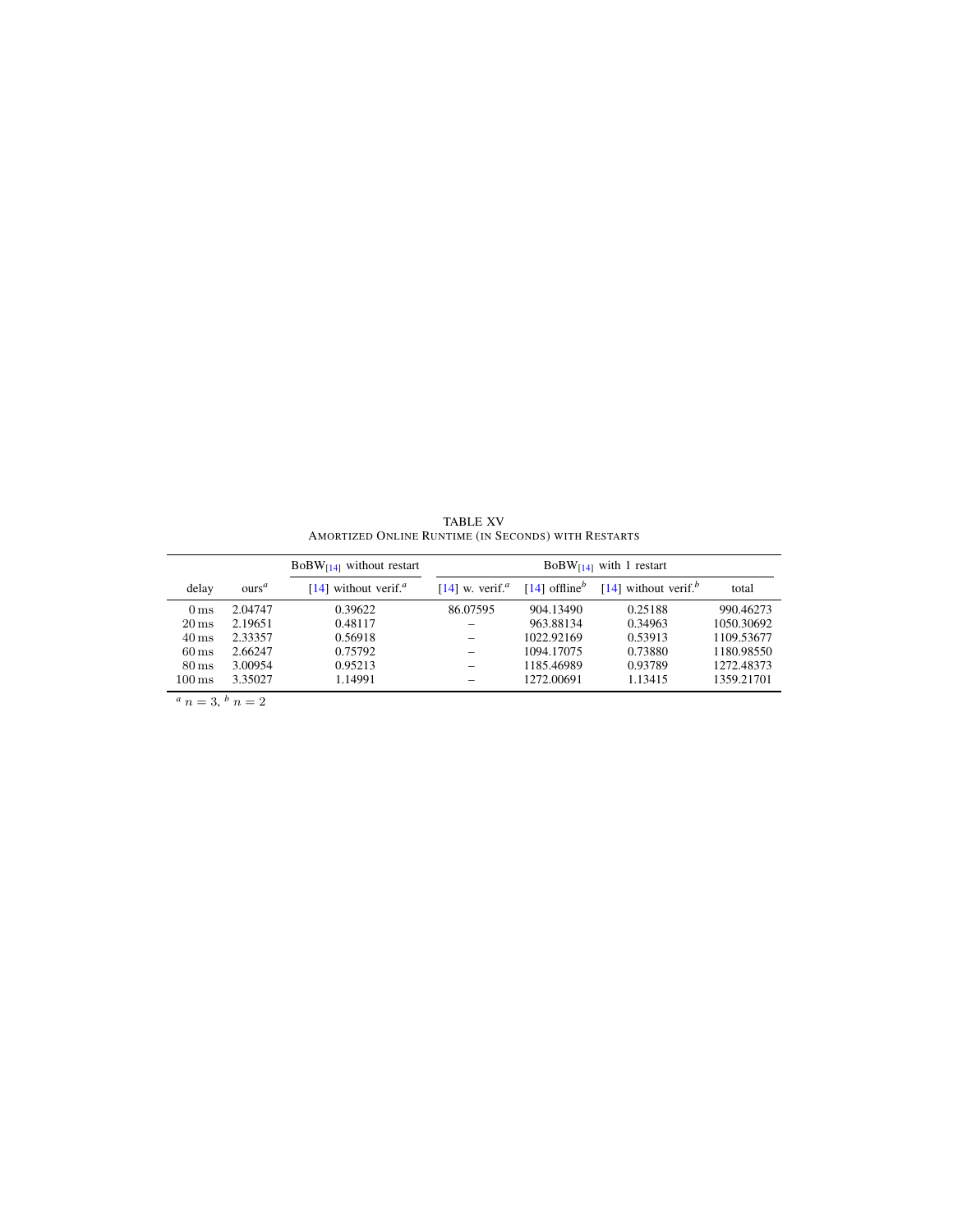TABLE XV
AMORTIZED ONLINE RUNTIME (IN SECONDS) WITH RESTARTS

| | | BoBW[14] without restart | BoBW[14] with 1 restart | | | |
|---|---|---|---|---|---|---|
| delay | ours[a] | [14] without verif.[a] | [14] w. verif.[a] | [14] offline[b] | [14] without verif.[b] | total |
| 0 ms | 2.04747 | 0.39622 | 86.07595 | 904.13490 | 0.25188 | 990.46273 |
| 20 ms | 2.19651 | 0.48117 | – | 963.88134 | 0.34963 | 1050.30692 |
| 40 ms | 2.33357 | 0.56918 | – | 1022.92169 | 0.53913 | 1109.53677 |
| 60 ms | 2.66247 | 0.75792 | – | 1094.17075 | 0.73880 | 1180.98550 |
| 80 ms | 3.00954 | 0.95213 | – | 1185.46989 | 0.93789 | 1272.48373 |
| 100 ms | 3.35027 | 1.14991 | – | 1272.00691 | 1.13415 | 1359.21701 |

[a] $n = 3$, [b] $n = 2$